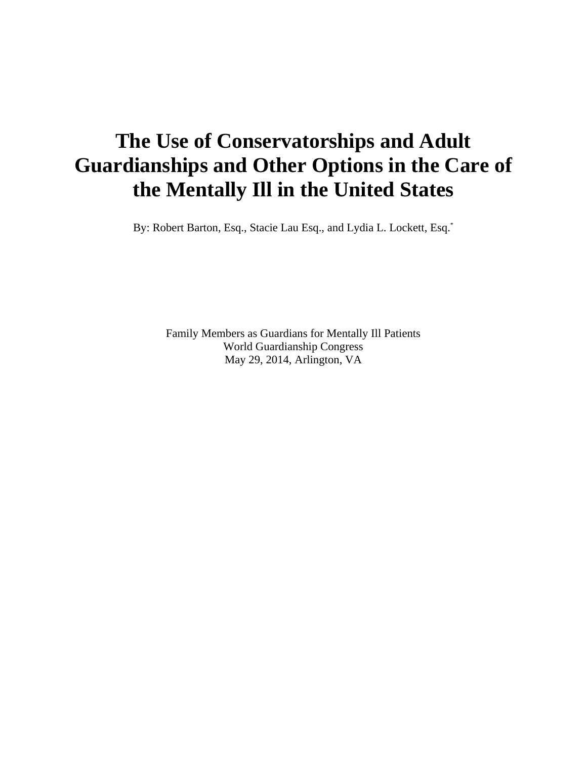# The Use of Conservatorships and Adult Guardianships and Other Options in the Care of the Mentally Ill in the United States

By: Robert Barton, Esq., Stacie Lau Esq., and Lydia L. Lockett, Esq.*

Family Members as Guardians for Mentally Ill Patients
World Guardianship Congress
May 29, 2014, Arlington, VA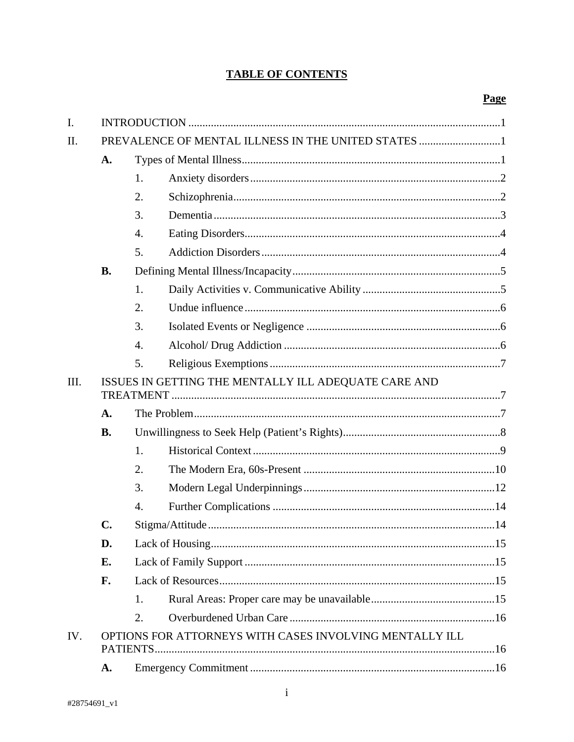# TABLE OF CONTENTS

**Page**

I. INTRODUCTION ..... 1

II. PREVALENCE OF MENTAL ILLNESS IN THE UNITED STATES ..... 1

- **A.** Types of Mental Illness ..... 1
  1. Anxiety disorders ..... 2
  2. Schizophrenia ..... 2
  3. Dementia ..... 3
  4. Eating Disorders ..... 4
  5. Addiction Disorders ..... 4
- **B.** Defining Mental Illness/Incapacity ..... 5
  1. Daily Activities v. Communicative Ability ..... 5
  2. Undue influence ..... 6
  3. Isolated Events or Negligence ..... 6
  4. Alcohol/ Drug Addiction ..... 6
  5. Religious Exemptions ..... 7

III. ISSUES IN GETTING THE MENTALLY ILL ADEQUATE CARE AND TREATMENT ..... 7

- **A.** The Problem ..... 7
- **B.** Unwillingness to Seek Help (Patient's Rights) ..... 8
  1. Historical Context ..... 9
  2. The Modern Era, 60s-Present ..... 10
  3. Modern Legal Underpinnings ..... 12
  4. Further Complications ..... 14
- **C.** Stigma/Attitude ..... 14
- **D.** Lack of Housing ..... 15
- **E.** Lack of Family Support ..... 15
- **F.** Lack of Resources ..... 15
  1. Rural Areas: Proper care may be unavailable ..... 15
  2. Overburdened Urban Care ..... 16

IV. OPTIONS FOR ATTORNEYS WITH CASES INVOLVING MENTALLY ILL PATIENTS ..... 16

- **A.** Emergency Commitment ..... 16

#28754691_v1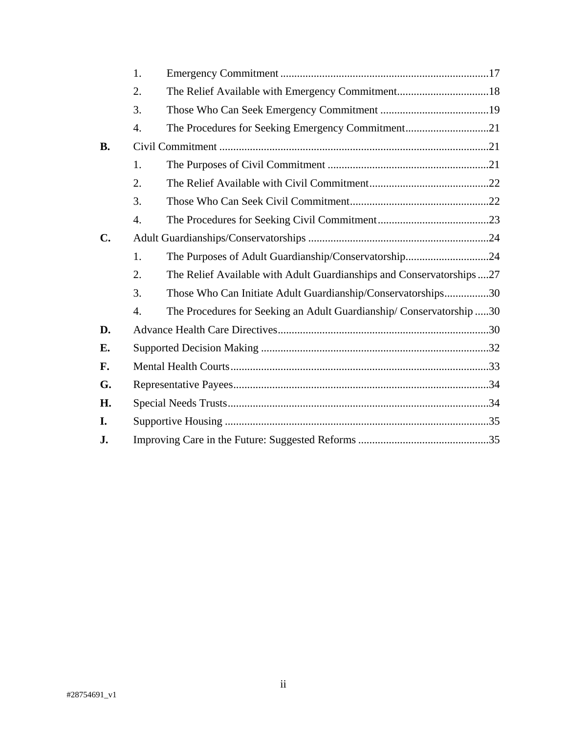1. Emergency Commitment ..........17
2. The Relief Available with Emergency Commitment..........18
3. Those Who Can Seek Emergency Commitment ..........19
4. The Procedures for Seeking Emergency Commitment..........21

**B.** Civil Commitment ..........21

1. The Purposes of Civil Commitment ..........21
2. The Relief Available with Civil Commitment..........22
3. Those Who Can Seek Civil Commitment..........22
4. The Procedures for Seeking Civil Commitment..........23

**C.** Adult Guardianships/Conservatorships ..........24

1. The Purposes of Adult Guardianship/Conservatorship..........24
2. The Relief Available with Adult Guardianships and Conservatorships ....27
3. Those Who Can Initiate Adult Guardianship/Conservatorships..........30
4. The Procedures for Seeking an Adult Guardianship/ Conservatorship .....30

**D.** Advance Health Care Directives..........30

**E.** Supported Decision Making ..........32

**F.** Mental Health Courts..........33

**G.** Representative Payees..........34

**H.** Special Needs Trusts..........34

**I.** Supportive Housing ..........35

**J.** Improving Care in the Future: Suggested Reforms ..........35

#28754691_v1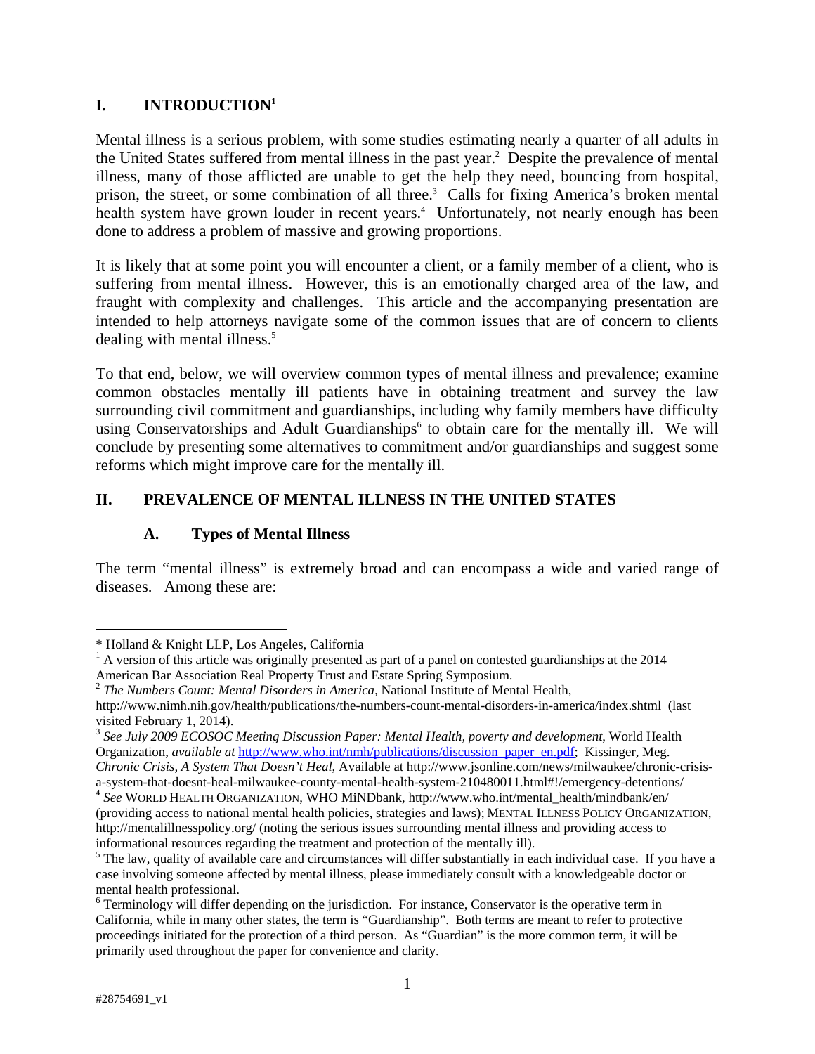## I. INTRODUCTION[1]

Mental illness is a serious problem, with some studies estimating nearly a quarter of all adults in the United States suffered from mental illness in the past year.[2] Despite the prevalence of mental illness, many of those afflicted are unable to get the help they need, bouncing from hospital, prison, the street, or some combination of all three.[3] Calls for fixing America's broken mental health system have grown louder in recent years.[4] Unfortunately, not nearly enough has been done to address a problem of massive and growing proportions.

It is likely that at some point you will encounter a client, or a family member of a client, who is suffering from mental illness. However, this is an emotionally charged area of the law, and fraught with complexity and challenges. This article and the accompanying presentation are intended to help attorneys navigate some of the common issues that are of concern to clients dealing with mental illness.[5]

To that end, below, we will overview common types of mental illness and prevalence; examine common obstacles mentally ill patients have in obtaining treatment and survey the law surrounding civil commitment and guardianships, including why family members have difficulty using Conservatorships and Adult Guardianships[6] to obtain care for the mentally ill. We will conclude by presenting some alternatives to commitment and/or guardianships and suggest some reforms which might improve care for the mentally ill.

## II. PREVALENCE OF MENTAL ILLNESS IN THE UNITED STATES

### A. Types of Mental Illness

The term "mental illness" is extremely broad and can encompass a wide and varied range of diseases. Among these are:

---

\* Holland & Knight LLP, Los Angeles, California

[1] A version of this article was originally presented as part of a panel on contested guardianships at the 2014 American Bar Association Real Property Trust and Estate Spring Symposium.

[2] *The Numbers Count: Mental Disorders in America*, National Institute of Mental Health, http://www.nimh.nih.gov/health/publications/the-numbers-count-mental-disorders-in-america/index.shtml (last visited February 1, 2014).

[3] *See July 2009 ECOSOC Meeting Discussion Paper: Mental Health, poverty and development*, World Health Organization, *available at* http://www.who.int/nmh/publications/discussion_paper_en.pdf; Kissinger, Meg. *Chronic Crisis, A System That Doesn't Heal*, Available at http://www.jsonline.com/news/milwaukee/chronic-crisis-a-system-that-doesnt-heal-milwaukee-county-mental-health-system-210480011.html#!/emergency-detentions/

[4] *See* WORLD HEALTH ORGANIZATION, WHO MiNDbank, http://www.who.int/mental_health/mindbank/en/ (providing access to national mental health policies, strategies and laws); MENTAL ILLNESS POLICY ORGANIZATION, http://mentalillnesspolicy.org/ (noting the serious issues surrounding mental illness and providing access to informational resources regarding the treatment and protection of the mentally ill).

[5] The law, quality of available care and circumstances will differ substantially in each individual case. If you have a case involving someone affected by mental illness, please immediately consult with a knowledgeable doctor or mental health professional.

[6] Terminology will differ depending on the jurisdiction. For instance, Conservator is the operative term in California, while in many other states, the term is "Guardianship". Both terms are meant to refer to protective proceedings initiated for the protection of a third person. As "Guardian" is the more common term, it will be primarily used throughout the paper for convenience and clarity.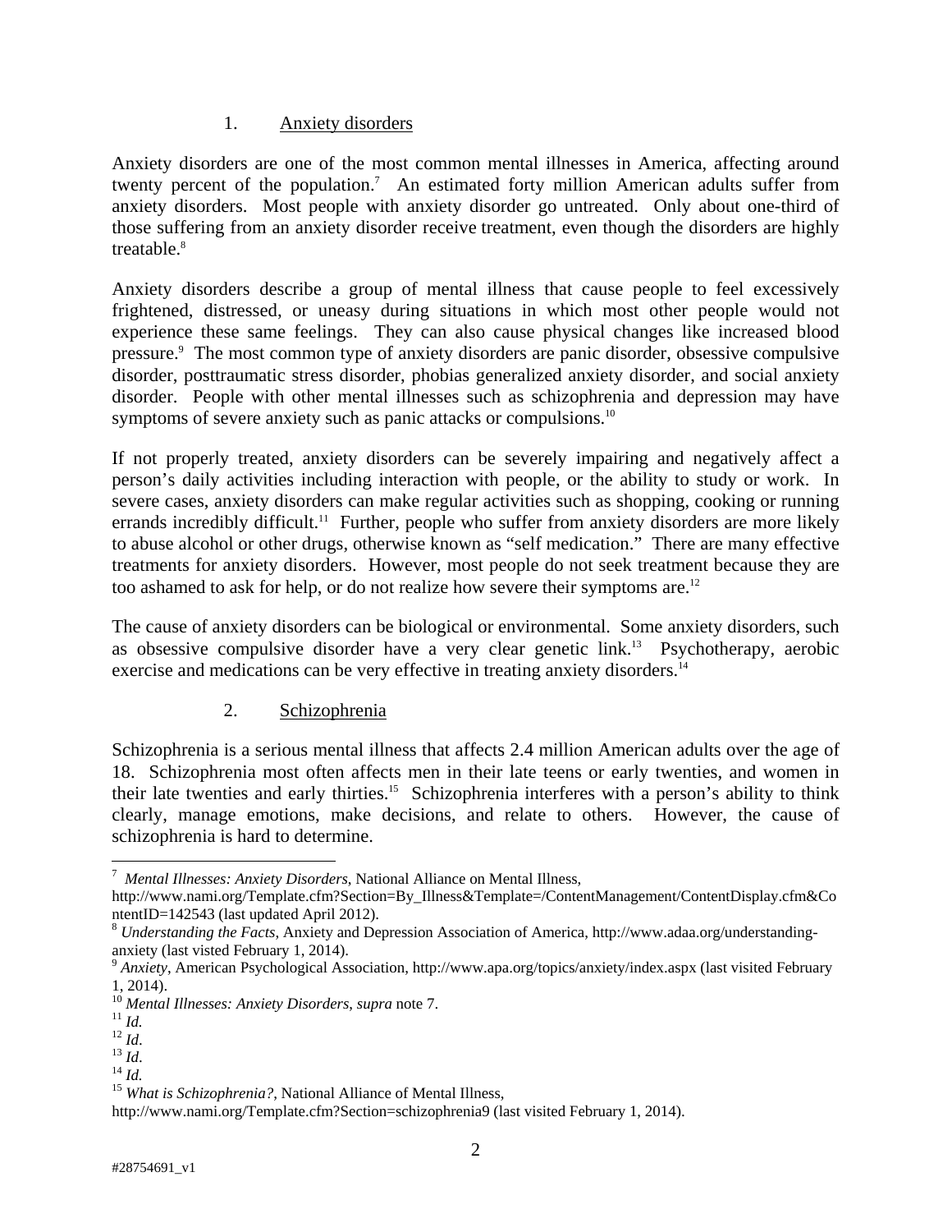### 1. Anxiety disorders

Anxiety disorders are one of the most common mental illnesses in America, affecting around twenty percent of the population.[7] An estimated forty million American adults suffer from anxiety disorders. Most people with anxiety disorder go untreated. Only about one-third of those suffering from an anxiety disorder receive treatment, even though the disorders are highly treatable.[8]

Anxiety disorders describe a group of mental illness that cause people to feel excessively frightened, distressed, or uneasy during situations in which most other people would not experience these same feelings. They can also cause physical changes like increased blood pressure.[9] The most common type of anxiety disorders are panic disorder, obsessive compulsive disorder, posttraumatic stress disorder, phobias generalized anxiety disorder, and social anxiety disorder. People with other mental illnesses such as schizophrenia and depression may have symptoms of severe anxiety such as panic attacks or compulsions.[10]

If not properly treated, anxiety disorders can be severely impairing and negatively affect a person's daily activities including interaction with people, or the ability to study or work. In severe cases, anxiety disorders can make regular activities such as shopping, cooking or running errands incredibly difficult.[11] Further, people who suffer from anxiety disorders are more likely to abuse alcohol or other drugs, otherwise known as "self medication." There are many effective treatments for anxiety disorders. However, most people do not seek treatment because they are too ashamed to ask for help, or do not realize how severe their symptoms are.[12]

The cause of anxiety disorders can be biological or environmental. Some anxiety disorders, such as obsessive compulsive disorder have a very clear genetic link.[13] Psychotherapy, aerobic exercise and medications can be very effective in treating anxiety disorders.[14]

### 2. Schizophrenia

Schizophrenia is a serious mental illness that affects 2.4 million American adults over the age of 18. Schizophrenia most often affects men in their late teens or early twenties, and women in their late twenties and early thirties.[15] Schizophrenia interferes with a person's ability to think clearly, manage emotions, make decisions, and relate to others. However, the cause of schizophrenia is hard to determine.

---

[7] *Mental Illnesses: Anxiety Disorders*, National Alliance on Mental Illness, http://www.nami.org/Template.cfm?Section=By_Illness&Template=/ContentManagement/ContentDisplay.cfm&ContentID=142543 (last updated April 2012).

[8] *Understanding the Facts*, Anxiety and Depression Association of America, http://www.adaa.org/understanding-anxiety (last visted February 1, 2014).

[9] *Anxiety*, American Psychological Association, http://www.apa.org/topics/anxiety/index.aspx (last visited February 1, 2014).

[10] *Mental Illnesses: Anxiety Disorders*, *supra* note 7.

[11] *Id.*

[12] *Id.*

[13] *Id.*

[14] *Id.*

[15] *What is Schizophrenia?*, National Alliance of Mental Illness, http://www.nami.org/Template.cfm?Section=schizophrenia9 (last visited February 1, 2014).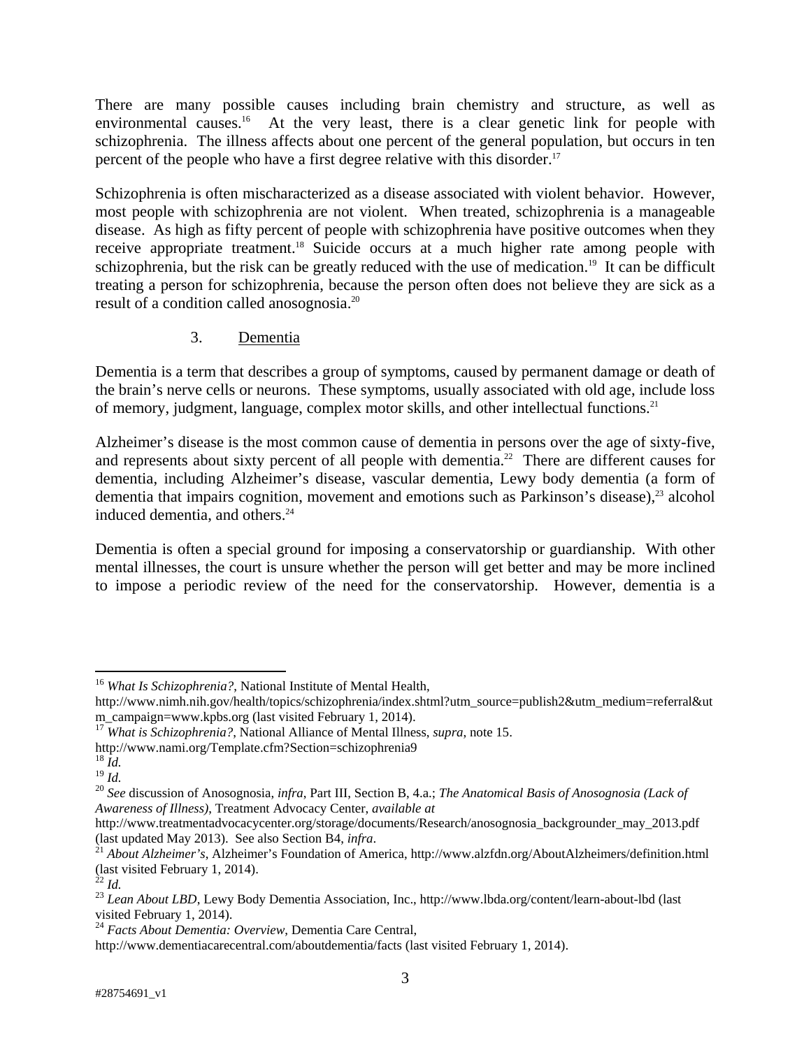There are many possible causes including brain chemistry and structure, as well as environmental causes.[16] At the very least, there is a clear genetic link for people with schizophrenia. The illness affects about one percent of the general population, but occurs in ten percent of the people who have a first degree relative with this disorder.[17]

Schizophrenia is often mischaracterized as a disease associated with violent behavior. However, most people with schizophrenia are not violent. When treated, schizophrenia is a manageable disease. As high as fifty percent of people with schizophrenia have positive outcomes when they receive appropriate treatment.[18] Suicide occurs at a much higher rate among people with schizophrenia, but the risk can be greatly reduced with the use of medication.[19] It can be difficult treating a person for schizophrenia, because the person often does not believe they are sick as a result of a condition called anosognosia.[20]

### 3. Dementia

Dementia is a term that describes a group of symptoms, caused by permanent damage or death of the brain's nerve cells or neurons. These symptoms, usually associated with old age, include loss of memory, judgment, language, complex motor skills, and other intellectual functions.[21]

Alzheimer's disease is the most common cause of dementia in persons over the age of sixty-five, and represents about sixty percent of all people with dementia.[22] There are different causes for dementia, including Alzheimer's disease, vascular dementia, Lewy body dementia (a form of dementia that impairs cognition, movement and emotions such as Parkinson's disease),[23] alcohol induced dementia, and others.[24]

Dementia is often a special ground for imposing a conservatorship or guardianship. With other mental illnesses, the court is unsure whether the person will get better and may be more inclined to impose a periodic review of the need for the conservatorship. However, dementia is a

---

[16] *What Is Schizophrenia?*, National Institute of Mental Health, http://www.nimh.nih.gov/health/topics/schizophrenia/index.shtml?utm_source=publish2&utm_medium=referral&utm_campaign=www.kpbs.org (last visited February 1, 2014).

[17] *What is Schizophrenia?*, National Alliance of Mental Illness, *supra*, note 15. http://www.nami.org/Template.cfm?Section=schizophrenia9

[18] *Id.*

[19] *Id.*

[20] *See* discussion of Anosognosia, *infra*, Part III, Section B, 4.a.; *The Anatomical Basis of Anosognosia (Lack of Awareness of Illness)*, Treatment Advocacy Center, *available at* http://www.treatmentadvocacycenter.org/storage/documents/Research/anosognosia_backgrounder_may_2013.pdf (last updated May 2013). See also Section B4, *infra*.

[21] *About Alzheimer's*, Alzheimer's Foundation of America, http://www.alzfdn.org/AboutAlzheimers/definition.html (last visited February 1, 2014).

[22] *Id.*

[23] *Lean About LBD*, Lewy Body Dementia Association, Inc., http://www.lbda.org/content/learn-about-lbd (last visited February 1, 2014).

[24] *Facts About Dementia: Overview*, Dementia Care Central, http://www.dementiacarecentral.com/aboutdementia/facts (last visited February 1, 2014).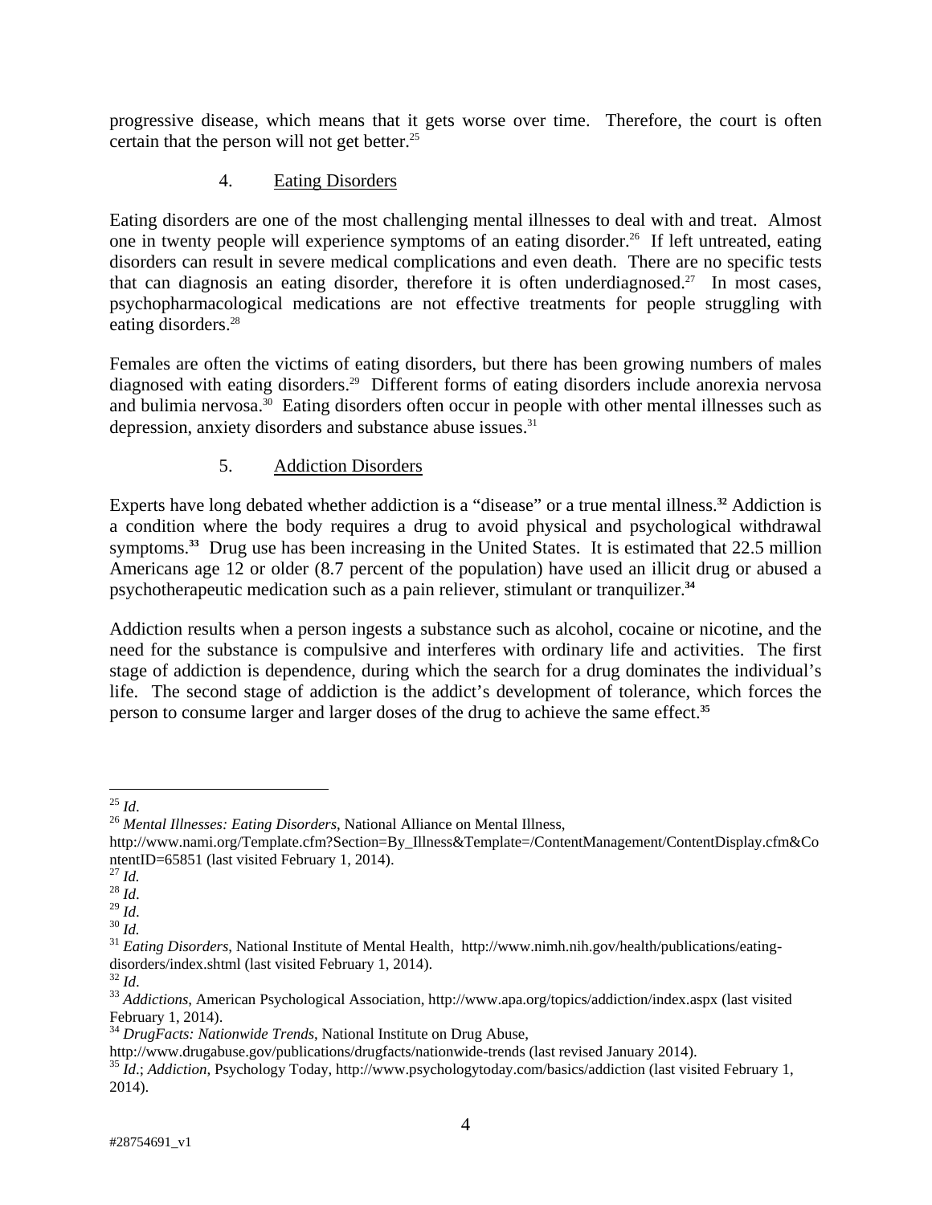progressive disease, which means that it gets worse over time. Therefore, the court is often certain that the person will not get better.[25]

4. Eating Disorders

Eating disorders are one of the most challenging mental illnesses to deal with and treat. Almost one in twenty people will experience symptoms of an eating disorder.[26] If left untreated, eating disorders can result in severe medical complications and even death. There are no specific tests that can diagnosis an eating disorder, therefore it is often underdiagnosed.[27] In most cases, psychopharmacological medications are not effective treatments for people struggling with eating disorders.[28]

Females are often the victims of eating disorders, but there has been growing numbers of males diagnosed with eating disorders.[29] Different forms of eating disorders include anorexia nervosa and bulimia nervosa.[30] Eating disorders often occur in people with other mental illnesses such as depression, anxiety disorders and substance abuse issues.[31]

5. Addiction Disorders

Experts have long debated whether addiction is a "disease" or a true mental illness.[32] Addiction is a condition where the body requires a drug to avoid physical and psychological withdrawal symptoms.[33] Drug use has been increasing in the United States. It is estimated that 22.5 million Americans age 12 or older (8.7 percent of the population) have used an illicit drug or abused a psychotherapeutic medication such as a pain reliever, stimulant or tranquilizer.[34]

Addiction results when a person ingests a substance such as alcohol, cocaine or nicotine, and the need for the substance is compulsive and interferes with ordinary life and activities. The first stage of addiction is dependence, during which the search for a drug dominates the individual's life. The second stage of addiction is the addict's development of tolerance, which forces the person to consume larger and larger doses of the drug to achieve the same effect.[35]

---

[25] *Id*.

[26] *Mental Illnesses: Eating Disorders*, National Alliance on Mental Illness, http://www.nami.org/Template.cfm?Section=By_Illness&Template=/ContentManagement/ContentDisplay.cfm&ContentID=65851 (last visited February 1, 2014).

[27] *Id.*

[28] *Id*.

[29] *Id*.

[30] *Id.*

[31] *Eating Disorders*, National Institute of Mental Health, http://www.nimh.nih.gov/health/publications/eating-disorders/index.shtml (last visited February 1, 2014).

[32] *Id*.

[33] *Addictions*, American Psychological Association, http://www.apa.org/topics/addiction/index.aspx (last visited February 1, 2014).

[34] *DrugFacts: Nationwide Trends*, National Institute on Drug Abuse, http://www.drugabuse.gov/publications/drugfacts/nationwide-trends (last revised January 2014).

[35] *Id*.; *Addiction*, Psychology Today, http://www.psychologytoday.com/basics/addiction (last visited February 1, 2014).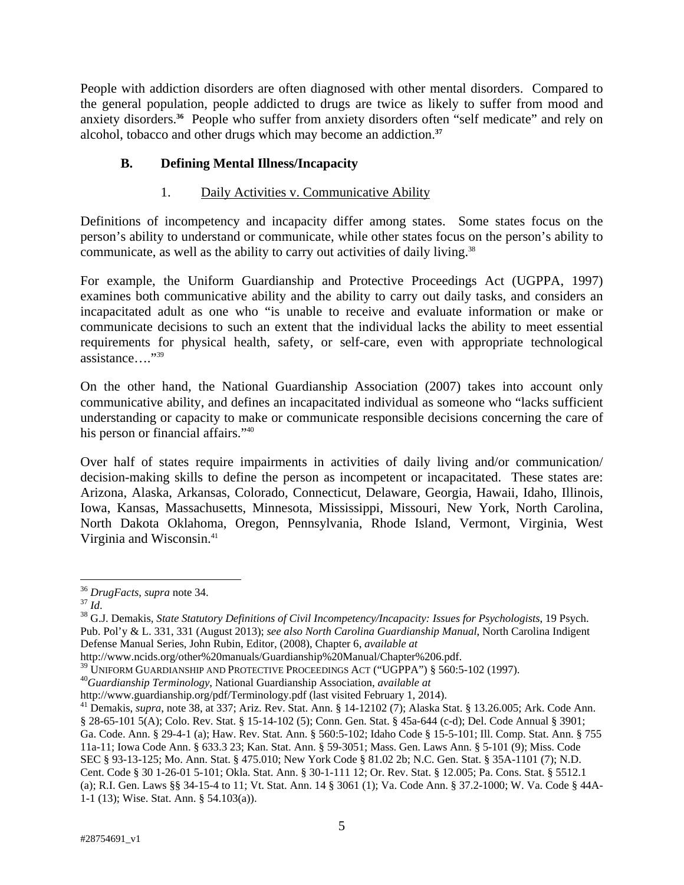People with addiction disorders are often diagnosed with other mental disorders. Compared to the general population, people addicted to drugs are twice as likely to suffer from mood and anxiety disorders.[36] People who suffer from anxiety disorders often "self medicate" and rely on alcohol, tobacco and other drugs which may become an addiction.[37]

### B. Defining Mental Illness/Incapacity

#### 1. Daily Activities v. Communicative Ability

Definitions of incompetency and incapacity differ among states. Some states focus on the person's ability to understand or communicate, while other states focus on the person's ability to communicate, as well as the ability to carry out activities of daily living.[38]

For example, the Uniform Guardianship and Protective Proceedings Act (UGPPA, 1997) examines both communicative ability and the ability to carry out daily tasks, and considers an incapacitated adult as one who "is unable to receive and evaluate information or make or communicate decisions to such an extent that the individual lacks the ability to meet essential requirements for physical health, safety, or self-care, even with appropriate technological assistance…."[39]

On the other hand, the National Guardianship Association (2007) takes into account only communicative ability, and defines an incapacitated individual as someone who "lacks sufficient understanding or capacity to make or communicate responsible decisions concerning the care of his person or financial affairs."[40]

Over half of states require impairments in activities of daily living and/or communication/ decision-making skills to define the person as incompetent or incapacitated. These states are: Arizona, Alaska, Arkansas, Colorado, Connecticut, Delaware, Georgia, Hawaii, Idaho, Illinois, Iowa, Kansas, Massachusetts, Minnesota, Mississippi, Missouri, New York, North Carolina, North Dakota Oklahoma, Oregon, Pennsylvania, Rhode Island, Vermont, Virginia, West Virginia and Wisconsin.[41]

---

[36] *DrugFacts*, *supra* note 34.

[37] *Id*.

[38] G.J. Demakis, *State Statutory Definitions of Civil Incompetency/Incapacity: Issues for Psychologists*, 19 Psych. Pub. Pol'y & L. 331, 331 (August 2013); *see also North Carolina Guardianship Manual*, North Carolina Indigent Defense Manual Series, John Rubin, Editor, (2008), Chapter 6, *available at* http://www.ncids.org/other%20manuals/Guardianship%20Manual/Chapter%206.pdf.

[39] UNIFORM GUARDIANSHIP AND PROTECTIVE PROCEEDINGS ACT ("UGPPA") § 560:5-102 (1997).

[40] *Guardianship Terminology*, National Guardianship Association, *available at* http://www.guardianship.org/pdf/Terminology.pdf (last visited February 1, 2014).

[41] Demakis, *supra*, note 38, at 337; Ariz. Rev. Stat. Ann. § 14-12102 (7); Alaska Stat. § 13.26.005; Ark. Code Ann. § 28-65-101 5(A); Colo. Rev. Stat. § 15-14-102 (5); Conn. Gen. Stat. § 45a-644 (c-d); Del. Code Annual § 3901; Ga. Code. Ann. § 29-4-1 (a); Haw. Rev. Stat. Ann. § 560:5-102; Idaho Code § 15-5-101; Ill. Comp. Stat. Ann. § 755 11a-11; Iowa Code Ann. § 633.3 23; Kan. Stat. Ann. § 59-3051; Mass. Gen. Laws Ann. § 5-101 (9); Miss. Code SEC § 93-13-125; Mo. Ann. Stat. § 475.010; New York Code § 81.02 2b; N.C. Gen. Stat. § 35A-1101 (7); N.D. Cent. Code § 30 1-26-01 5-101; Okla. Stat. Ann. § 30-1-111 12; Or. Rev. Stat. § 12.005; Pa. Cons. Stat. § 5512.1 (a); R.I. Gen. Laws §§ 34-15-4 to 11; Vt. Stat. Ann. 14 § 3061 (1); Va. Code Ann. § 37.2-1000; W. Va. Code § 44A-1-1 (13); Wisc. Stat. Ann. § 54.103(a)).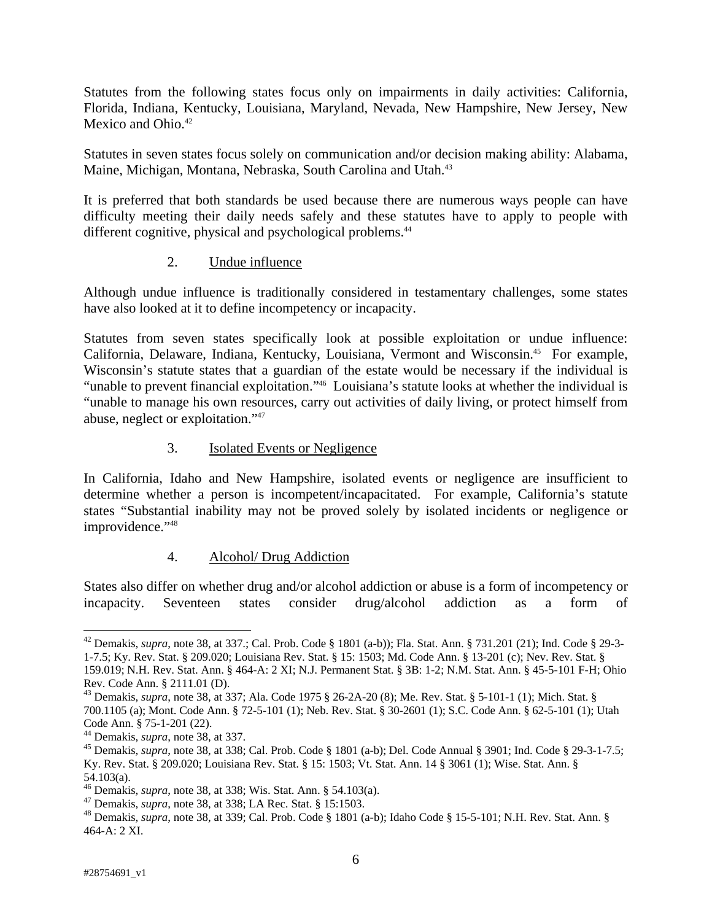Statutes from the following states focus only on impairments in daily activities: California, Florida, Indiana, Kentucky, Louisiana, Maryland, Nevada, New Hampshire, New Jersey, New Mexico and Ohio.[42]

Statutes in seven states focus solely on communication and/or decision making ability: Alabama, Maine, Michigan, Montana, Nebraska, South Carolina and Utah.[43]

It is preferred that both standards be used because there are numerous ways people can have difficulty meeting their daily needs safely and these statutes have to apply to people with different cognitive, physical and psychological problems.[44]

2. Undue influence

Although undue influence is traditionally considered in testamentary challenges, some states have also looked at it to define incompetency or incapacity.

Statutes from seven states specifically look at possible exploitation or undue influence: California, Delaware, Indiana, Kentucky, Louisiana, Vermont and Wisconsin.[45] For example, Wisconsin's statute states that a guardian of the estate would be necessary if the individual is "unable to prevent financial exploitation."[46] Louisiana's statute looks at whether the individual is "unable to manage his own resources, carry out activities of daily living, or protect himself from abuse, neglect or exploitation."[47]

3. Isolated Events or Negligence

In California, Idaho and New Hampshire, isolated events or negligence are insufficient to determine whether a person is incompetent/incapacitated. For example, California's statute states "Substantial inability may not be proved solely by isolated incidents or negligence or improvidence."[48]

4. Alcohol/ Drug Addiction

States also differ on whether drug and/or alcohol addiction or abuse is a form of incompetency or incapacity. Seventeen states consider drug/alcohol addiction as a form of

---

[42] Demakis, *supra*, note 38, at 337.; Cal. Prob. Code § 1801 (a-b)); Fla. Stat. Ann. § 731.201 (21); Ind. Code § 29-3-1-7.5; Ky. Rev. Stat. § 209.020; Louisiana Rev. Stat. § 15: 1503; Md. Code Ann. § 13-201 (c); Nev. Rev. Stat. § 159.019; N.H. Rev. Stat. Ann. § 464-A: 2 XI; N.J. Permanent Stat. § 3B: 1-2; N.M. Stat. Ann. § 45-5-101 F-H; Ohio Rev. Code Ann. § 2111.01 (D).

[43] Demakis, *supra*, note 38, at 337; Ala. Code 1975 § 26-2A-20 (8); Me. Rev. Stat. § 5-101-1 (1); Mich. Stat. § 700.1105 (a); Mont. Code Ann. § 72-5-101 (1); Neb. Rev. Stat. § 30-2601 (1); S.C. Code Ann. § 62-5-101 (1); Utah Code Ann. § 75-1-201 (22).

[44] Demakis, *supra*, note 38, at 337.

[45] Demakis, *supra*, note 38, at 338; Cal. Prob. Code § 1801 (a-b); Del. Code Annual § 3901; Ind. Code § 29-3-1-7.5; Ky. Rev. Stat. § 209.020; Louisiana Rev. Stat. § 15: 1503; Vt. Stat. Ann. 14 § 3061 (1); Wise. Stat. Ann. § 54.103(a).

[46] Demakis, *supra*, note 38, at 338; Wis. Stat. Ann. § 54.103(a).

[47] Demakis, *supra*, note 38, at 338; LA Rec. Stat. § 15:1503.

[48] Demakis, *supra*, note 38, at 339; Cal. Prob. Code § 1801 (a-b); Idaho Code § 15-5-101; N.H. Rev. Stat. Ann. § 464-A: 2 XI.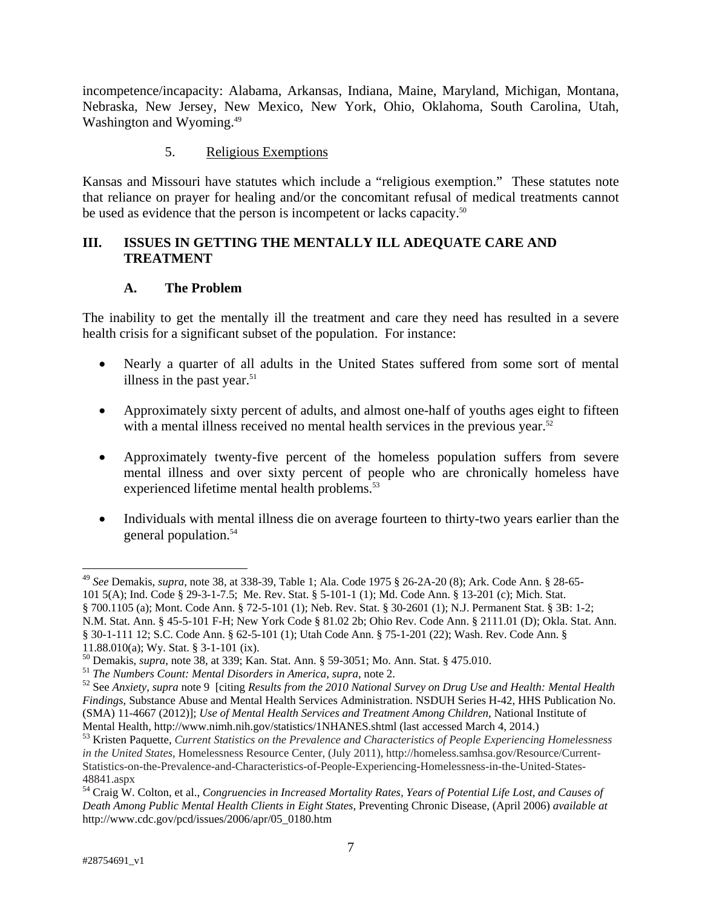incompetence/incapacity: Alabama, Arkansas, Indiana, Maine, Maryland, Michigan, Montana, Nebraska, New Jersey, New Mexico, New York, Ohio, Oklahoma, South Carolina, Utah, Washington and Wyoming.[49]

5. Religious Exemptions

Kansas and Missouri have statutes which include a "religious exemption." These statutes note that reliance on prayer for healing and/or the concomitant refusal of medical treatments cannot be used as evidence that the person is incompetent or lacks capacity.[50]

## III. ISSUES IN GETTING THE MENTALLY ILL ADEQUATE CARE AND TREATMENT

### A. The Problem

The inability to get the mentally ill the treatment and care they need has resulted in a severe health crisis for a significant subset of the population. For instance:

- Nearly a quarter of all adults in the United States suffered from some sort of mental illness in the past year.[51]
- Approximately sixty percent of adults, and almost one-half of youths ages eight to fifteen with a mental illness received no mental health services in the previous year.[52]
- Approximately twenty-five percent of the homeless population suffers from severe mental illness and over sixty percent of people who are chronically homeless have experienced lifetime mental health problems.[53]
- Individuals with mental illness die on average fourteen to thirty-two years earlier than the general population.[54]

---

[49] *See* Demakis, *supra*, note 38, at 338-39, Table 1; Ala. Code 1975 § 26-2A-20 (8); Ark. Code Ann. § 28-65-101 5(A); Ind. Code § 29-3-1-7.5; Me. Rev. Stat. § 5-101-1 (1); Md. Code Ann. § 13-201 (c); Mich. Stat. § 700.1105 (a); Mont. Code Ann. § 72-5-101 (1); Neb. Rev. Stat. § 30-2601 (1); N.J. Permanent Stat. § 3B: 1-2; N.M. Stat. Ann. § 45-5-101 F-H; New York Code § 81.02 2b; Ohio Rev. Code Ann. § 2111.01 (D); Okla. Stat. Ann. § 30-1-111 12; S.C. Code Ann. § 62-5-101 (1); Utah Code Ann. § 75-1-201 (22); Wash. Rev. Code Ann. § 11.88.010(a); Wy. Stat. § 3-1-101 (ix).

[50] Demakis, *supra*, note 38, at 339; Kan. Stat. Ann. § 59-3051; Mo. Ann. Stat. § 475.010.

[51] *The Numbers Count: Mental Disorders in America*, *supra*, note 2.

[52] See *Anxiety*, *supra* note 9 [citing *Results from the 2010 National Survey on Drug Use and Health: Mental Health Findings*, Substance Abuse and Mental Health Services Administration. NSDUH Series H-42, HHS Publication No. (SMA) 11-4667 (2012)]; *Use of Mental Health Services and Treatment Among Children*, National Institute of Mental Health, http://www.nimh.nih.gov/statistics/1NHANES.shtml (last accessed March 4, 2014.)

[53] Kristen Paquette, *Current Statistics on the Prevalence and Characteristics of People Experiencing Homelessness in the United States*, Homelessness Resource Center, (July 2011), http://homeless.samhsa.gov/Resource/Current-Statistics-on-the-Prevalence-and-Characteristics-of-People-Experiencing-Homelessness-in-the-United-States-48841.aspx

[54] Craig W. Colton, et al., *Congruencies in Increased Mortality Rates, Years of Potential Life Lost, and Causes of Death Among Public Mental Health Clients in Eight States*, Preventing Chronic Disease, (April 2006) *available at* http://www.cdc.gov/pcd/issues/2006/apr/05_0180.htm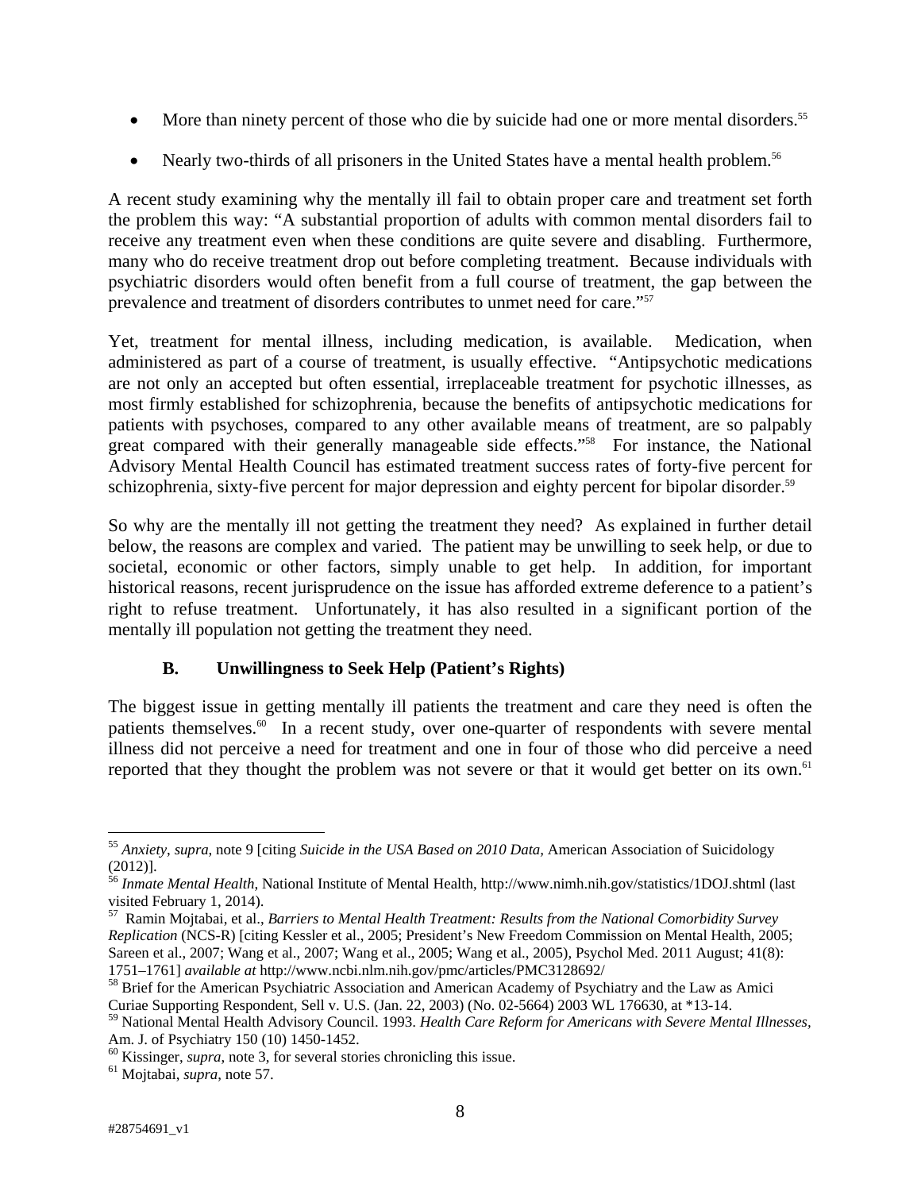- More than ninety percent of those who die by suicide had one or more mental disorders.[55]
- Nearly two-thirds of all prisoners in the United States have a mental health problem.[56]

A recent study examining why the mentally ill fail to obtain proper care and treatment set forth the problem this way: "A substantial proportion of adults with common mental disorders fail to receive any treatment even when these conditions are quite severe and disabling. Furthermore, many who do receive treatment drop out before completing treatment. Because individuals with psychiatric disorders would often benefit from a full course of treatment, the gap between the prevalence and treatment of disorders contributes to unmet need for care."[57]

Yet, treatment for mental illness, including medication, is available. Medication, when administered as part of a course of treatment, is usually effective. "Antipsychotic medications are not only an accepted but often essential, irreplaceable treatment for psychotic illnesses, as most firmly established for schizophrenia, because the benefits of antipsychotic medications for patients with psychoses, compared to any other available means of treatment, are so palpably great compared with their generally manageable side effects."[58] For instance, the National Advisory Mental Health Council has estimated treatment success rates of forty-five percent for schizophrenia, sixty-five percent for major depression and eighty percent for bipolar disorder.[59]

So why are the mentally ill not getting the treatment they need? As explained in further detail below, the reasons are complex and varied. The patient may be unwilling to seek help, or due to societal, economic or other factors, simply unable to get help. In addition, for important historical reasons, recent jurisprudence on the issue has afforded extreme deference to a patient's right to refuse treatment. Unfortunately, it has also resulted in a significant portion of the mentally ill population not getting the treatment they need.

### B. Unwillingness to Seek Help (Patient's Rights)

The biggest issue in getting mentally ill patients the treatment and care they need is often the patients themselves.[60] In a recent study, over one-quarter of respondents with severe mental illness did not perceive a need for treatment and one in four of those who did perceive a need reported that they thought the problem was not severe or that it would get better on its own.[61]

---

[55] *Anxiety*, *supra*, note 9 [citing *Suicide in the USA Based on 2010 Data,* American Association of Suicidology (2012)].

[56] *Inmate Mental Health*, National Institute of Mental Health, http://www.nimh.nih.gov/statistics/1DOJ.shtml (last visited February 1, 2014).

[57] Ramin Mojtabai, et al., *Barriers to Mental Health Treatment: Results from the National Comorbidity Survey Replication* (NCS-R) [citing Kessler et al., 2005; President's New Freedom Commission on Mental Health, 2005; Sareen et al., 2007; Wang et al., 2007; Wang et al., 2005; Wang et al., 2005), Psychol Med. 2011 August; 41(8): 1751–1761] *available at* http://www.ncbi.nlm.nih.gov/pmc/articles/PMC3128692/

[58] Brief for the American Psychiatric Association and American Academy of Psychiatry and the Law as Amici Curiae Supporting Respondent, Sell v. U.S. (Jan. 22, 2003) (No. 02-5664) 2003 WL 176630, at *13-14.

[59] National Mental Health Advisory Council. 1993. *Health Care Reform for Americans with Severe Mental Illnesses*, Am. J. of Psychiatry 150 (10) 1450-1452.

[60] Kissinger, *supra*, note 3, for several stories chronicling this issue.

[61] Mojtabai, *supra*, note 57.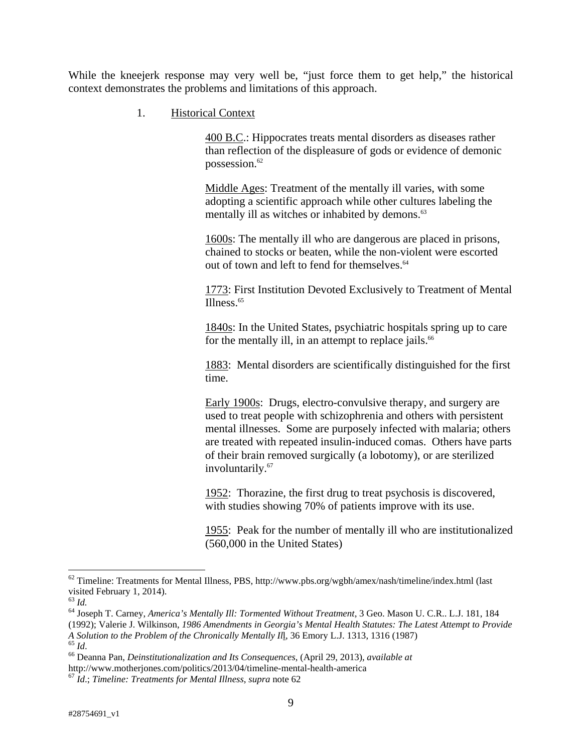While the kneejerk response may very well be, "just force them to get help," the historical context demonstrates the problems and limitations of this approach.

1. Historical Context

400 B.C.: Hippocrates treats mental disorders as diseases rather than reflection of the displeasure of gods or evidence of demonic possession.[62]

Middle Ages: Treatment of the mentally ill varies, with some adopting a scientific approach while other cultures labeling the mentally ill as witches or inhabited by demons.[63]

1600s: The mentally ill who are dangerous are placed in prisons, chained to stocks or beaten, while the non-violent were escorted out of town and left to fend for themselves.[64]

1773: First Institution Devoted Exclusively to Treatment of Mental Illness.[65]

1840s: In the United States, psychiatric hospitals spring up to care for the mentally ill, in an attempt to replace jails.[66]

1883: Mental disorders are scientifically distinguished for the first time.

Early 1900s: Drugs, electro-convulsive therapy, and surgery are used to treat people with schizophrenia and others with persistent mental illnesses. Some are purposely infected with malaria; others are treated with repeated insulin-induced comas. Others have parts of their brain removed surgically (a lobotomy), or are sterilized involuntarily.[67]

1952: Thorazine, the first drug to treat psychosis is discovered, with studies showing 70% of patients improve with its use.

1955: Peak for the number of mentally ill who are institutionalized (560,000 in the United States)

---

[62] Timeline: Treatments for Mental Illness, PBS, http://www.pbs.org/wgbh/amex/nash/timeline/index.html (last visited February 1, 2014).

[63] *Id.*

[64] Joseph T. Carney, *America's Mentally Ill: Tormented Without Treatment*, 3 Geo. Mason U. C.R.. L.J. 181, 184 (1992); Valerie J. Wilkinson, *1986 Amendments in Georgia's Mental Health Statutes: The Latest Attempt to Provide A Solution to the Problem of the Chronically Mentally Il*l, 36 Emory L.J. 1313, 1316 (1987)

[65] *Id*.

[66] Deanna Pan, *Deinstitutionalization and Its Consequences*, (April 29, 2013), *available at* http://www.motherjones.com/politics/2013/04/timeline-mental-health-america

[67] *Id*.; *Timeline: Treatments for Mental Illness*, *supra* note 62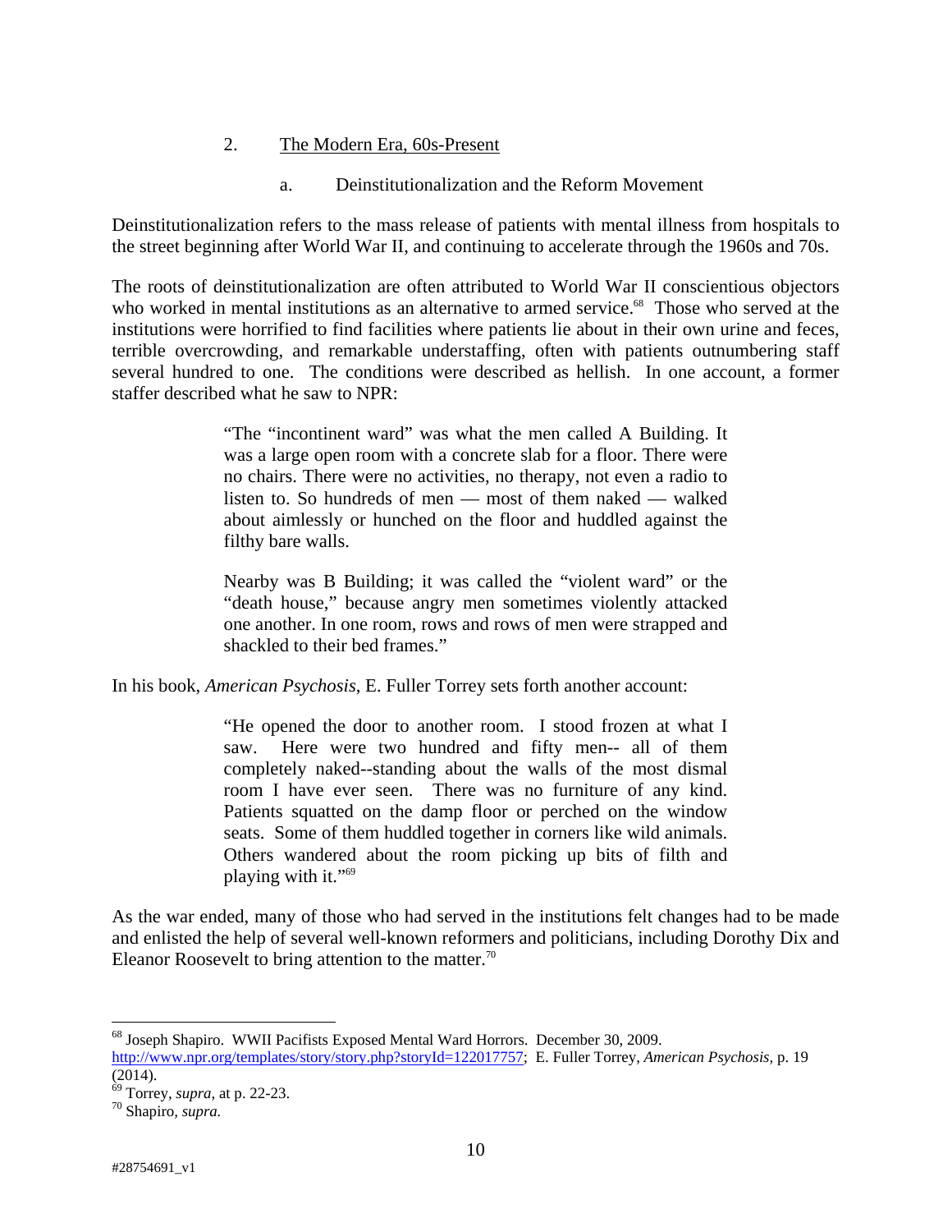2. The Modern Era, 60s-Present

a. Deinstitutionalization and the Reform Movement

Deinstitutionalization refers to the mass release of patients with mental illness from hospitals to the street beginning after World War II, and continuing to accelerate through the 1960s and 70s.

The roots of deinstitutionalization are often attributed to World War II conscientious objectors who worked in mental institutions as an alternative to armed service.[68] Those who served at the institutions were horrified to find facilities where patients lie about in their own urine and feces, terrible overcrowding, and remarkable understaffing, often with patients outnumbering staff several hundred to one. The conditions were described as hellish. In one account, a former staffer described what he saw to NPR:

> "The "incontinent ward" was what the men called A Building. It was a large open room with a concrete slab for a floor. There were no chairs. There were no activities, no therapy, not even a radio to listen to. So hundreds of men — most of them naked — walked about aimlessly or hunched on the floor and huddled against the filthy bare walls.
>
> Nearby was B Building; it was called the "violent ward" or the "death house," because angry men sometimes violently attacked one another. In one room, rows and rows of men were strapped and shackled to their bed frames."

In his book, *American Psychosis*, E. Fuller Torrey sets forth another account:

> "He opened the door to another room. I stood frozen at what I saw. Here were two hundred and fifty men-- all of them completely naked--standing about the walls of the most dismal room I have ever seen. There was no furniture of any kind. Patients squatted on the damp floor or perched on the window seats. Some of them huddled together in corners like wild animals. Others wandered about the room picking up bits of filth and playing with it."[69]

As the war ended, many of those who had served in the institutions felt changes had to be made and enlisted the help of several well-known reformers and politicians, including Dorothy Dix and Eleanor Roosevelt to bring attention to the matter.[70]

---

[68] Joseph Shapiro. WWII Pacifists Exposed Mental Ward Horrors. December 30, 2009. http://www.npr.org/templates/story/story.php?storyId=122017757; E. Fuller Torrey, *American Psychosis*, p. 19 (2014).

[69] Torrey, *supra*, at p. 22-23.

[70] Shapiro, *supra.*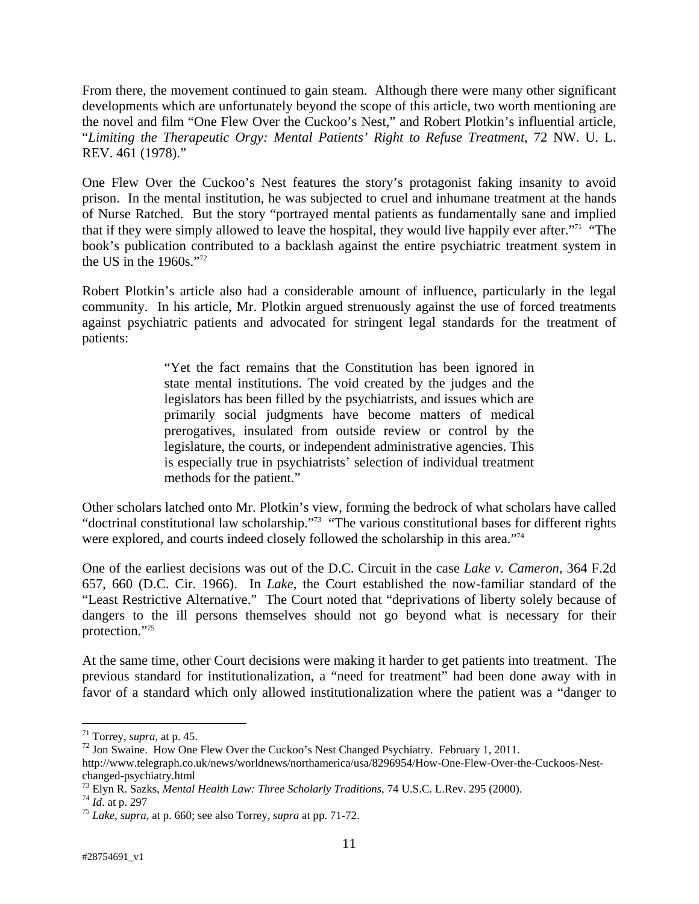From there, the movement continued to gain steam. Although there were many other significant developments which are unfortunately beyond the scope of this article, two worth mentioning are the novel and film "One Flew Over the Cuckoo's Nest," and Robert Plotkin's influential article, "*Limiting the Therapeutic Orgy: Mental Patients' Right to Refuse Treatment*, 72 NW. U. L. REV. 461 (1978)."

One Flew Over the Cuckoo's Nest features the story's protagonist faking insanity to avoid prison. In the mental institution, he was subjected to cruel and inhumane treatment at the hands of Nurse Ratched. But the story "portrayed mental patients as fundamentally sane and implied that if they were simply allowed to leave the hospital, they would live happily ever after."[71] "The book's publication contributed to a backlash against the entire psychiatric treatment system in the US in the 1960s."[72]

Robert Plotkin's article also had a considerable amount of influence, particularly in the legal community. In his article, Mr. Plotkin argued strenuously against the use of forced treatments against psychiatric patients and advocated for stringent legal standards for the treatment of patients:

> "Yet the fact remains that the Constitution has been ignored in state mental institutions. The void created by the judges and the legislators has been filled by the psychiatrists, and issues which are primarily social judgments have become matters of medical prerogatives, insulated from outside review or control by the legislature, the courts, or independent administrative agencies. This is especially true in psychiatrists' selection of individual treatment methods for the patient."

Other scholars latched onto Mr. Plotkin's view, forming the bedrock of what scholars have called "doctrinal constitutional law scholarship."[73] "The various constitutional bases for different rights were explored, and courts indeed closely followed the scholarship in this area."[74]

One of the earliest decisions was out of the D.C. Circuit in the case *Lake v. Cameron*, 364 F.2d 657, 660 (D.C. Cir. 1966). In *Lake*, the Court established the now-familiar standard of the "Least Restrictive Alternative." The Court noted that "deprivations of liberty solely because of dangers to the ill persons themselves should not go beyond what is necessary for their protection."[75]

At the same time, other Court decisions were making it harder to get patients into treatment. The previous standard for institutionalization, a "need for treatment" had been done away with in favor of a standard which only allowed institutionalization where the patient was a "danger to

---

[71] Torrey, *supra*, at p. 45.

[72] Jon Swaine. How One Flew Over the Cuckoo's Nest Changed Psychiatry. February 1, 2011. http://www.telegraph.co.uk/news/worldnews/northamerica/usa/8296954/How-One-Flew-Over-the-Cuckoos-Nest-changed-psychiatry.html

[73] Elyn R. Sazks, *Mental Health Law: Three Scholarly Traditions*, 74 U.S.C. L.Rev. 295 (2000).

[74] *Id*. at p. 297

[75] *Lake*, *supra*, at p. 660; see also Torrey, *supra* at pp. 71-72.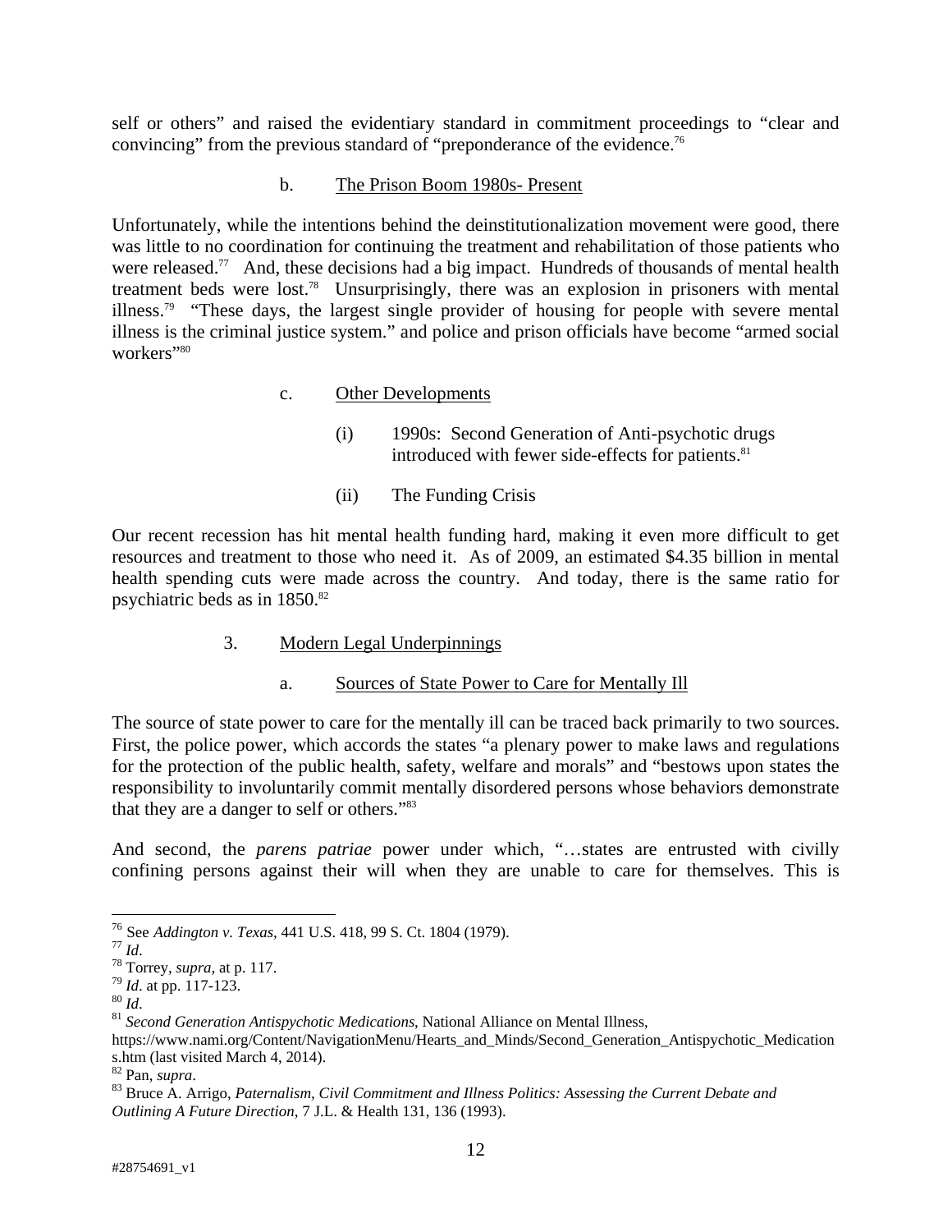self or others" and raised the evidentiary standard in commitment proceedings to "clear and convincing" from the previous standard of "preponderance of the evidence.[76]

### b. The Prison Boom 1980s- Present

Unfortunately, while the intentions behind the deinstitutionalization movement were good, there was little to no coordination for continuing the treatment and rehabilitation of those patients who were released.[77] And, these decisions had a big impact. Hundreds of thousands of mental health treatment beds were lost.[78] Unsurprisingly, there was an explosion in prisoners with mental illness.[79] "These days, the largest single provider of housing for people with severe mental illness is the criminal justice system." and police and prison officials have become "armed social workers"[80]

### c. Other Developments

(i) 1990s: Second Generation of Anti-psychotic drugs introduced with fewer side-effects for patients.[81]

(ii) The Funding Crisis

Our recent recession has hit mental health funding hard, making it even more difficult to get resources and treatment to those who need it. As of 2009, an estimated $4.35 billion in mental health spending cuts were made across the country. And today, there is the same ratio for psychiatric beds as in 1850.[82]

## 3. Modern Legal Underpinnings

### a. Sources of State Power to Care for Mentally Ill

The source of state power to care for the mentally ill can be traced back primarily to two sources. First, the police power, which accords the states "a plenary power to make laws and regulations for the protection of the public health, safety, welfare and morals" and "bestows upon states the responsibility to involuntarily commit mentally disordered persons whose behaviors demonstrate that they are a danger to self or others."[83]

And second, the *parens patriae* power under which, "…states are entrusted with civilly confining persons against their will when they are unable to care for themselves. This is

---

[76] See *Addington v. Texas*, 441 U.S. 418, 99 S. Ct. 1804 (1979).
[77] *Id*.
[78] Torrey, *supra*, at p. 117.
[79] *Id*. at pp. 117-123.
[80] *Id*.
[81] *Second Generation Antispychotic Medications*, National Alliance on Mental Illness, https://www.nami.org/Content/NavigationMenu/Hearts_and_Minds/Second_Generation_Antispychotic_Medications.htm (last visited March 4, 2014).
[82] Pan, *supra*.
[83] Bruce A. Arrigo, *Paternalism, Civil Commitment and Illness Politics: Assessing the Current Debate and Outlining A Future Direction*, 7 J.L. & Health 131, 136 (1993).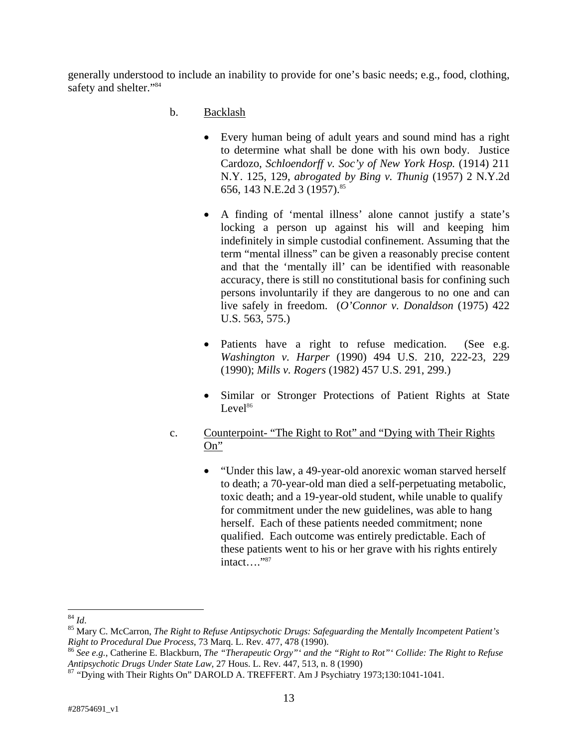generally understood to include an inability to provide for one's basic needs; e.g., food, clothing, safety and shelter."[84]

b. Backlash

- Every human being of adult years and sound mind has a right to determine what shall be done with his own body. Justice Cardozo, *Schloendorff v. Soc'y of New York Hosp.* (1914) 211 N.Y. 125, 129, *abrogated by Bing v. Thunig* (1957) 2 N.Y.2d 656, 143 N.E.2d 3 (1957).[85]

- A finding of 'mental illness' alone cannot justify a state's locking a person up against his will and keeping him indefinitely in simple custodial confinement. Assuming that the term "mental illness" can be given a reasonably precise content and that the 'mentally ill' can be identified with reasonable accuracy, there is still no constitutional basis for confining such persons involuntarily if they are dangerous to no one and can live safely in freedom. (*O'Connor v. Donaldson* (1975) 422 U.S. 563, 575.)

- Patients have a right to refuse medication. (See e.g. *Washington v. Harper* (1990) 494 U.S. 210, 222-23, 229 (1990); *Mills v. Rogers* (1982) 457 U.S. 291, 299.)

- Similar or Stronger Protections of Patient Rights at State Level[86]

c. Counterpoint- "The Right to Rot" and "Dying with Their Rights On"

- "Under this law, a 49-year-old anorexic woman starved herself to death; a 70-year-old man died a self-perpetuating metabolic, toxic death; and a 19-year-old student, while unable to qualify for commitment under the new guidelines, was able to hang herself. Each of these patients needed commitment; none qualified. Each outcome was entirely predictable. Each of these patients went to his or her grave with his rights entirely intact…."[87]

---

[84] *Id*.

[85] Mary C. McCarron, *The Right to Refuse Antipsychotic Drugs: Safeguarding the Mentally Incompetent Patient's Right to Procedural Due Process*, 73 Marq. L. Rev. 477, 478 (1990).

[86] *See e.g.*, Catherine E. Blackburn, *The "Therapeutic Orgy"' and the "Right to Rot"' Collide: The Right to Refuse Antipsychotic Drugs Under State Law*, 27 Hous. L. Rev. 447, 513, n. 8 (1990)

[87] "Dying with Their Rights On" DAROLD A. TREFFERT. Am J Psychiatry 1973;130:1041-1041.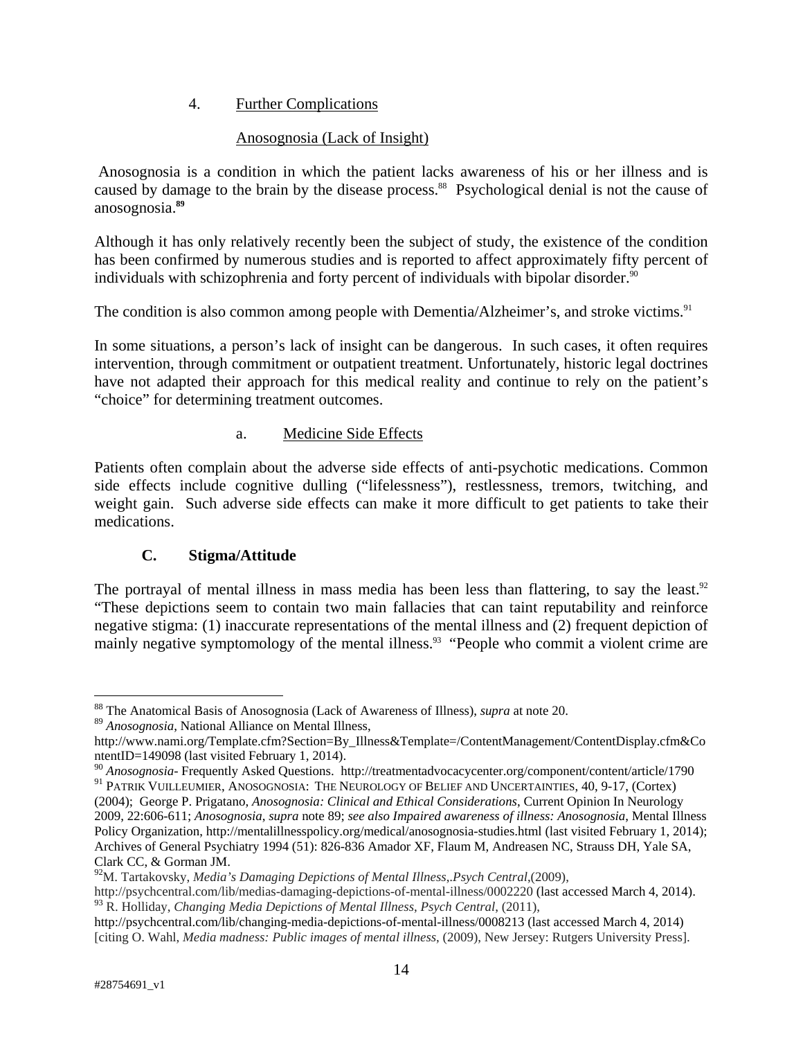4. Further Complications

Anosognosia (Lack of Insight)

Anosognosia is a condition in which the patient lacks awareness of his or her illness and is caused by damage to the brain by the disease process.[88] Psychological denial is not the cause of anosognosia.[89]

Although it has only relatively recently been the subject of study, the existence of the condition has been confirmed by numerous studies and is reported to affect approximately fifty percent of individuals with schizophrenia and forty percent of individuals with bipolar disorder.[90]

The condition is also common among people with Dementia/Alzheimer's, and stroke victims.[91]

In some situations, a person's lack of insight can be dangerous. In such cases, it often requires intervention, through commitment or outpatient treatment. Unfortunately, historic legal doctrines have not adapted their approach for this medical reality and continue to rely on the patient's "choice" for determining treatment outcomes.

a. Medicine Side Effects

Patients often complain about the adverse side effects of anti-psychotic medications. Common side effects include cognitive dulling ("lifelessness"), restlessness, tremors, twitching, and weight gain. Such adverse side effects can make it more difficult to get patients to take their medications.

**C. Stigma/Attitude**

The portrayal of mental illness in mass media has been less than flattering, to say the least.[92] "These depictions seem to contain two main fallacies that can taint reputability and reinforce negative stigma: (1) inaccurate representations of the mental illness and (2) frequent depiction of mainly negative symptomology of the mental illness.[93] "People who commit a violent crime are

---

[88] The Anatomical Basis of Anosognosia (Lack of Awareness of Illness), *supra* at note 20.

[89] *Anosognosia*, National Alliance on Mental Illness, http://www.nami.org/Template.cfm?Section=By_Illness&Template=/ContentManagement/ContentDisplay.cfm&ContentID=149098 (last visited February 1, 2014).

[90] *Anosognosia*- Frequently Asked Questions. http://treatmentadvocacycenter.org/component/content/article/1790

[91] PATRIK VUILLEUMIER, ANOSOGNOSIA: THE NEUROLOGY OF BELIEF AND UNCERTAINTIES, 40, 9-17, (Cortex) (2004); George P. Prigatano, *Anosognosia: Clinical and Ethical Considerations*, Current Opinion In Neurology 2009, 22:606-611; *Anosognosia*, *supra* note 89; *see also Impaired awareness of illness: Anosognosia*, Mental Illness Policy Organization, http://mentalillnesspolicy.org/medical/anosognosia-studies.html (last visited February 1, 2014); Archives of General Psychiatry 1994 (51): 826-836 Amador XF, Flaum M, Andreasen NC, Strauss DH, Yale SA, Clark CC, & Gorman JM.

[92] M. Tartakovsky, *Media's Damaging Depictions of Mental Illness*,.*Psych Central*,(2009), http://psychcentral.com/lib/medias-damaging-depictions-of-mental-illness/0002220 (last accessed March 4, 2014).

[93] R. Holliday, *Changing Media Depictions of Mental Illness*, *Psych Central*, (2011), http://psychcentral.com/lib/changing-media-depictions-of-mental-illness/0008213 (last accessed March 4, 2014) [citing O. Wahl, *Media madness: Public images of mental illness*, (2009), New Jersey: Rutgers University Press].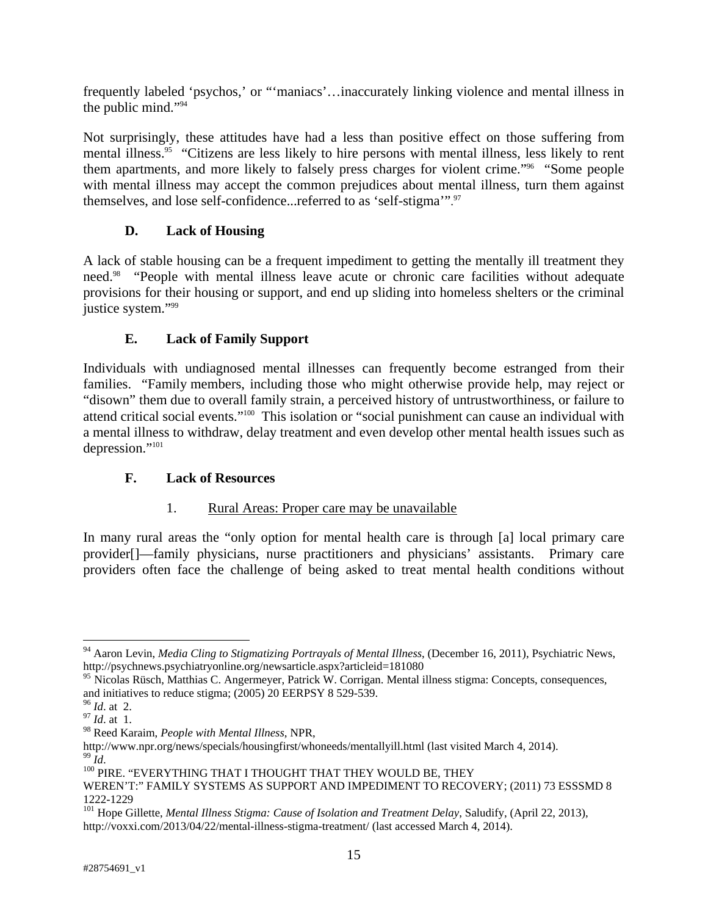frequently labeled 'psychos,' or "'maniacs'…inaccurately linking violence and mental illness in the public mind."[94]

Not surprisingly, these attitudes have had a less than positive effect on those suffering from mental illness.[95] "Citizens are less likely to hire persons with mental illness, less likely to rent them apartments, and more likely to falsely press charges for violent crime."[96] "Some people with mental illness may accept the common prejudices about mental illness, turn them against themselves, and lose self-confidence...referred to as 'self-stigma'".[97]

### D. Lack of Housing

A lack of stable housing can be a frequent impediment to getting the mentally ill treatment they need.[98] "People with mental illness leave acute or chronic care facilities without adequate provisions for their housing or support, and end up sliding into homeless shelters or the criminal justice system."[99]

### E. Lack of Family Support

Individuals with undiagnosed mental illnesses can frequently become estranged from their families. "Family members, including those who might otherwise provide help, may reject or "disown" them due to overall family strain, a perceived history of untrustworthiness, or failure to attend critical social events."[100] This isolation or "social punishment can cause an individual with a mental illness to withdraw, delay treatment and even develop other mental health issues such as depression."[101]

### F. Lack of Resources

#### 1. Rural Areas: Proper care may be unavailable

In many rural areas the "only option for mental health care is through [a] local primary care provider[]—family physicians, nurse practitioners and physicians' assistants. Primary care providers often face the challenge of being asked to treat mental health conditions without

---

[94] Aaron Levin, *Media Cling to Stigmatizing Portrayals of Mental Illness*, (December 16, 2011), Psychiatric News, http://psychnews.psychiatryonline.org/newsarticle.aspx?articleid=181080

[95] Nicolas Rüsch, Matthias C. Angermeyer, Patrick W. Corrigan. Mental illness stigma: Concepts, consequences, and initiatives to reduce stigma; (2005) 20 EERPSY 8 529-539.

[96] *Id*. at 2.

[97] *Id*. at 1.

[98] Reed Karaim, *People with Mental Illness*, NPR, http://www.npr.org/news/specials/housingfirst/whoneeds/mentallyill.html (last visited March 4, 2014).

[99] *Id*.

[100] PIRE. "EVERYTHING THAT I THOUGHT THAT THEY WOULD BE, THEY WEREN'T:" FAMILY SYSTEMS AS SUPPORT AND IMPEDIMENT TO RECOVERY; (2011) 73 ESSSMD 8 1222-1229

[101] Hope Gillette, *Mental Illness Stigma: Cause of Isolation and Treatment Delay*, Saludify, (April 22, 2013), http://voxxi.com/2013/04/22/mental-illness-stigma-treatment/ (last accessed March 4, 2014).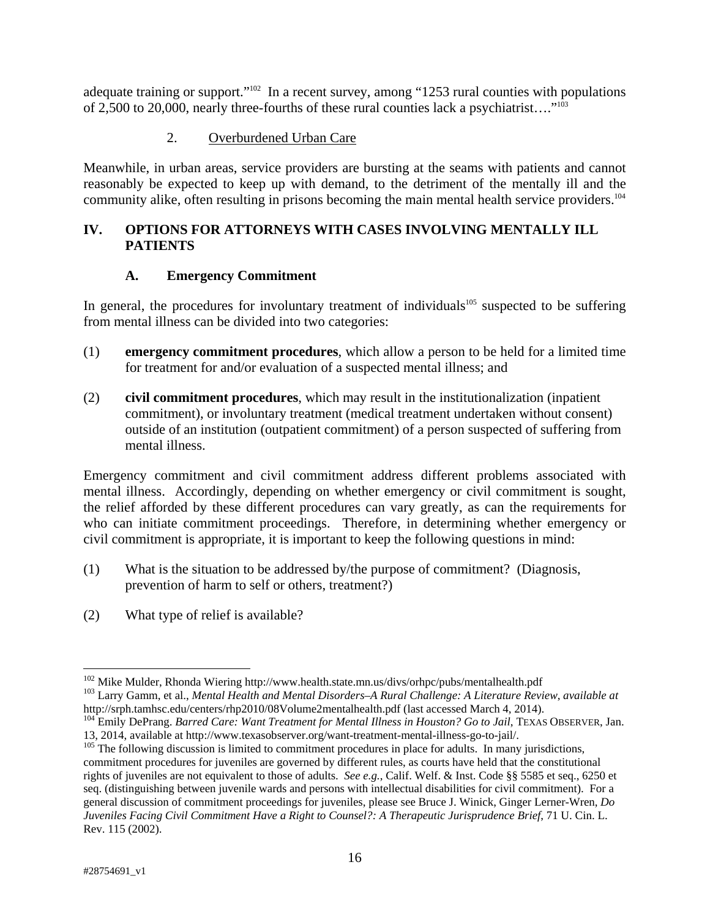adequate training or support."[102] In a recent survey, among "1253 rural counties with populations of 2,500 to 20,000, nearly three-fourths of these rural counties lack a psychiatrist…."[103]

#### 2. Overburdened Urban Care

Meanwhile, in urban areas, service providers are bursting at the seams with patients and cannot reasonably be expected to keep up with demand, to the detriment of the mentally ill and the community alike, often resulting in prisons becoming the main mental health service providers.[104]

## IV. OPTIONS FOR ATTORNEYS WITH CASES INVOLVING MENTALLY ILL PATIENTS

### A. Emergency Commitment

In general, the procedures for involuntary treatment of individuals[105] suspected to be suffering from mental illness can be divided into two categories:

(1) **emergency commitment procedures**, which allow a person to be held for a limited time for treatment for and/or evaluation of a suspected mental illness; and

(2) **civil commitment procedures**, which may result in the institutionalization (inpatient commitment), or involuntary treatment (medical treatment undertaken without consent) outside of an institution (outpatient commitment) of a person suspected of suffering from mental illness.

Emergency commitment and civil commitment address different problems associated with mental illness. Accordingly, depending on whether emergency or civil commitment is sought, the relief afforded by these different procedures can vary greatly, as can the requirements for who can initiate commitment proceedings. Therefore, in determining whether emergency or civil commitment is appropriate, it is important to keep the following questions in mind:

(1) What is the situation to be addressed by/the purpose of commitment? (Diagnosis, prevention of harm to self or others, treatment?)

(2) What type of relief is available?

---

[102] Mike Mulder, Rhonda Wiering http://www.health.state.mn.us/divs/orhpc/pubs/mentalhealth.pdf

[103] Larry Gamm, et al., *Mental Health and Mental Disorders–A Rural Challenge: A Literature Review*, *available at* http://srph.tamhsc.edu/centers/rhp2010/08Volume2mentalhealth.pdf (last accessed March 4, 2014).

[104] Emily DePrang. *Barred Care: Want Treatment for Mental Illness in Houston? Go to Jail*, TEXAS OBSERVER, Jan. 13, 2014, available at http://www.texasobserver.org/want-treatment-mental-illness-go-to-jail/.

[105] The following discussion is limited to commitment procedures in place for adults. In many jurisdictions, commitment procedures for juveniles are governed by different rules, as courts have held that the constitutional rights of juveniles are not equivalent to those of adults. *See e.g.,* Calif. Welf. & Inst. Code §§ 5585 et seq., 6250 et seq. (distinguishing between juvenile wards and persons with intellectual disabilities for civil commitment). For a general discussion of commitment proceedings for juveniles, please see Bruce J. Winick, Ginger Lerner-Wren, *Do Juveniles Facing Civil Commitment Have a Right to Counsel?: A Therapeutic Jurisprudence Brief*, 71 U. Cin. L. Rev. 115 (2002).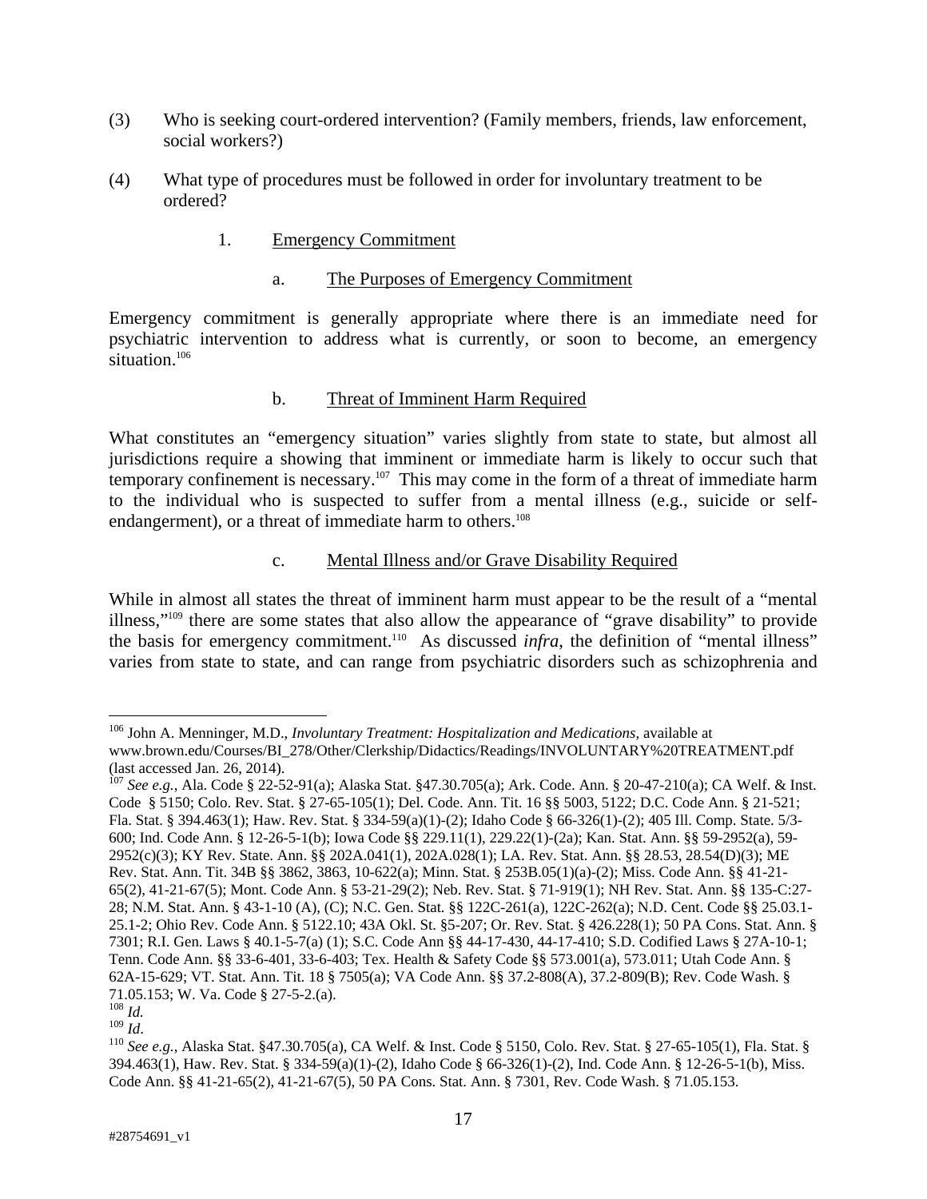(3) Who is seeking court-ordered intervention? (Family members, friends, law enforcement, social workers?)

(4) What type of procedures must be followed in order for involuntary treatment to be ordered?

### 1. Emergency Commitment

#### a. The Purposes of Emergency Commitment

Emergency commitment is generally appropriate where there is an immediate need for psychiatric intervention to address what is currently, or soon to become, an emergency situation.[106]

#### b. Threat of Imminent Harm Required

What constitutes an "emergency situation" varies slightly from state to state, but almost all jurisdictions require a showing that imminent or immediate harm is likely to occur such that temporary confinement is necessary.[107] This may come in the form of a threat of immediate harm to the individual who is suspected to suffer from a mental illness (e.g., suicide or self-endangerment), or a threat of immediate harm to others.[108]

#### c. Mental Illness and/or Grave Disability Required

While in almost all states the threat of imminent harm must appear to be the result of a "mental illness,"[109] there are some states that also allow the appearance of "grave disability" to provide the basis for emergency commitment.[110] As discussed *infra*, the definition of "mental illness" varies from state to state, and can range from psychiatric disorders such as schizophrenia and

---

[106] John A. Menninger, M.D., *Involuntary Treatment: Hospitalization and Medications*, available at www.brown.edu/Courses/BI_278/Other/Clerkship/Didactics/Readings/INVOLUNTARY%20TREATMENT.pdf (last accessed Jan. 26, 2014).

[107] *See e.g.*, Ala. Code § 22-52-91(a); Alaska Stat. §47.30.705(a); Ark. Code. Ann. § 20-47-210(a); CA Welf. & Inst. Code § 5150; Colo. Rev. Stat. § 27-65-105(1); Del. Code. Ann. Tit. 16 §§ 5003, 5122; D.C. Code Ann. § 21-521; Fla. Stat. § 394.463(1); Haw. Rev. Stat. § 334-59(a)(1)-(2); Idaho Code § 66-326(1)-(2); 405 Ill. Comp. State. 5/3-600; Ind. Code Ann. § 12-26-5-1(b); Iowa Code §§ 229.11(1), 229.22(1)-(2a); Kan. Stat. Ann. §§ 59-2952(a), 59-2952(c)(3); KY Rev. State. Ann. §§ 202A.041(1), 202A.028(1); LA. Rev. Stat. Ann. §§ 28.53, 28.54(D)(3); ME Rev. Stat. Ann. Tit. 34B §§ 3862, 3863, 10-622(a); Minn. Stat. § 253B.05(1)(a)-(2); Miss. Code Ann. §§ 41-21-65(2), 41-21-67(5); Mont. Code Ann. § 53-21-29(2); Neb. Rev. Stat. § 71-919(1); NH Rev. Stat. Ann. §§ 135-C:27-28; N.M. Stat. Ann. § 43-1-10 (A), (C); N.C. Gen. Stat. §§ 122C-261(a), 122C-262(a); N.D. Cent. Code §§ 25.03.1-25.1-2; Ohio Rev. Code Ann. § 5122.10; 43A Okl. St. §5-207; Or. Rev. Stat. § 426.228(1); 50 PA Cons. Stat. Ann. § 7301; R.I. Gen. Laws § 40.1-5-7(a) (1); S.C. Code Ann §§ 44-17-430, 44-17-410; S.D. Codified Laws § 27A-10-1; Tenn. Code Ann. §§ 33-6-401, 33-6-403; Tex. Health & Safety Code §§ 573.001(a), 573.011; Utah Code Ann. § 62A-15-629; VT. Stat. Ann. Tit. 18 § 7505(a); VA Code Ann. §§ 37.2-808(A), 37.2-809(B); Rev. Code Wash. § 71.05.153; W. Va. Code § 27-5-2.(a).

[108] *Id.*

[109] *Id*.

[110] *See e.g.*, Alaska Stat. §47.30.705(a), CA Welf. & Inst. Code § 5150, Colo. Rev. Stat. § 27-65-105(1), Fla. Stat. § 394.463(1), Haw. Rev. Stat. § 334-59(a)(1)-(2), Idaho Code § 66-326(1)-(2), Ind. Code Ann. § 12-26-5-1(b), Miss. Code Ann. §§ 41-21-65(2), 41-21-67(5), 50 PA Cons. Stat. Ann. § 7301, Rev. Code Wash. § 71.05.153.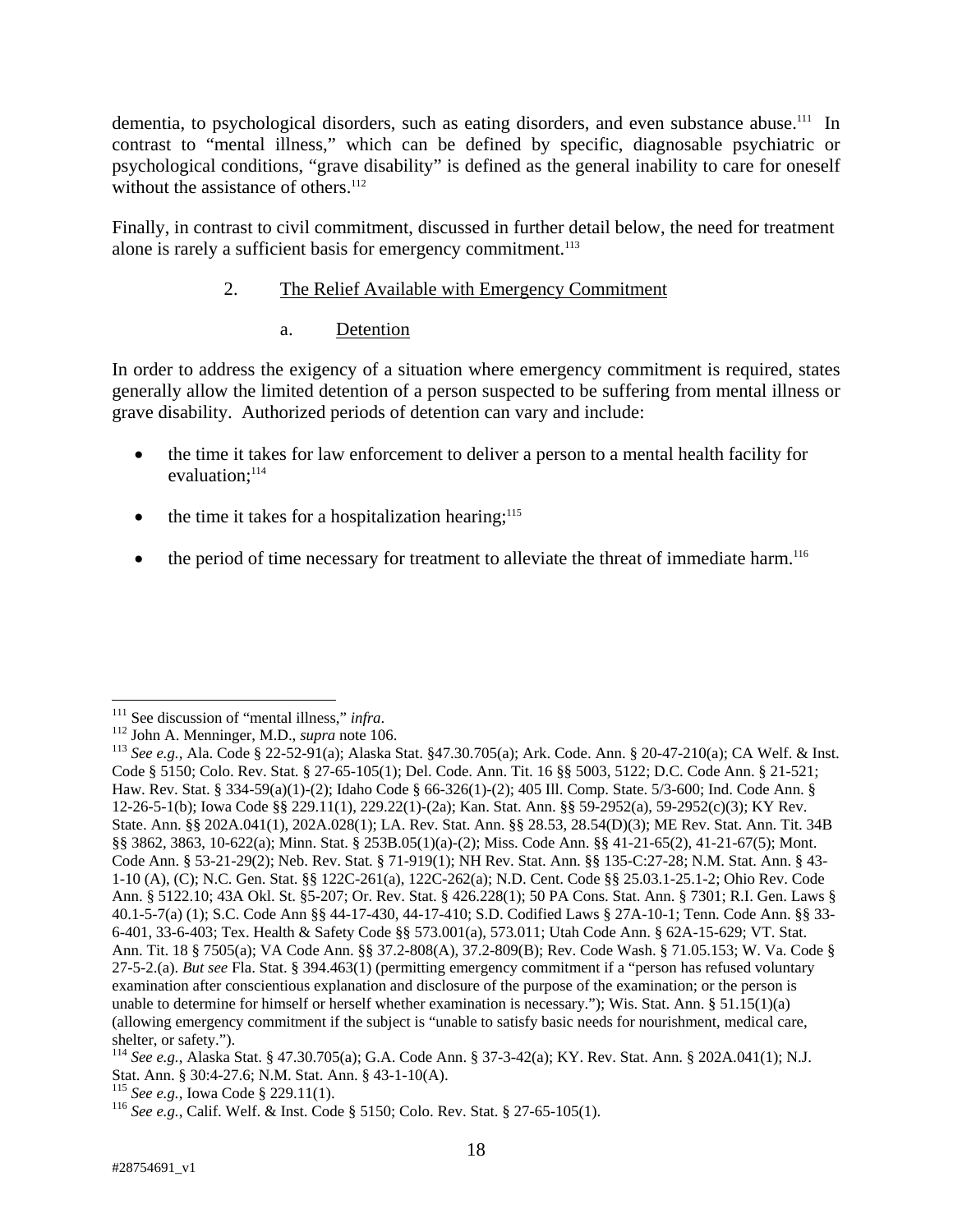dementia, to psychological disorders, such as eating disorders, and even substance abuse.[111] In contrast to "mental illness," which can be defined by specific, diagnosable psychiatric or psychological conditions, "grave disability" is defined as the general inability to care for oneself without the assistance of others.[112]

Finally, in contrast to civil commitment, discussed in further detail below, the need for treatment alone is rarely a sufficient basis for emergency commitment.[113]

### 2. The Relief Available with Emergency Commitment

#### a. Detention

In order to address the exigency of a situation where emergency commitment is required, states generally allow the limited detention of a person suspected to be suffering from mental illness or grave disability. Authorized periods of detention can vary and include:

- the time it takes for law enforcement to deliver a person to a mental health facility for evaluation;[114]
- the time it takes for a hospitalization hearing;[115]
- the period of time necessary for treatment to alleviate the threat of immediate harm.[116]

---

[111] See discussion of "mental illness," *infra*.

[112] John A. Menninger, M.D., *supra* note 106.

[113] *See e.g.,* Ala. Code § 22-52-91(a); Alaska Stat. §47.30.705(a); Ark. Code. Ann. § 20-47-210(a); CA Welf. & Inst. Code § 5150; Colo. Rev. Stat. § 27-65-105(1); Del. Code. Ann. Tit. 16 §§ 5003, 5122; D.C. Code Ann. § 21-521; Haw. Rev. Stat. § 334-59(a)(1)-(2); Idaho Code § 66-326(1)-(2); 405 Ill. Comp. State. 5/3-600; Ind. Code Ann. § 12-26-5-1(b); Iowa Code §§ 229.11(1), 229.22(1)-(2a); Kan. Stat. Ann. §§ 59-2952(a), 59-2952(c)(3); KY Rev. State. Ann. §§ 202A.041(1), 202A.028(1); LA. Rev. Stat. Ann. §§ 28.53, 28.54(D)(3); ME Rev. Stat. Ann. Tit. 34B §§ 3862, 3863, 10-622(a); Minn. Stat. § 253B.05(1)(a)-(2); Miss. Code Ann. §§ 41-21-65(2), 41-21-67(5); Mont. Code Ann. § 53-21-29(2); Neb. Rev. Stat. § 71-919(1); NH Rev. Stat. Ann. §§ 135-C:27-28; N.M. Stat. Ann. § 43-1-10 (A), (C); N.C. Gen. Stat. §§ 122C-261(a), 122C-262(a); N.D. Cent. Code §§ 25.03.1-25.1-2; Ohio Rev. Code Ann. § 5122.10; 43A Okl. St. §5-207; Or. Rev. Stat. § 426.228(1); 50 PA Cons. Stat. Ann. § 7301; R.I. Gen. Laws § 40.1-5-7(a) (1); S.C. Code Ann §§ 44-17-430, 44-17-410; S.D. Codified Laws § 27A-10-1; Tenn. Code Ann. §§ 33-6-401, 33-6-403; Tex. Health & Safety Code §§ 573.001(a), 573.011; Utah Code Ann. § 62A-15-629; VT. Stat. Ann. Tit. 18 § 7505(a); VA Code Ann. §§ 37.2-808(A), 37.2-809(B); Rev. Code Wash. § 71.05.153; W. Va. Code § 27-5-2.(a). *But see* Fla. Stat. § 394.463(1) (permitting emergency commitment if a "person has refused voluntary examination after conscientious explanation and disclosure of the purpose of the examination; or the person is unable to determine for himself or herself whether examination is necessary."); Wis. Stat. Ann. § 51.15(1)(a) (allowing emergency commitment if the subject is "unable to satisfy basic needs for nourishment, medical care, shelter, or safety.").

[114] *See e.g.,* Alaska Stat. § 47.30.705(a); G.A. Code Ann. § 37-3-42(a); KY. Rev. Stat. Ann. § 202A.041(1); N.J. Stat. Ann. § 30:4-27.6; N.M. Stat. Ann. § 43-1-10(A).

[115] *See e.g.,* Iowa Code § 229.11(1).

[116] *See e.g.,* Calif. Welf. & Inst. Code § 5150; Colo. Rev. Stat. § 27-65-105(1).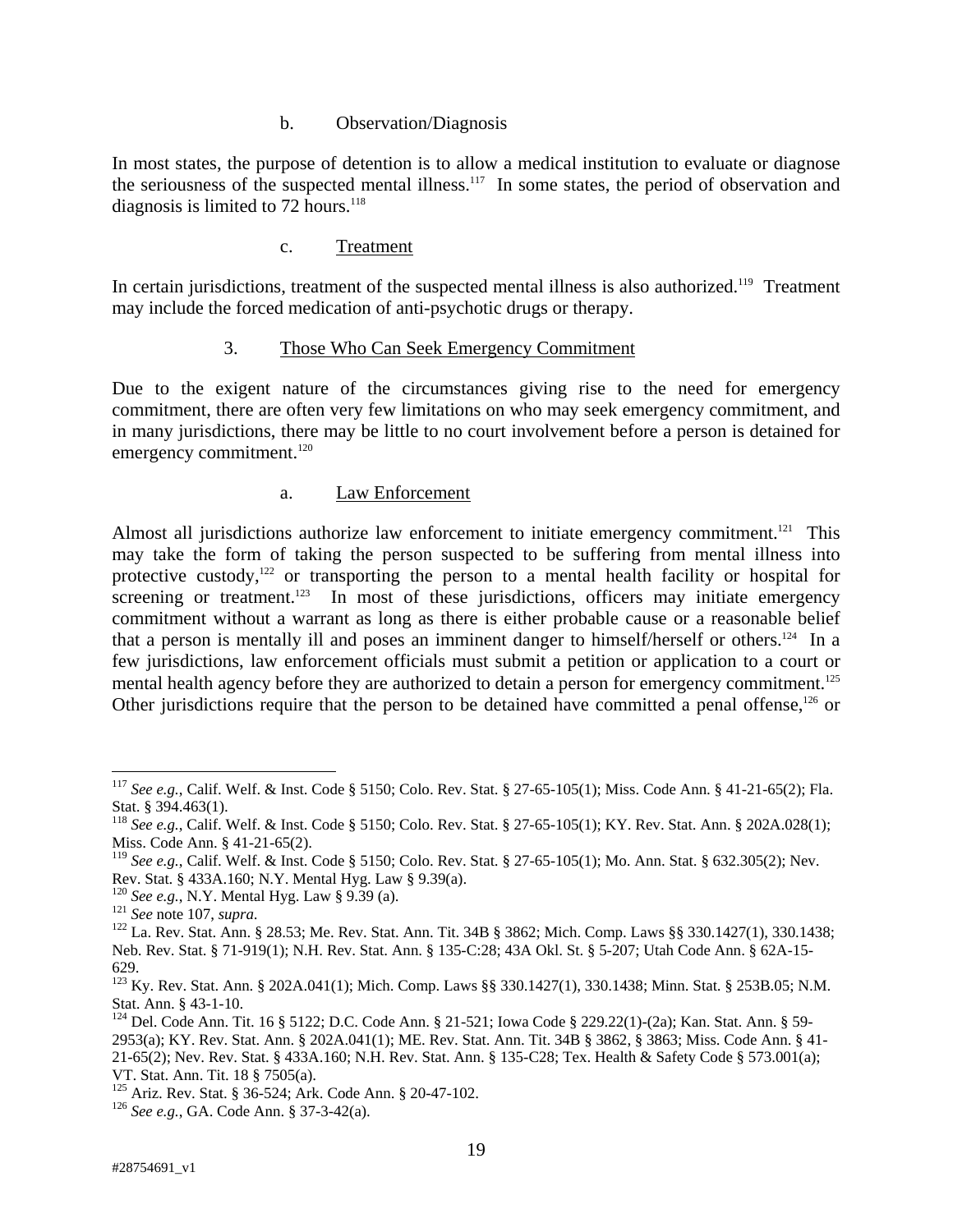b. Observation/Diagnosis

In most states, the purpose of detention is to allow a medical institution to evaluate or diagnose the seriousness of the suspected mental illness.[117] In some states, the period of observation and diagnosis is limited to 72 hours.[118]

c. Treatment

In certain jurisdictions, treatment of the suspected mental illness is also authorized.[119] Treatment may include the forced medication of anti-psychotic drugs or therapy.

3. Those Who Can Seek Emergency Commitment

Due to the exigent nature of the circumstances giving rise to the need for emergency commitment, there are often very few limitations on who may seek emergency commitment, and in many jurisdictions, there may be little to no court involvement before a person is detained for emergency commitment.[120]

a. Law Enforcement

Almost all jurisdictions authorize law enforcement to initiate emergency commitment.[121] This may take the form of taking the person suspected to be suffering from mental illness into protective custody,[122] or transporting the person to a mental health facility or hospital for screening or treatment.[123] In most of these jurisdictions, officers may initiate emergency commitment without a warrant as long as there is either probable cause or a reasonable belief that a person is mentally ill and poses an imminent danger to himself/herself or others.[124] In a few jurisdictions, law enforcement officials must submit a petition or application to a court or mental health agency before they are authorized to detain a person for emergency commitment.[125] Other jurisdictions require that the person to be detained have committed a penal offense,[126] or

---

[117] *See e.g.*, Calif. Welf. & Inst. Code § 5150; Colo. Rev. Stat. § 27-65-105(1); Miss. Code Ann. § 41-21-65(2); Fla. Stat. § 394.463(1).

[118] *See e.g.*, Calif. Welf. & Inst. Code § 5150; Colo. Rev. Stat. § 27-65-105(1); KY. Rev. Stat. Ann. § 202A.028(1); Miss. Code Ann. § 41-21-65(2).

[119] *See e.g.*, Calif. Welf. & Inst. Code § 5150; Colo. Rev. Stat. § 27-65-105(1); Mo. Ann. Stat. § 632.305(2); Nev. Rev. Stat. § 433A.160; N.Y. Mental Hyg. Law § 9.39(a).

[120] *See e.g.*, N.Y. Mental Hyg. Law § 9.39 (a).

[121] *See* note 107, *supra*.

[122] La. Rev. Stat. Ann. § 28.53; Me. Rev. Stat. Ann. Tit. 34B § 3862; Mich. Comp. Laws §§ 330.1427(1), 330.1438; Neb. Rev. Stat. § 71-919(1); N.H. Rev. Stat. Ann. § 135-C:28; 43A Okl. St. § 5-207; Utah Code Ann. § 62A-15-629.

[123] Ky. Rev. Stat. Ann. § 202A.041(1); Mich. Comp. Laws §§ 330.1427(1), 330.1438; Minn. Stat. § 253B.05; N.M. Stat. Ann. § 43-1-10.

[124] Del. Code Ann. Tit. 16 § 5122; D.C. Code Ann. § 21-521; Iowa Code § 229.22(1)-(2a); Kan. Stat. Ann. § 59-2953(a); KY. Rev. Stat. Ann. § 202A.041(1); ME. Rev. Stat. Ann. Tit. 34B § 3862, § 3863; Miss. Code Ann. § 41-21-65(2); Nev. Rev. Stat. § 433A.160; N.H. Rev. Stat. Ann. § 135-C28; Tex. Health & Safety Code § 573.001(a); VT. Stat. Ann. Tit. 18 § 7505(a).

[125] Ariz. Rev. Stat. § 36-524; Ark. Code Ann. § 20-47-102.

[126] *See e.g.*, GA. Code Ann. § 37-3-42(a).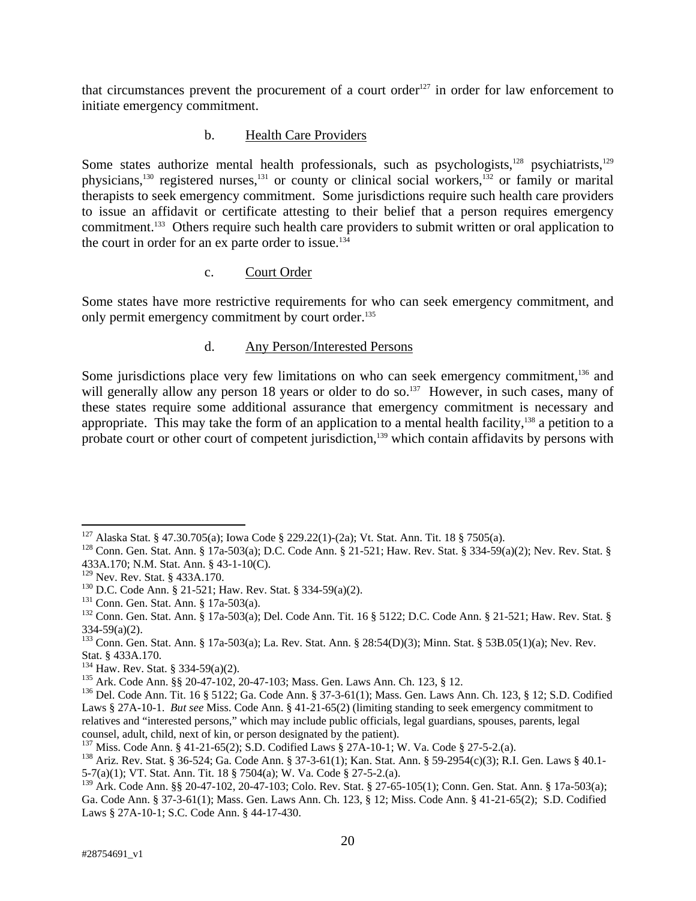that circumstances prevent the procurement of a court order[127] in order for law enforcement to initiate emergency commitment.

b. Health Care Providers

Some states authorize mental health professionals, such as psychologists,[128] psychiatrists,[129] physicians,[130] registered nurses,[131] or county or clinical social workers,[132] or family or marital therapists to seek emergency commitment. Some jurisdictions require such health care providers to issue an affidavit or certificate attesting to their belief that a person requires emergency commitment.[133] Others require such health care providers to submit written or oral application to the court in order for an ex parte order to issue.[134]

c. Court Order

Some states have more restrictive requirements for who can seek emergency commitment, and only permit emergency commitment by court order.[135]

d. Any Person/Interested Persons

Some jurisdictions place very few limitations on who can seek emergency commitment,[136] and will generally allow any person 18 years or older to do so.[137] However, in such cases, many of these states require some additional assurance that emergency commitment is necessary and appropriate. This may take the form of an application to a mental health facility,[138] a petition to a probate court or other court of competent jurisdiction,[139] which contain affidavits by persons with

---

[127] Alaska Stat. § 47.30.705(a); Iowa Code § 229.22(1)-(2a); Vt. Stat. Ann. Tit. 18 § 7505(a).

[128] Conn. Gen. Stat. Ann. § 17a-503(a); D.C. Code Ann. § 21-521; Haw. Rev. Stat. § 334-59(a)(2); Nev. Rev. Stat. § 433A.170; N.M. Stat. Ann. § 43-1-10(C).

[129] Nev. Rev. Stat. § 433A.170.

[130] D.C. Code Ann. § 21-521; Haw. Rev. Stat. § 334-59(a)(2).

[131] Conn. Gen. Stat. Ann. § 17a-503(a).

[132] Conn. Gen. Stat. Ann. § 17a-503(a); Del. Code Ann. Tit. 16 § 5122; D.C. Code Ann. § 21-521; Haw. Rev. Stat. § 334-59(a)(2).

[133] Conn. Gen. Stat. Ann. § 17a-503(a); La. Rev. Stat. Ann. § 28:54(D)(3); Minn. Stat. § 53B.05(1)(a); Nev. Rev. Stat. § 433A.170.

[134] Haw. Rev. Stat. § 334-59(a)(2).

[135] Ark. Code Ann. §§ 20-47-102, 20-47-103; Mass. Gen. Laws Ann. Ch. 123, § 12.

[136] Del. Code Ann. Tit. 16 § 5122; Ga. Code Ann. § 37-3-61(1); Mass. Gen. Laws Ann. Ch. 123, § 12; S.D. Codified Laws § 27A-10-1. *But see* Miss. Code Ann. § 41-21-65(2) (limiting standing to seek emergency commitment to relatives and "interested persons," which may include public officials, legal guardians, spouses, parents, legal counsel, adult, child, next of kin, or person designated by the patient).

[137] Miss. Code Ann. § 41-21-65(2); S.D. Codified Laws § 27A-10-1; W. Va. Code § 27-5-2.(a).

[138] Ariz. Rev. Stat. § 36-524; Ga. Code Ann. § 37-3-61(1); Kan. Stat. Ann. § 59-2954(c)(3); R.I. Gen. Laws § 40.1-5-7(a)(1); VT. Stat. Ann. Tit. 18 § 7504(a); W. Va. Code § 27-5-2.(a).

[139] Ark. Code Ann. §§ 20-47-102, 20-47-103; Colo. Rev. Stat. § 27-65-105(1); Conn. Gen. Stat. Ann. § 17a-503(a); Ga. Code Ann. § 37-3-61(1); Mass. Gen. Laws Ann. Ch. 123, § 12; Miss. Code Ann. § 41-21-65(2); S.D. Codified Laws § 27A-10-1; S.C. Code Ann. § 44-17-430.

#28754691_v1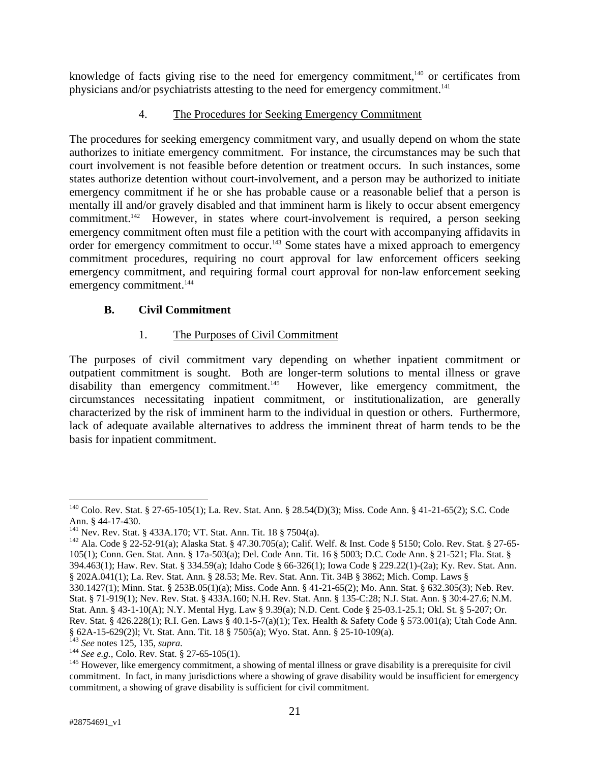knowledge of facts giving rise to the need for emergency commitment,[140] or certificates from physicians and/or psychiatrists attesting to the need for emergency commitment.[141]

4. The Procedures for Seeking Emergency Commitment

The procedures for seeking emergency commitment vary, and usually depend on whom the state authorizes to initiate emergency commitment. For instance, the circumstances may be such that court involvement is not feasible before detention or treatment occurs. In such instances, some states authorize detention without court-involvement, and a person may be authorized to initiate emergency commitment if he or she has probable cause or a reasonable belief that a person is mentally ill and/or gravely disabled and that imminent harm is likely to occur absent emergency commitment.[142] However, in states where court-involvement is required, a person seeking emergency commitment often must file a petition with the court with accompanying affidavits in order for emergency commitment to occur.[143] Some states have a mixed approach to emergency commitment procedures, requiring no court approval for law enforcement officers seeking emergency commitment, and requiring formal court approval for non-law enforcement seeking emergency commitment.[144]

**B. Civil Commitment**

1. The Purposes of Civil Commitment

The purposes of civil commitment vary depending on whether inpatient commitment or outpatient commitment is sought. Both are longer-term solutions to mental illness or grave disability than emergency commitment.[145] However, like emergency commitment, the circumstances necessitating inpatient commitment, or institutionalization, are generally characterized by the risk of imminent harm to the individual in question or others. Furthermore, lack of adequate available alternatives to address the imminent threat of harm tends to be the basis for inpatient commitment.

---

[140] Colo. Rev. Stat. § 27-65-105(1); La. Rev. Stat. Ann. § 28.54(D)(3); Miss. Code Ann. § 41-21-65(2); S.C. Code Ann. § 44-17-430.

[141] Nev. Rev. Stat. § 433A.170; VT. Stat. Ann. Tit. 18 § 7504(a).

[142] Ala. Code § 22-52-91(a); Alaska Stat. § 47.30.705(a); Calif. Welf. & Inst. Code § 5150; Colo. Rev. Stat. § 27-65-105(1); Conn. Gen. Stat. Ann. § 17a-503(a); Del. Code Ann. Tit. 16 § 5003; D.C. Code Ann. § 21-521; Fla. Stat. § 394.463(1); Haw. Rev. Stat. § 334.59(a); Idaho Code § 66-326(1); Iowa Code § 229.22(1)-(2a); Ky. Rev. Stat. Ann. § 202A.041(1); La. Rev. Stat. Ann. § 28.53; Me. Rev. Stat. Ann. Tit. 34B § 3862; Mich. Comp. Laws § 330.1427(1); Minn. Stat. § 253B.05(1)(a); Miss. Code Ann. § 41-21-65(2); Mo. Ann. Stat. § 632.305(3); Neb. Rev. Stat. § 71-919(1); Nev. Rev. Stat. § 433A.160; N.H. Rev. Stat. Ann. § 135-C:28; N.J. Stat. Ann. § 30:4-27.6; N.M. Stat. Ann. § 43-1-10(A); N.Y. Mental Hyg. Law § 9.39(a); N.D. Cent. Code § 25-03.1-25.1; Okl. St. § 5-207; Or. Rev. Stat. § 426.228(1); R.I. Gen. Laws § 40.1-5-7(a)(1); Tex. Health & Safety Code § 573.001(a); Utah Code Ann. § 62A-15-629(2)l; Vt. Stat. Ann. Tit. 18 § 7505(a); Wyo. Stat. Ann. § 25-10-109(a).

[143] *See* notes 125, 135, *supra*.

[144] *See e.g.,* Colo. Rev. Stat. § 27-65-105(1).

[145] However, like emergency commitment, a showing of mental illness or grave disability is a prerequisite for civil commitment. In fact, in many jurisdictions where a showing of grave disability would be insufficient for emergency commitment, a showing of grave disability is sufficient for civil commitment.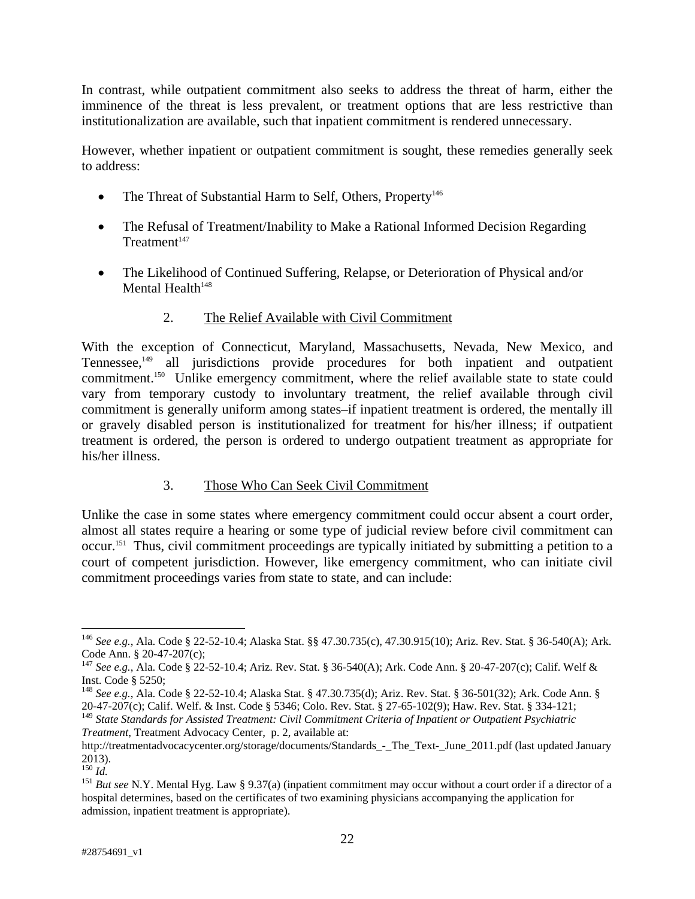In contrast, while outpatient commitment also seeks to address the threat of harm, either the imminence of the threat is less prevalent, or treatment options that are less restrictive than institutionalization are available, such that inpatient commitment is rendered unnecessary.

However, whether inpatient or outpatient commitment is sought, these remedies generally seek to address:

- The Threat of Substantial Harm to Self, Others, Property[146]
- The Refusal of Treatment/Inability to Make a Rational Informed Decision Regarding Treatment[147]
- The Likelihood of Continued Suffering, Relapse, or Deterioration of Physical and/or Mental Health[148]

### 2. The Relief Available with Civil Commitment

With the exception of Connecticut, Maryland, Massachusetts, Nevada, New Mexico, and Tennessee,[149] all jurisdictions provide procedures for both inpatient and outpatient commitment.[150] Unlike emergency commitment, where the relief available state to state could vary from temporary custody to involuntary treatment, the relief available through civil commitment is generally uniform among states–if inpatient treatment is ordered, the mentally ill or gravely disabled person is institutionalized for treatment for his/her illness; if outpatient treatment is ordered, the person is ordered to undergo outpatient treatment as appropriate for his/her illness.

### 3. Those Who Can Seek Civil Commitment

Unlike the case in some states where emergency commitment could occur absent a court order, almost all states require a hearing or some type of judicial review before civil commitment can occur.[151] Thus, civil commitment proceedings are typically initiated by submitting a petition to a court of competent jurisdiction. However, like emergency commitment, who can initiate civil commitment proceedings varies from state to state, and can include:

---

[146] *See e.g.*, Ala. Code § 22-52-10.4; Alaska Stat. §§ 47.30.735(c), 47.30.915(10); Ariz. Rev. Stat. § 36-540(A); Ark. Code Ann. § 20-47-207(c);

[147] *See e.g.*, Ala. Code § 22-52-10.4; Ariz. Rev. Stat. § 36-540(A); Ark. Code Ann. § 20-47-207(c); Calif. Welf & Inst. Code § 5250;

[148] *See e.g.*, Ala. Code § 22-52-10.4; Alaska Stat. § 47.30.735(d); Ariz. Rev. Stat. § 36-501(32); Ark. Code Ann. § 20-47-207(c); Calif. Welf. & Inst. Code § 5346; Colo. Rev. Stat. § 27-65-102(9); Haw. Rev. Stat. § 334-121;

[149] *State Standards for Assisted Treatment: Civil Commitment Criteria of Inpatient or Outpatient Psychiatric Treatment*, Treatment Advocacy Center, p. 2, available at: http://treatmentadvocacycenter.org/storage/documents/Standards_-_The_Text-_June_2011.pdf (last updated January 2013).

[150] *Id.*

[151] *But see* N.Y. Mental Hyg. Law § 9.37(a) (inpatient commitment may occur without a court order if a director of a hospital determines, based on the certificates of two examining physicians accompanying the application for admission, inpatient treatment is appropriate).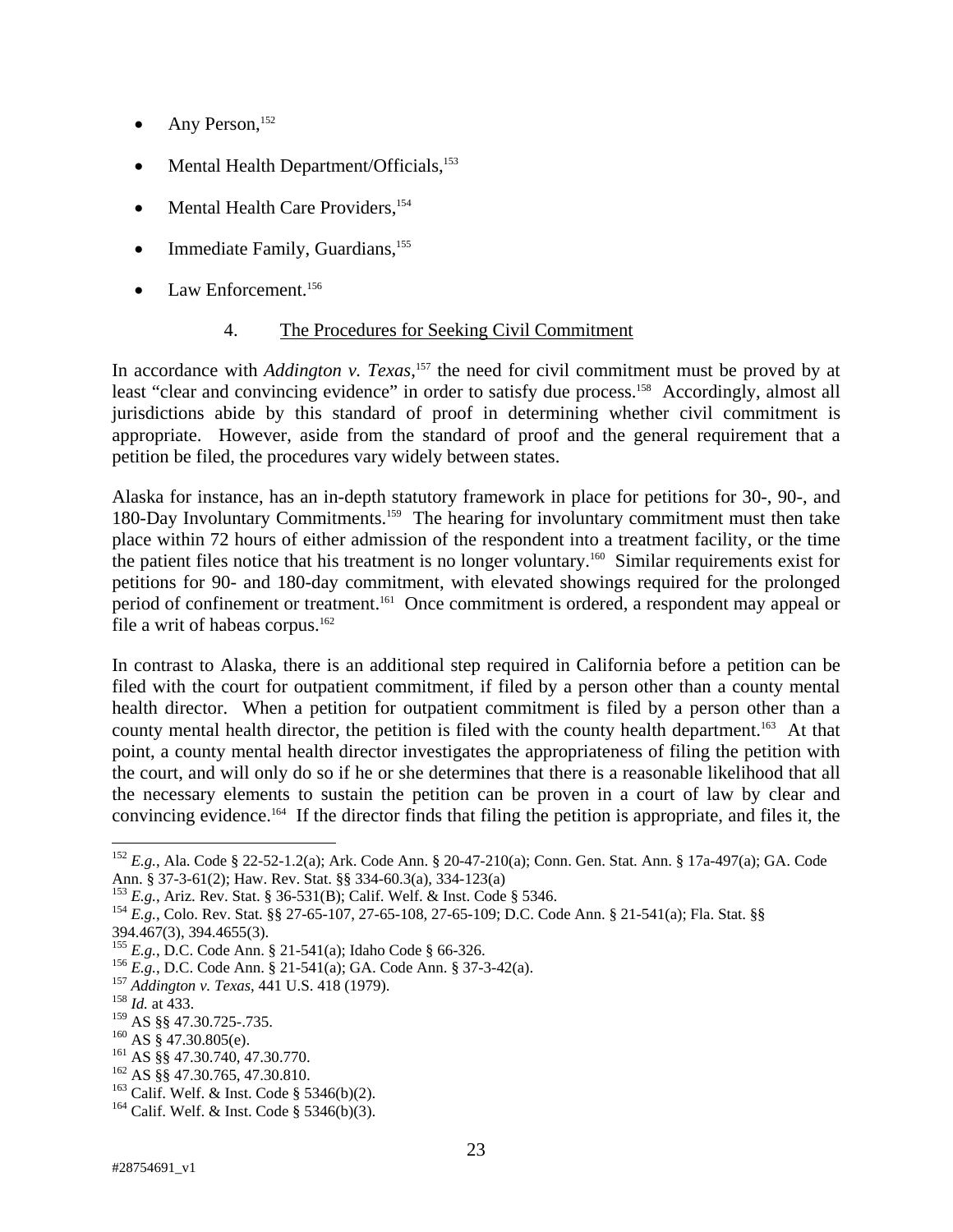- Any Person,[152]
- Mental Health Department/Officials,[153]
- Mental Health Care Providers,[154]
- Immediate Family, Guardians,[155]
- Law Enforcement.[156]

### 4. The Procedures for Seeking Civil Commitment

In accordance with *Addington v. Texas*,[157] the need for civil commitment must be proved by at least "clear and convincing evidence" in order to satisfy due process.[158] Accordingly, almost all jurisdictions abide by this standard of proof in determining whether civil commitment is appropriate. However, aside from the standard of proof and the general requirement that a petition be filed, the procedures vary widely between states.

Alaska for instance, has an in-depth statutory framework in place for petitions for 30-, 90-, and 180-Day Involuntary Commitments.[159] The hearing for involuntary commitment must then take place within 72 hours of either admission of the respondent into a treatment facility, or the time the patient files notice that his treatment is no longer voluntary.[160] Similar requirements exist for petitions for 90- and 180-day commitment, with elevated showings required for the prolonged period of confinement or treatment.[161] Once commitment is ordered, a respondent may appeal or file a writ of habeas corpus.[162]

In contrast to Alaska, there is an additional step required in California before a petition can be filed with the court for outpatient commitment, if filed by a person other than a county mental health director. When a petition for outpatient commitment is filed by a person other than a county mental health director, the petition is filed with the county health department.[163] At that point, a county mental health director investigates the appropriateness of filing the petition with the court, and will only do so if he or she determines that there is a reasonable likelihood that all the necessary elements to sustain the petition can be proven in a court of law by clear and convincing evidence.[164] If the director finds that filing the petition is appropriate, and files it, the

---

[152] *E.g.*, Ala. Code § 22-52-1.2(a); Ark. Code Ann. § 20-47-210(a); Conn. Gen. Stat. Ann. § 17a-497(a); GA. Code Ann. § 37-3-61(2); Haw. Rev. Stat. §§ 334-60.3(a), 334-123(a)

[153] *E.g.*, Ariz. Rev. Stat. § 36-531(B); Calif. Welf. & Inst. Code § 5346.

[154] *E.g.*, Colo. Rev. Stat. §§ 27-65-107, 27-65-108, 27-65-109; D.C. Code Ann. § 21-541(a); Fla. Stat. §§ 394.467(3), 394.4655(3).

[155] *E.g.*, D.C. Code Ann. § 21-541(a); Idaho Code § 66-326.

[156] *E.g.*, D.C. Code Ann. § 21-541(a); GA. Code Ann. § 37-3-42(a).

[157] *Addington v. Texas*, 441 U.S. 418 (1979).

[158] *Id.* at 433.

[159] AS §§ 47.30.725-.735.

[160] AS § 47.30.805(e).

[161] AS §§ 47.30.740, 47.30.770.

[162] AS §§ 47.30.765, 47.30.810.

[163] Calif. Welf. & Inst. Code § 5346(b)(2).

[164] Calif. Welf. & Inst. Code § 5346(b)(3).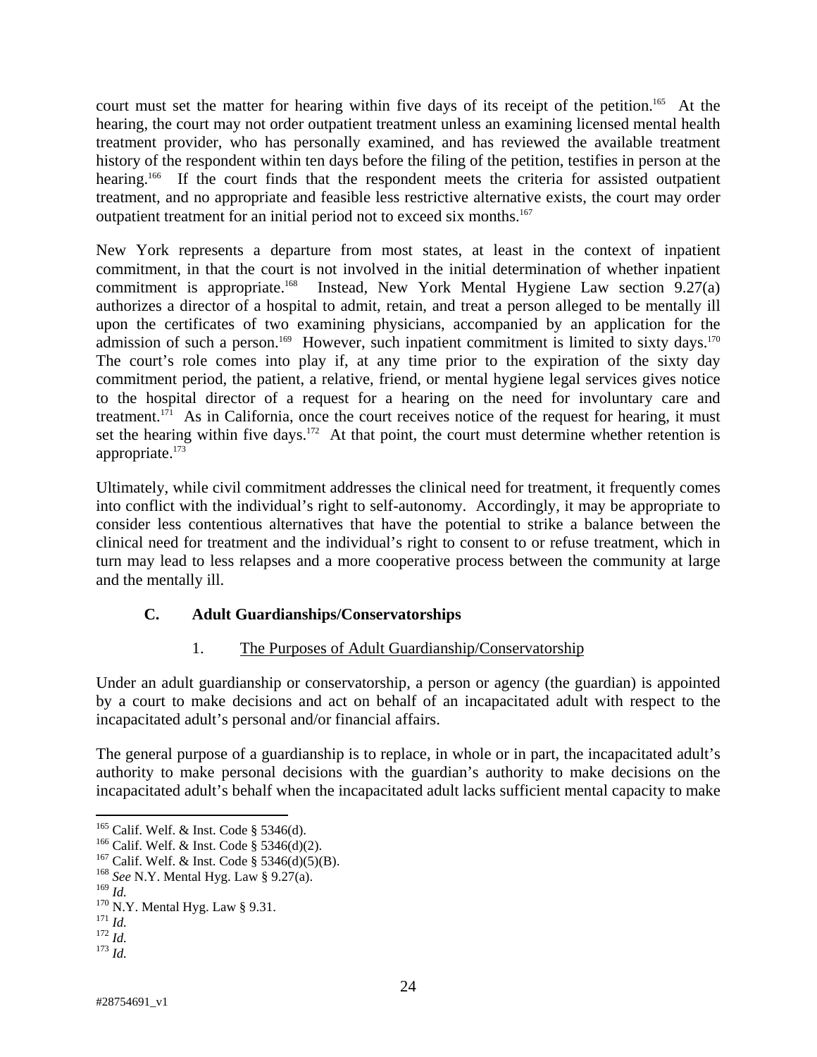court must set the matter for hearing within five days of its receipt of the petition.[165] At the hearing, the court may not order outpatient treatment unless an examining licensed mental health treatment provider, who has personally examined, and has reviewed the available treatment history of the respondent within ten days before the filing of the petition, testifies in person at the hearing.[166] If the court finds that the respondent meets the criteria for assisted outpatient treatment, and no appropriate and feasible less restrictive alternative exists, the court may order outpatient treatment for an initial period not to exceed six months.[167]

New York represents a departure from most states, at least in the context of inpatient commitment, in that the court is not involved in the initial determination of whether inpatient commitment is appropriate.[168] Instead, New York Mental Hygiene Law section 9.27(a) authorizes a director of a hospital to admit, retain, and treat a person alleged to be mentally ill upon the certificates of two examining physicians, accompanied by an application for the admission of such a person.[169] However, such inpatient commitment is limited to sixty days.[170] The court's role comes into play if, at any time prior to the expiration of the sixty day commitment period, the patient, a relative, friend, or mental hygiene legal services gives notice to the hospital director of a request for a hearing on the need for involuntary care and treatment.[171] As in California, once the court receives notice of the request for hearing, it must set the hearing within five days.[172] At that point, the court must determine whether retention is appropriate.[173]

Ultimately, while civil commitment addresses the clinical need for treatment, it frequently comes into conflict with the individual's right to self-autonomy. Accordingly, it may be appropriate to consider less contentious alternatives that have the potential to strike a balance between the clinical need for treatment and the individual's right to consent to or refuse treatment, which in turn may lead to less relapses and a more cooperative process between the community at large and the mentally ill.

### C. Adult Guardianships/Conservatorships

#### 1. The Purposes of Adult Guardianship/Conservatorship

Under an adult guardianship or conservatorship, a person or agency (the guardian) is appointed by a court to make decisions and act on behalf of an incapacitated adult with respect to the incapacitated adult's personal and/or financial affairs.

The general purpose of a guardianship is to replace, in whole or in part, the incapacitated adult's authority to make personal decisions with the guardian's authority to make decisions on the incapacitated adult's behalf when the incapacitated adult lacks sufficient mental capacity to make

---

[165] Calif. Welf. & Inst. Code § 5346(d).
[166] Calif. Welf. & Inst. Code § 5346(d)(2).
[167] Calif. Welf. & Inst. Code § 5346(d)(5)(B).
[168] *See* N.Y. Mental Hyg. Law § 9.27(a).
[169] *Id.*
[170] N.Y. Mental Hyg. Law § 9.31.
[171] *Id.*
[172] *Id.*
[173] *Id.*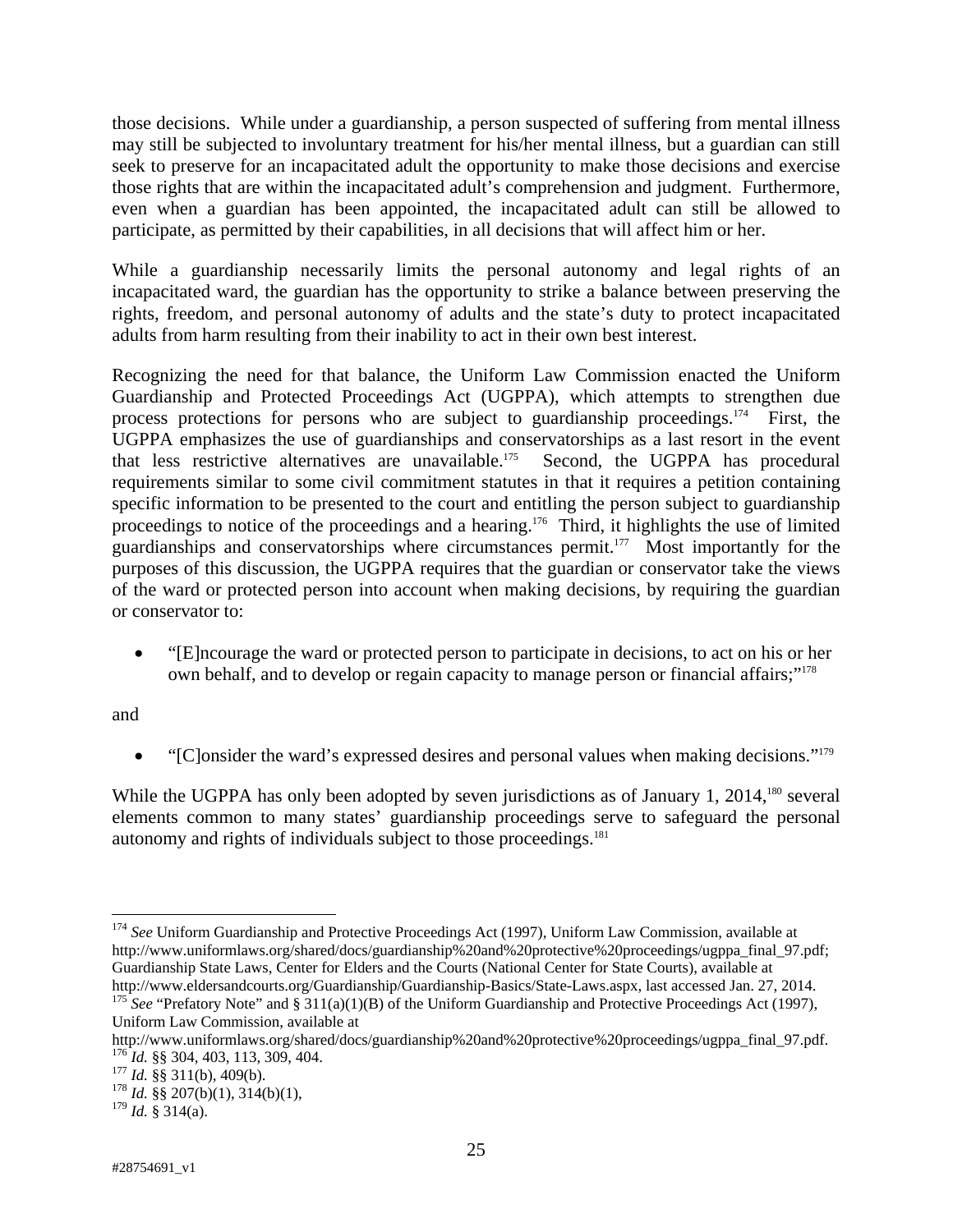those decisions. While under a guardianship, a person suspected of suffering from mental illness may still be subjected to involuntary treatment for his/her mental illness, but a guardian can still seek to preserve for an incapacitated adult the opportunity to make those decisions and exercise those rights that are within the incapacitated adult's comprehension and judgment. Furthermore, even when a guardian has been appointed, the incapacitated adult can still be allowed to participate, as permitted by their capabilities, in all decisions that will affect him or her.

While a guardianship necessarily limits the personal autonomy and legal rights of an incapacitated ward, the guardian has the opportunity to strike a balance between preserving the rights, freedom, and personal autonomy of adults and the state's duty to protect incapacitated adults from harm resulting from their inability to act in their own best interest.

Recognizing the need for that balance, the Uniform Law Commission enacted the Uniform Guardianship and Protected Proceedings Act (UGPPA), which attempts to strengthen due process protections for persons who are subject to guardianship proceedings.[174] First, the UGPPA emphasizes the use of guardianships and conservatorships as a last resort in the event that less restrictive alternatives are unavailable.[175] Second, the UGPPA has procedural requirements similar to some civil commitment statutes in that it requires a petition containing specific information to be presented to the court and entitling the person subject to guardianship proceedings to notice of the proceedings and a hearing.[176] Third, it highlights the use of limited guardianships and conservatorships where circumstances permit.[177] Most importantly for the purposes of this discussion, the UGPPA requires that the guardian or conservator take the views of the ward or protected person into account when making decisions, by requiring the guardian or conservator to:

- "[E]ncourage the ward or protected person to participate in decisions, to act on his or her own behalf, and to develop or regain capacity to manage person or financial affairs;"[178]

and

- "[C]onsider the ward's expressed desires and personal values when making decisions."[179]

While the UGPPA has only been adopted by seven jurisdictions as of January 1, 2014,[180] several elements common to many states' guardianship proceedings serve to safeguard the personal autonomy and rights of individuals subject to those proceedings.[181]

---

[174] *See* Uniform Guardianship and Protective Proceedings Act (1997), Uniform Law Commission, available at http://www.uniformlaws.org/shared/docs/guardianship%20and%20protective%20proceedings/ugppa_final_97.pdf; Guardianship State Laws, Center for Elders and the Courts (National Center for State Courts), available at http://www.eldersandcourts.org/Guardianship/Guardianship-Basics/State-Laws.aspx, last accessed Jan. 27, 2014.

[175] *See* "Prefatory Note" and § 311(a)(1)(B) of the Uniform Guardianship and Protective Proceedings Act (1997), Uniform Law Commission, available at http://www.uniformlaws.org/shared/docs/guardianship%20and%20protective%20proceedings/ugppa_final_97.pdf.

[176] *Id.* §§ 304, 403, 113, 309, 404.

[177] *Id.* §§ 311(b), 409(b).

[178] *Id.* §§ 207(b)(1), 314(b)(1),

[179] *Id.* § 314(a).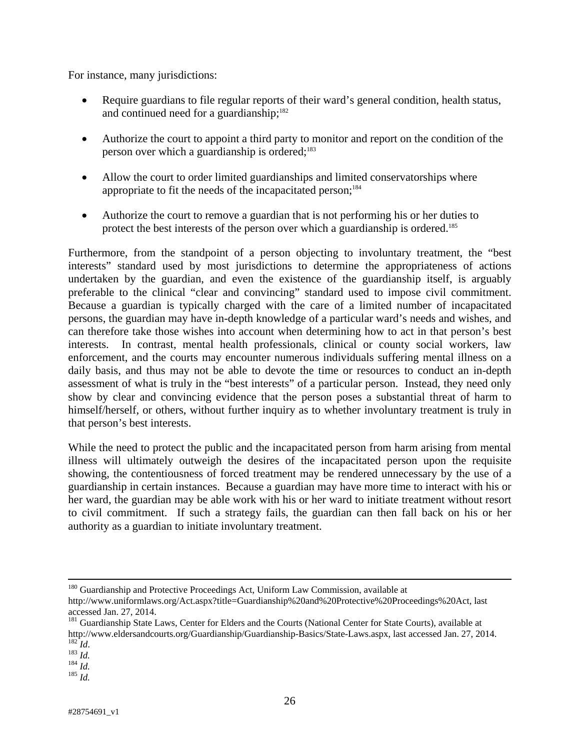For instance, many jurisdictions:

- Require guardians to file regular reports of their ward's general condition, health status, and continued need for a guardianship;[182]

- Authorize the court to appoint a third party to monitor and report on the condition of the person over which a guardianship is ordered;[183]

- Allow the court to order limited guardianships and limited conservatorships where appropriate to fit the needs of the incapacitated person;[184]

- Authorize the court to remove a guardian that is not performing his or her duties to protect the best interests of the person over which a guardianship is ordered.[185]

Furthermore, from the standpoint of a person objecting to involuntary treatment, the "best interests" standard used by most jurisdictions to determine the appropriateness of actions undertaken by the guardian, and even the existence of the guardianship itself, is arguably preferable to the clinical "clear and convincing" standard used to impose civil commitment. Because a guardian is typically charged with the care of a limited number of incapacitated persons, the guardian may have in-depth knowledge of a particular ward's needs and wishes, and can therefore take those wishes into account when determining how to act in that person's best interests. In contrast, mental health professionals, clinical or county social workers, law enforcement, and the courts may encounter numerous individuals suffering mental illness on a daily basis, and thus may not be able to devote the time or resources to conduct an in-depth assessment of what is truly in the "best interests" of a particular person. Instead, they need only show by clear and convincing evidence that the person poses a substantial threat of harm to himself/herself, or others, without further inquiry as to whether involuntary treatment is truly in that person's best interests.

While the need to protect the public and the incapacitated person from harm arising from mental illness will ultimately outweigh the desires of the incapacitated person upon the requisite showing, the contentiousness of forced treatment may be rendered unnecessary by the use of a guardianship in certain instances. Because a guardian may have more time to interact with his or her ward, the guardian may be able work with his or her ward to initiate treatment without resort to civil commitment. If such a strategy fails, the guardian can then fall back on his or her authority as a guardian to initiate involuntary treatment.

---

[180] Guardianship and Protective Proceedings Act, Uniform Law Commission, available at http://www.uniformlaws.org/Act.aspx?title=Guardianship%20and%20Protective%20Proceedings%20Act, last accessed Jan. 27, 2014.

[181] Guardianship State Laws, Center for Elders and the Courts (National Center for State Courts), available at http://www.eldersandcourts.org/Guardianship/Guardianship-Basics/State-Laws.aspx, last accessed Jan. 27, 2014.

[182] *Id*.

[183] *Id.*

[184] *Id.*

[185] *Id.*

#28754691_v1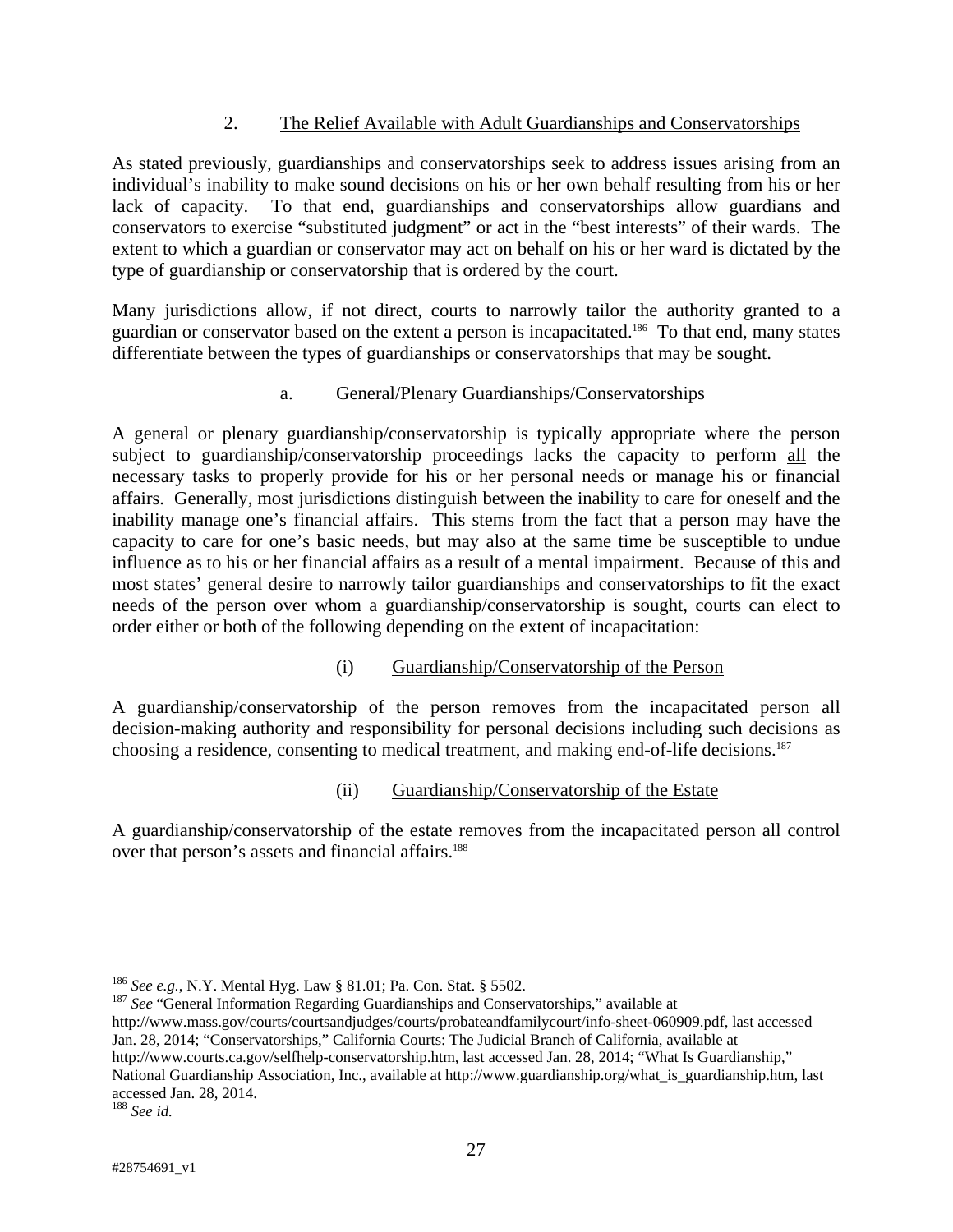### 2. <u>The Relief Available with Adult Guardianships and Conservatorships</u>

As stated previously, guardianships and conservatorships seek to address issues arising from an individual's inability to make sound decisions on his or her own behalf resulting from his or her lack of capacity. To that end, guardianships and conservatorships allow guardians and conservators to exercise "substituted judgment" or act in the "best interests" of their wards. The extent to which a guardian or conservator may act on behalf on his or her ward is dictated by the type of guardianship or conservatorship that is ordered by the court.

Many jurisdictions allow, if not direct, courts to narrowly tailor the authority granted to a guardian or conservator based on the extent a person is incapacitated.[186] To that end, many states differentiate between the types of guardianships or conservatorships that may be sought.

#### a. <u>General/Plenary Guardianships/Conservatorships</u>

A general or plenary guardianship/conservatorship is typically appropriate where the person subject to guardianship/conservatorship proceedings lacks the capacity to perform <u>all</u> the necessary tasks to properly provide for his or her personal needs or manage his or financial affairs. Generally, most jurisdictions distinguish between the inability to care for oneself and the inability manage one's financial affairs. This stems from the fact that a person may have the capacity to care for one's basic needs, but may also at the same time be susceptible to undue influence as to his or her financial affairs as a result of a mental impairment. Because of this and most states' general desire to narrowly tailor guardianships and conservatorships to fit the exact needs of the person over whom a guardianship/conservatorship is sought, courts can elect to order either or both of the following depending on the extent of incapacitation:

##### (i) <u>Guardianship/Conservatorship of the Person</u>

A guardianship/conservatorship of the person removes from the incapacitated person all decision-making authority and responsibility for personal decisions including such decisions as choosing a residence, consenting to medical treatment, and making end-of-life decisions.[187]

##### (ii) <u>Guardianship/Conservatorship of the Estate</u>

A guardianship/conservatorship of the estate removes from the incapacitated person all control over that person's assets and financial affairs.[188]

---

[186] *See e.g.*, N.Y. Mental Hyg. Law § 81.01; Pa. Con. Stat. § 5502.

[187] *See* "General Information Regarding Guardianships and Conservatorships," available at http://www.mass.gov/courts/courtsandjudges/courts/probateandfamilycourt/info-sheet-060909.pdf, last accessed Jan. 28, 2014; "Conservatorships," California Courts: The Judicial Branch of California, available at http://www.courts.ca.gov/selfhelp-conservatorship.htm, last accessed Jan. 28, 2014; "What Is Guardianship," National Guardianship Association, Inc., available at http://www.guardianship.org/what_is_guardianship.htm, last accessed Jan. 28, 2014.

[188] *See id.*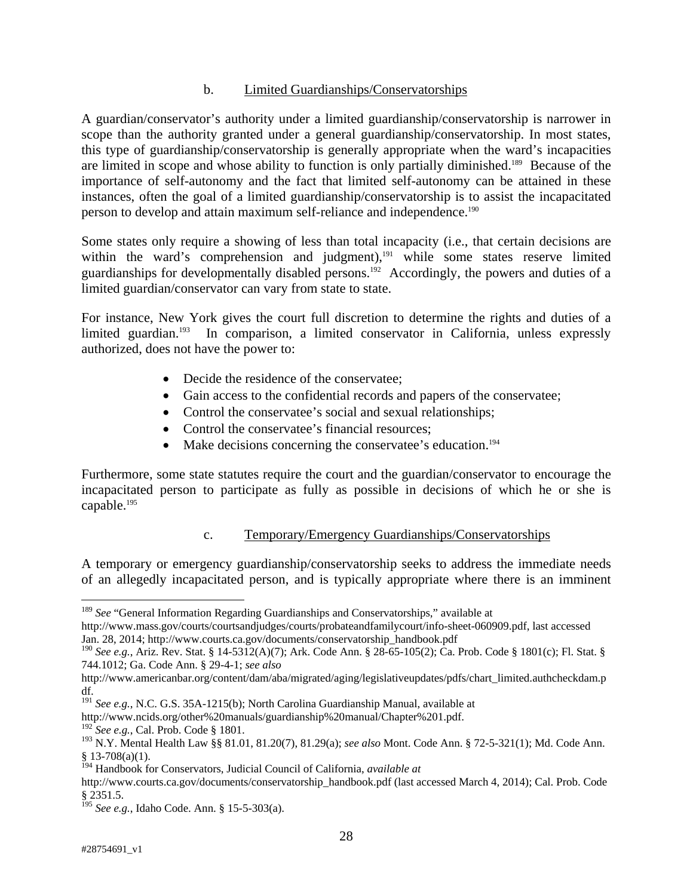b. Limited Guardianships/Conservatorships

A guardian/conservator's authority under a limited guardianship/conservatorship is narrower in scope than the authority granted under a general guardianship/conservatorship. In most states, this type of guardianship/conservatorship is generally appropriate when the ward's incapacities are limited in scope and whose ability to function is only partially diminished.[189] Because of the importance of self-autonomy and the fact that limited self-autonomy can be attained in these instances, often the goal of a limited guardianship/conservatorship is to assist the incapacitated person to develop and attain maximum self-reliance and independence.[190]

Some states only require a showing of less than total incapacity (i.e., that certain decisions are within the ward's comprehension and judgment),[191] while some states reserve limited guardianships for developmentally disabled persons.[192] Accordingly, the powers and duties of a limited guardian/conservator can vary from state to state.

For instance, New York gives the court full discretion to determine the rights and duties of a limited guardian.[193] In comparison, a limited conservator in California, unless expressly authorized, does not have the power to:

- Decide the residence of the conservatee;
- Gain access to the confidential records and papers of the conservatee;
- Control the conservatee's social and sexual relationships;
- Control the conservatee's financial resources;
- Make decisions concerning the conservatee's education.[194]

Furthermore, some state statutes require the court and the guardian/conservator to encourage the incapacitated person to participate as fully as possible in decisions of which he or she is capable.[195]

c. Temporary/Emergency Guardianships/Conservatorships

A temporary or emergency guardianship/conservatorship seeks to address the immediate needs of an allegedly incapacitated person, and is typically appropriate where there is an imminent

---

[189] *See* "General Information Regarding Guardianships and Conservatorships," available at http://www.mass.gov/courts/courtsandjudges/courts/probateandfamilycourt/info-sheet-060909.pdf, last accessed Jan. 28, 2014; http://www.courts.ca.gov/documents/conservatorship_handbook.pdf

[190] *See e.g.*, Ariz. Rev. Stat. § 14-5312(A)(7); Ark. Code Ann. § 28-65-105(2); Ca. Prob. Code § 1801(c); Fl. Stat. § 744.1012; Ga. Code Ann. § 29-4-1; *see also* http://www.americanbar.org/content/dam/aba/migrated/aging/legislativeupdates/pdfs/chart_limited.authcheckdam.pdf.

[191] *See e.g.*, N.C. G.S. 35A-1215(b); North Carolina Guardianship Manual, available at http://www.ncids.org/other%20manuals/guardianship%20manual/Chapter%201.pdf.

[192] *See e.g.*, Cal. Prob. Code § 1801.

[193] N.Y. Mental Health Law §§ 81.01, 81.20(7), 81.29(a); *see also* Mont. Code Ann. § 72-5-321(1); Md. Code Ann. § 13-708(a)(1).

[194] Handbook for Conservators, Judicial Council of California, *available at* http://www.courts.ca.gov/documents/conservatorship_handbook.pdf (last accessed March 4, 2014); Cal. Prob. Code § 2351.5.

[195] *See e.g.*, Idaho Code. Ann. § 15-5-303(a).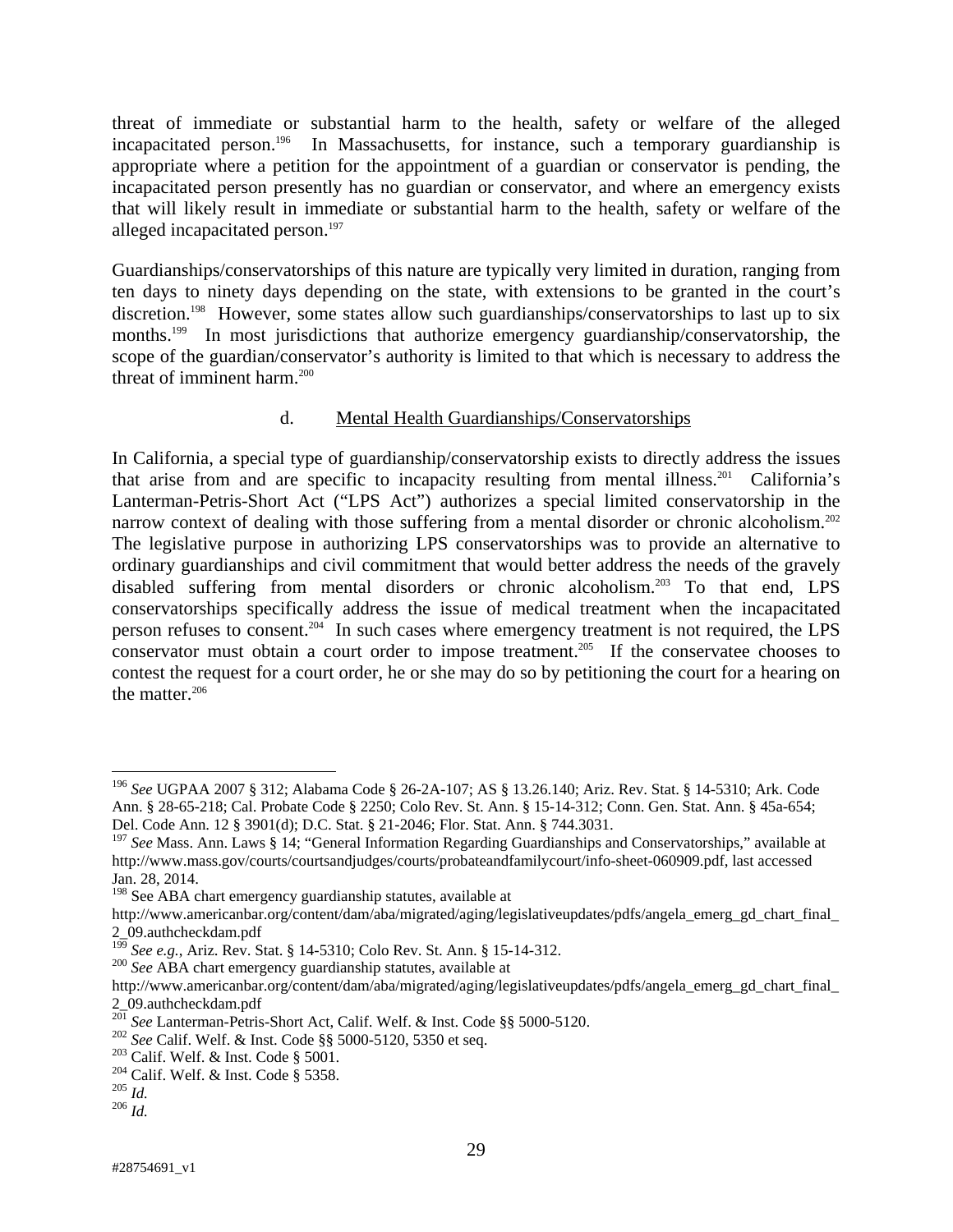threat of immediate or substantial harm to the health, safety or welfare of the alleged incapacitated person.[196] In Massachusetts, for instance, such a temporary guardianship is appropriate where a petition for the appointment of a guardian or conservator is pending, the incapacitated person presently has no guardian or conservator, and where an emergency exists that will likely result in immediate or substantial harm to the health, safety or welfare of the alleged incapacitated person.[197]

Guardianships/conservatorships of this nature are typically very limited in duration, ranging from ten days to ninety days depending on the state, with extensions to be granted in the court's discretion.[198] However, some states allow such guardianships/conservatorships to last up to six months.[199] In most jurisdictions that authorize emergency guardianship/conservatorship, the scope of the guardian/conservator's authority is limited to that which is necessary to address the threat of imminent harm.[200]

### d. Mental Health Guardianships/Conservatorships

In California, a special type of guardianship/conservatorship exists to directly address the issues that arise from and are specific to incapacity resulting from mental illness.[201] California's Lanterman-Petris-Short Act ("LPS Act") authorizes a special limited conservatorship in the narrow context of dealing with those suffering from a mental disorder or chronic alcoholism.[202] The legislative purpose in authorizing LPS conservatorships was to provide an alternative to ordinary guardianships and civil commitment that would better address the needs of the gravely disabled suffering from mental disorders or chronic alcoholism.[203] To that end, LPS conservatorships specifically address the issue of medical treatment when the incapacitated person refuses to consent.[204] In such cases where emergency treatment is not required, the LPS conservator must obtain a court order to impose treatment.[205] If the conservatee chooses to contest the request for a court order, he or she may do so by petitioning the court for a hearing on the matter.[206]

---

[196] *See* UGPAA 2007 § 312; Alabama Code § 26-2A-107; AS § 13.26.140; Ariz. Rev. Stat. § 14-5310; Ark. Code Ann. § 28-65-218; Cal. Probate Code § 2250; Colo Rev. St. Ann. § 15-14-312; Conn. Gen. Stat. Ann. § 45a-654; Del. Code Ann. 12 § 3901(d); D.C. Stat. § 21-2046; Flor. Stat. Ann. § 744.3031.

[197] *See* Mass. Ann. Laws § 14; "General Information Regarding Guardianships and Conservatorships," available at http://www.mass.gov/courts/courtsandjudges/courts/probateandfamilycourt/info-sheet-060909.pdf, last accessed Jan. 28, 2014.

[198] See ABA chart emergency guardianship statutes, available at http://www.americanbar.org/content/dam/aba/migrated/aging/legislativeupdates/pdfs/angela_emerg_gd_chart_final_2_09.authcheckdam.pdf

[199] *See e.g.*, Ariz. Rev. Stat. § 14-5310; Colo Rev. St. Ann. § 15-14-312.

[200] *See* ABA chart emergency guardianship statutes, available at http://www.americanbar.org/content/dam/aba/migrated/aging/legislativeupdates/pdfs/angela_emerg_gd_chart_final_2_09.authcheckdam.pdf

[201] *See* Lanterman-Petris-Short Act, Calif. Welf. & Inst. Code §§ 5000-5120.

[202] *See* Calif. Welf. & Inst. Code §§ 5000-5120, 5350 et seq.

[203] Calif. Welf. & Inst. Code § 5001.

[204] Calif. Welf. & Inst. Code § 5358.

[205] *Id.*

[206] *Id.*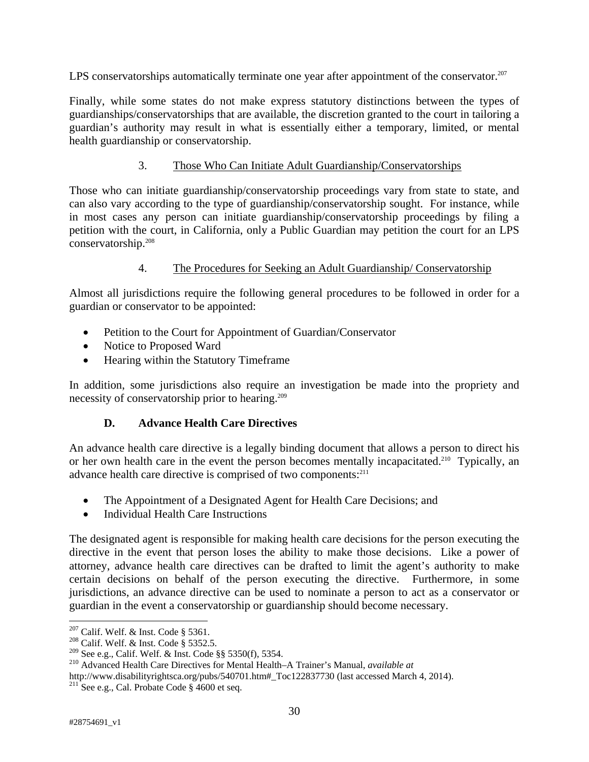LPS conservatorships automatically terminate one year after appointment of the conservator.[207]

Finally, while some states do not make express statutory distinctions between the types of guardianships/conservatorships that are available, the discretion granted to the court in tailoring a guardian's authority may result in what is essentially either a temporary, limited, or mental health guardianship or conservatorship.

### 3. Those Who Can Initiate Adult Guardianship/Conservatorships

Those who can initiate guardianship/conservatorship proceedings vary from state to state, and can also vary according to the type of guardianship/conservatorship sought. For instance, while in most cases any person can initiate guardianship/conservatorship proceedings by filing a petition with the court, in California, only a Public Guardian may petition the court for an LPS conservatorship.[208]

### 4. The Procedures for Seeking an Adult Guardianship/ Conservatorship

Almost all jurisdictions require the following general procedures to be followed in order for a guardian or conservator to be appointed:

- Petition to the Court for Appointment of Guardian/Conservator
- Notice to Proposed Ward
- Hearing within the Statutory Timeframe

In addition, some jurisdictions also require an investigation be made into the propriety and necessity of conservatorship prior to hearing.[209]

## D. Advance Health Care Directives

An advance health care directive is a legally binding document that allows a person to direct his or her own health care in the event the person becomes mentally incapacitated.[210] Typically, an advance health care directive is comprised of two components:[211]

- The Appointment of a Designated Agent for Health Care Decisions; and
- Individual Health Care Instructions

The designated agent is responsible for making health care decisions for the person executing the directive in the event that person loses the ability to make those decisions. Like a power of attorney, advance health care directives can be drafted to limit the agent's authority to make certain decisions on behalf of the person executing the directive. Furthermore, in some jurisdictions, an advance directive can be used to nominate a person to act as a conservator or guardian in the event a conservatorship or guardianship should become necessary.

---

[207] Calif. Welf. & Inst. Code § 5361.

[208] Calif. Welf. & Inst. Code § 5352.5.

[209] See e.g., Calif. Welf. & Inst. Code §§ 5350(f), 5354.

[210] Advanced Health Care Directives for Mental Health–A Trainer's Manual, *available at* http://www.disabilityrightsca.org/pubs/540701.htm#_Toc122837730 (last accessed March 4, 2014).

[211] See e.g., Cal. Probate Code § 4600 et seq.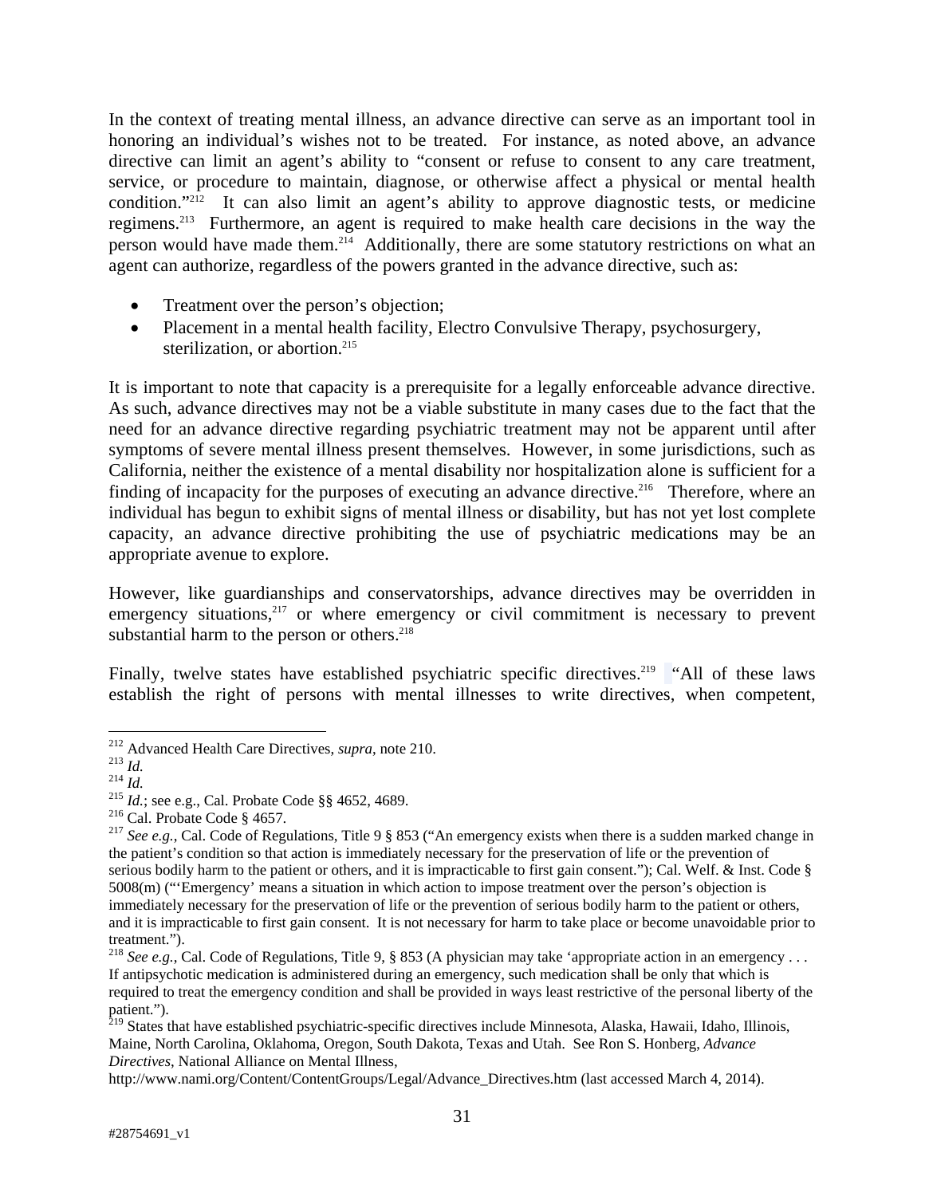In the context of treating mental illness, an advance directive can serve as an important tool in honoring an individual's wishes not to be treated. For instance, as noted above, an advance directive can limit an agent's ability to "consent or refuse to consent to any care treatment, service, or procedure to maintain, diagnose, or otherwise affect a physical or mental health condition."[212] It can also limit an agent's ability to approve diagnostic tests, or medicine regimens.[213] Furthermore, an agent is required to make health care decisions in the way the person would have made them.[214] Additionally, there are some statutory restrictions on what an agent can authorize, regardless of the powers granted in the advance directive, such as:

- Treatment over the person's objection;
- Placement in a mental health facility, Electro Convulsive Therapy, psychosurgery, sterilization, or abortion.[215]

It is important to note that capacity is a prerequisite for a legally enforceable advance directive. As such, advance directives may not be a viable substitute in many cases due to the fact that the need for an advance directive regarding psychiatric treatment may not be apparent until after symptoms of severe mental illness present themselves. However, in some jurisdictions, such as California, neither the existence of a mental disability nor hospitalization alone is sufficient for a finding of incapacity for the purposes of executing an advance directive.[216] Therefore, where an individual has begun to exhibit signs of mental illness or disability, but has not yet lost complete capacity, an advance directive prohibiting the use of psychiatric medications may be an appropriate avenue to explore.

However, like guardianships and conservatorships, advance directives may be overridden in emergency situations,[217] or where emergency or civil commitment is necessary to prevent substantial harm to the person or others.[218]

Finally, twelve states have established psychiatric specific directives.[219] "All of these laws establish the right of persons with mental illnesses to write directives, when competent,

---

[212] Advanced Health Care Directives, *supra*, note 210.

[213] *Id.*

[214] *Id.*

[215] *Id.*; see e.g., Cal. Probate Code §§ 4652, 4689.

[216] Cal. Probate Code § 4657.

[217] *See e.g.*, Cal. Code of Regulations, Title 9 § 853 ("An emergency exists when there is a sudden marked change in the patient's condition so that action is immediately necessary for the preservation of life or the prevention of serious bodily harm to the patient or others, and it is impracticable to first gain consent."); Cal. Welf. & Inst. Code § 5008(m) ("'Emergency' means a situation in which action to impose treatment over the person's objection is immediately necessary for the preservation of life or the prevention of serious bodily harm to the patient or others, and it is impracticable to first gain consent. It is not necessary for harm to take place or become unavoidable prior to treatment.").

[218] *See e.g.*, Cal. Code of Regulations, Title 9, § 853 (A physician may take 'appropriate action in an emergency . . . If antipsychotic medication is administered during an emergency, such medication shall be only that which is required to treat the emergency condition and shall be provided in ways least restrictive of the personal liberty of the patient.").

[219] States that have established psychiatric-specific directives include Minnesota, Alaska, Hawaii, Idaho, Illinois, Maine, North Carolina, Oklahoma, Oregon, South Dakota, Texas and Utah. See Ron S. Honberg, *Advance Directives*, National Alliance on Mental Illness, http://www.nami.org/Content/ContentGroups/Legal/Advance_Directives.htm (last accessed March 4, 2014).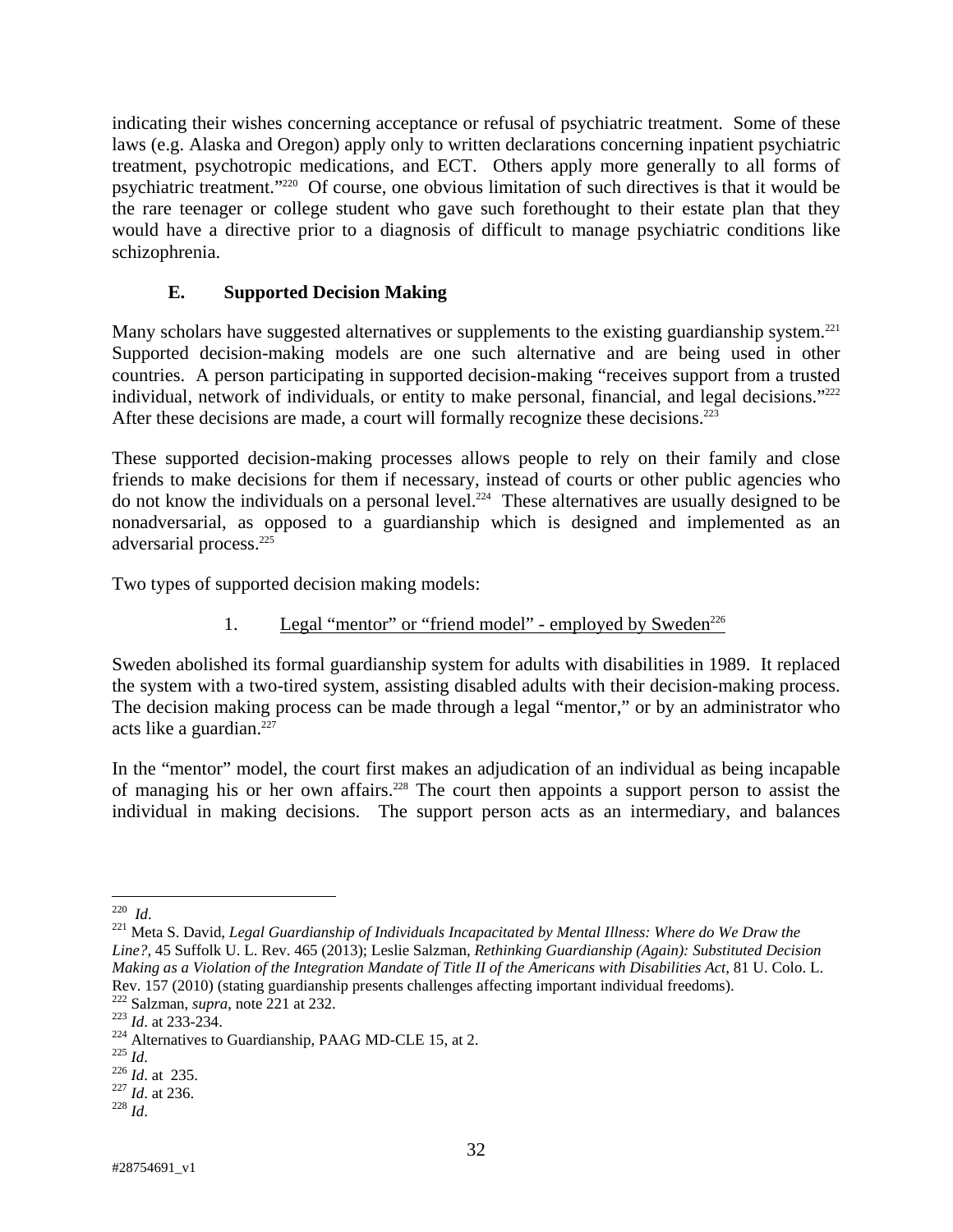indicating their wishes concerning acceptance or refusal of psychiatric treatment. Some of these laws (e.g. Alaska and Oregon) apply only to written declarations concerning inpatient psychiatric treatment, psychotropic medications, and ECT. Others apply more generally to all forms of psychiatric treatment."[220] Of course, one obvious limitation of such directives is that it would be the rare teenager or college student who gave such forethought to their estate plan that they would have a directive prior to a diagnosis of difficult to manage psychiatric conditions like schizophrenia.

### E. Supported Decision Making

Many scholars have suggested alternatives or supplements to the existing guardianship system.[221] Supported decision-making models are one such alternative and are being used in other countries. A person participating in supported decision-making "receives support from a trusted individual, network of individuals, or entity to make personal, financial, and legal decisions."[222] After these decisions are made, a court will formally recognize these decisions.[223]

These supported decision-making processes allows people to rely on their family and close friends to make decisions for them if necessary, instead of courts or other public agencies who do not know the individuals on a personal level.[224] These alternatives are usually designed to be nonadversarial, as opposed to a guardianship which is designed and implemented as an adversarial process.[225]

Two types of supported decision making models:

1. Legal "mentor" or "friend model" - employed by Sweden[226]

Sweden abolished its formal guardianship system for adults with disabilities in 1989. It replaced the system with a two-tired system, assisting disabled adults with their decision-making process. The decision making process can be made through a legal "mentor," or by an administrator who acts like a guardian.[227]

In the "mentor" model, the court first makes an adjudication of an individual as being incapable of managing his or her own affairs.[228] The court then appoints a support person to assist the individual in making decisions. The support person acts as an intermediary, and balances

---

[220] *Id*.

[221] Meta S. David, *Legal Guardianship of Individuals Incapacitated by Mental Illness: Where do We Draw the Line?*, 45 Suffolk U. L. Rev. 465 (2013); Leslie Salzman, *Rethinking Guardianship (Again): Substituted Decision Making as a Violation of the Integration Mandate of Title II of the Americans with Disabilities Act*, 81 U. Colo. L. Rev. 157 (2010) (stating guardianship presents challenges affecting important individual freedoms).

[222] Salzman, *supra*, note 221 at 232.

[223] *Id*. at 233-234.

[224] Alternatives to Guardianship, PAAG MD-CLE 15, at 2.

[225] *Id*.

[226] *Id*. at 235.

[227] *Id*. at 236.

[228] *Id*.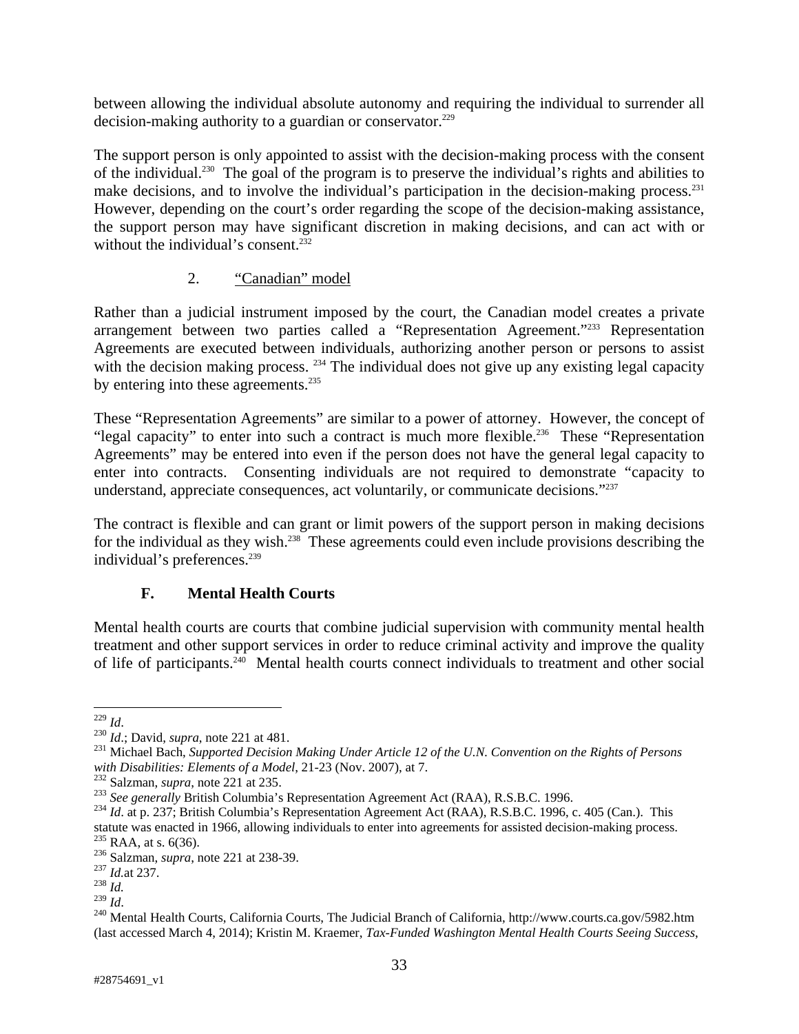between allowing the individual absolute autonomy and requiring the individual to surrender all decision-making authority to a guardian or conservator.[229]

The support person is only appointed to assist with the decision-making process with the consent of the individual.[230] The goal of the program is to preserve the individual's rights and abilities to make decisions, and to involve the individual's participation in the decision-making process.[231] However, depending on the court's order regarding the scope of the decision-making assistance, the support person may have significant discretion in making decisions, and can act with or without the individual's consent.[232]

2. "Canadian" model

Rather than a judicial instrument imposed by the court, the Canadian model creates a private arrangement between two parties called a "Representation Agreement."[233] Representation Agreements are executed between individuals, authorizing another person or persons to assist with the decision making process. [234] The individual does not give up any existing legal capacity by entering into these agreements.[235]

These "Representation Agreements" are similar to a power of attorney. However, the concept of "legal capacity" to enter into such a contract is much more flexible.[236] These "Representation Agreements" may be entered into even if the person does not have the general legal capacity to enter into contracts. Consenting individuals are not required to demonstrate "capacity to understand, appreciate consequences, act voluntarily, or communicate decisions."[237]

The contract is flexible and can grant or limit powers of the support person in making decisions for the individual as they wish.[238] These agreements could even include provisions describing the individual's preferences.[239]

### F. Mental Health Courts

Mental health courts are courts that combine judicial supervision with community mental health treatment and other support services in order to reduce criminal activity and improve the quality of life of participants.[240] Mental health courts connect individuals to treatment and other social

---

[229] *Id*.
[230] *Id*.; David, *supra*, note 221 at 481.
[231] Michael Bach, *Supported Decision Making Under Article 12 of the U.N. Convention on the Rights of Persons with Disabilities: Elements of a Model*, 21-23 (Nov. 2007), at 7.
[232] Salzman, *supra*, note 221 at 235.
[233] *See generally* British Columbia's Representation Agreement Act (RAA), R.S.B.C. 1996.
[234] *Id*. at p. 237; British Columbia's Representation Agreement Act (RAA), R.S.B.C. 1996, c. 405 (Can.). This statute was enacted in 1966, allowing individuals to enter into agreements for assisted decision-making process.
[235] RAA, at s. 6(36).
[236] Salzman, *supra*, note 221 at 238-39.
[237] *Id.*at 237.
[238] *Id.*
[239] *Id*.
[240] Mental Health Courts, California Courts, The Judicial Branch of California, http://www.courts.ca.gov/5982.htm (last accessed March 4, 2014); Kristin M. Kraemer, *Tax-Funded Washington Mental Health Courts Seeing Success*,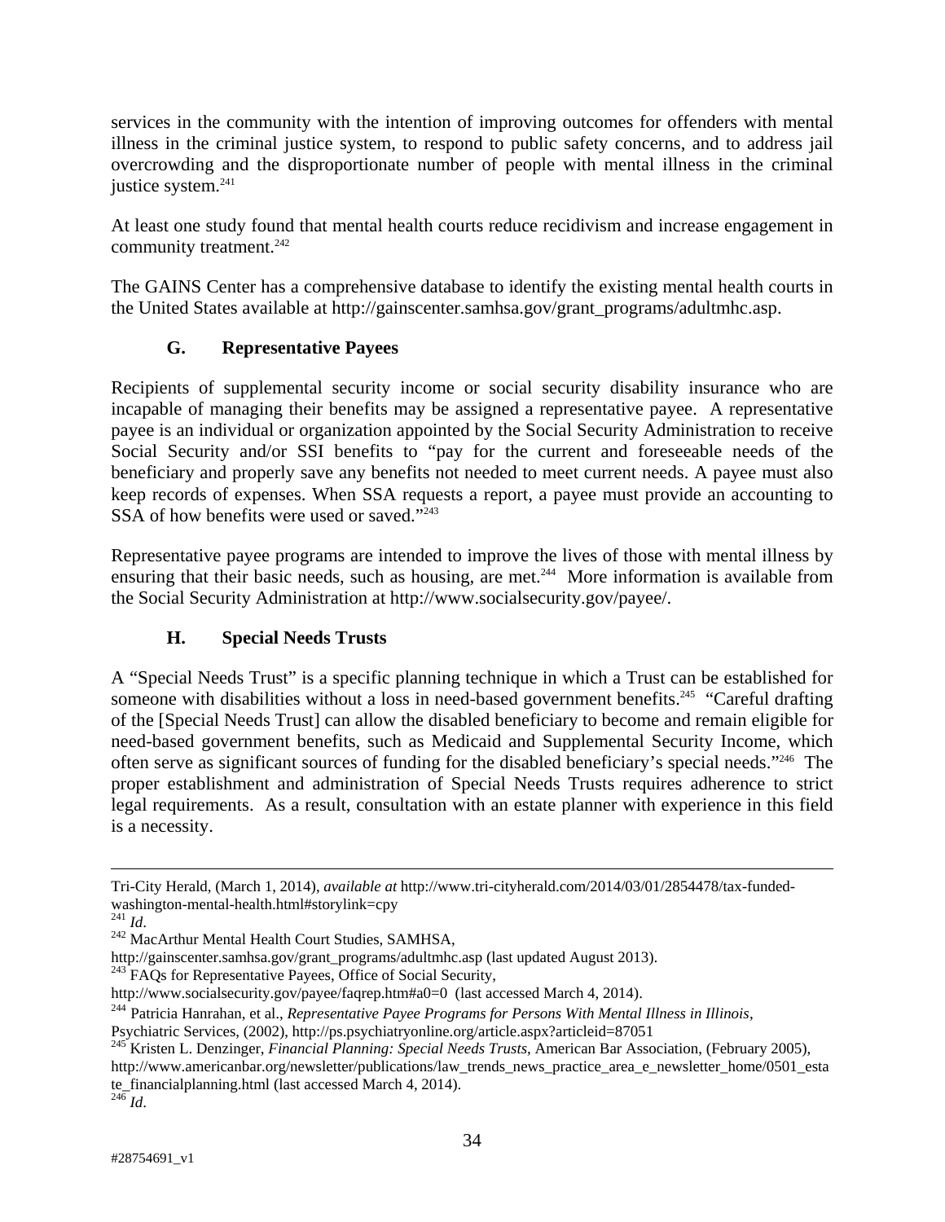services in the community with the intention of improving outcomes for offenders with mental illness in the criminal justice system, to respond to public safety concerns, and to address jail overcrowding and the disproportionate number of people with mental illness in the criminal justice system.[241]

At least one study found that mental health courts reduce recidivism and increase engagement in community treatment.[242]

The GAINS Center has a comprehensive database to identify the existing mental health courts in the United States available at http://gainscenter.samhsa.gov/grant_programs/adultmhc.asp.

### G. Representative Payees

Recipients of supplemental security income or social security disability insurance who are incapable of managing their benefits may be assigned a representative payee. A representative payee is an individual or organization appointed by the Social Security Administration to receive Social Security and/or SSI benefits to "pay for the current and foreseeable needs of the beneficiary and properly save any benefits not needed to meet current needs. A payee must also keep records of expenses. When SSA requests a report, a payee must provide an accounting to SSA of how benefits were used or saved."[243]

Representative payee programs are intended to improve the lives of those with mental illness by ensuring that their basic needs, such as housing, are met.[244] More information is available from the Social Security Administration at http://www.socialsecurity.gov/payee/.

### H. Special Needs Trusts

A "Special Needs Trust" is a specific planning technique in which a Trust can be established for someone with disabilities without a loss in need-based government benefits.[245] "Careful drafting of the [Special Needs Trust] can allow the disabled beneficiary to become and remain eligible for need-based government benefits, such as Medicaid and Supplemental Security Income, which often serve as significant sources of funding for the disabled beneficiary's special needs."[246] The proper establishment and administration of Special Needs Trusts requires adherence to strict legal requirements. As a result, consultation with an estate planner with experience in this field is a necessity.

---

Tri-City Herald, (March 1, 2014), *available at* http://www.tri-cityherald.com/2014/03/01/2854478/tax-funded-washington-mental-health.html#storylink=cpy

[241] *Id*.

[242] MacArthur Mental Health Court Studies, SAMHSA, http://gainscenter.samhsa.gov/grant_programs/adultmhc.asp (last updated August 2013).

[243] FAQs for Representative Payees, Office of Social Security, http://www.socialsecurity.gov/payee/faqrep.htm#a0=0 (last accessed March 4, 2014).

[244] Patricia Hanrahan, et al., *Representative Payee Programs for Persons With Mental Illness in Illinois*, Psychiatric Services, (2002), http://ps.psychiatryonline.org/article.aspx?articleid=87051

[245] Kristen L. Denzinger, *Financial Planning: Special Needs Trusts*, American Bar Association, (February 2005), http://www.americanbar.org/newsletter/publications/law_trends_news_practice_area_e_newsletter_home/0501_estate_financialplanning.html (last accessed March 4, 2014).

[246] *Id*.

#28754691_v1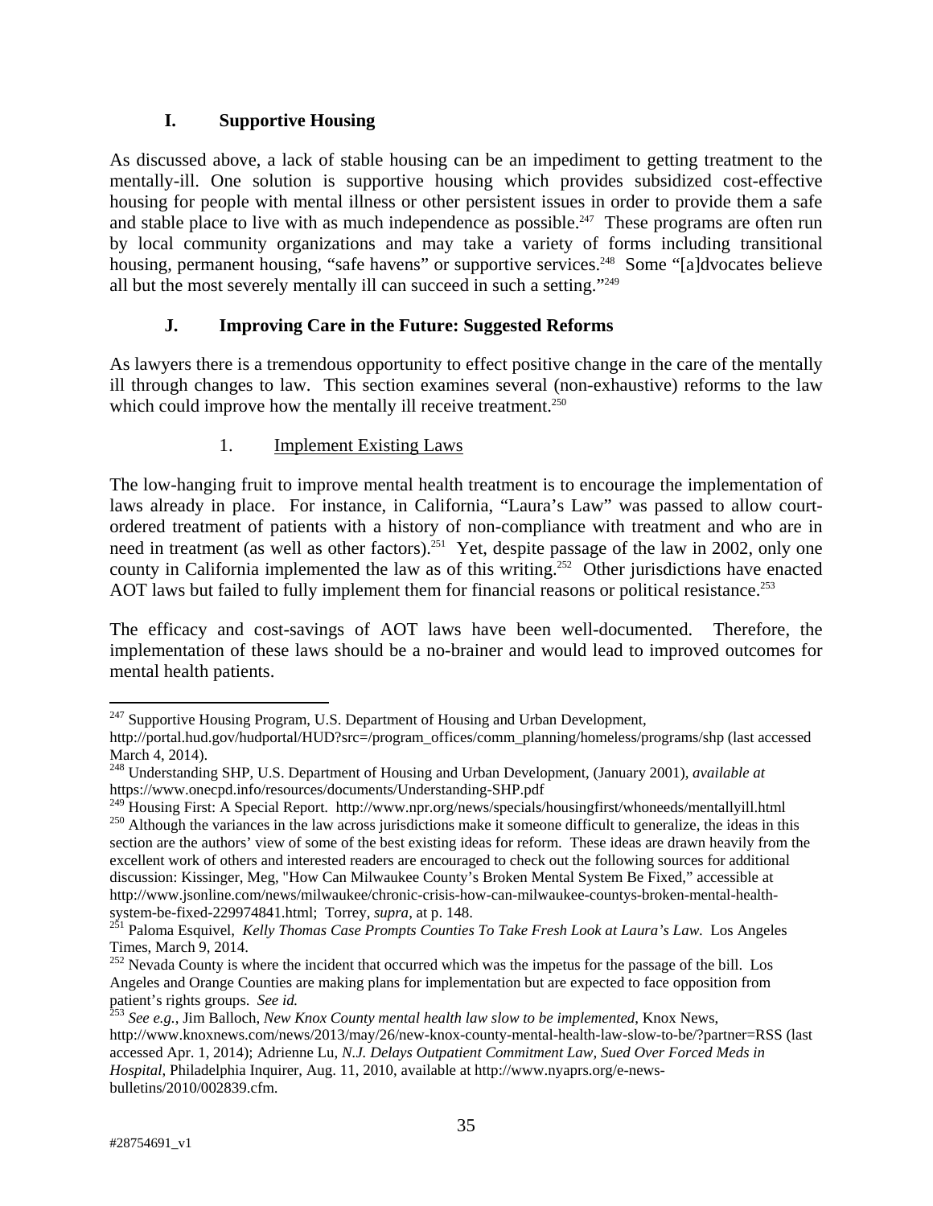### I. Supportive Housing

As discussed above, a lack of stable housing can be an impediment to getting treatment to the mentally-ill. One solution is supportive housing which provides subsidized cost-effective housing for people with mental illness or other persistent issues in order to provide them a safe and stable place to live with as much independence as possible.[247] These programs are often run by local community organizations and may take a variety of forms including transitional housing, permanent housing, "safe havens" or supportive services.[248] Some "[a]dvocates believe all but the most severely mentally ill can succeed in such a setting."[249]

### J. Improving Care in the Future: Suggested Reforms

As lawyers there is a tremendous opportunity to effect positive change in the care of the mentally ill through changes to law. This section examines several (non-exhaustive) reforms to the law which could improve how the mentally ill receive treatment.[250]

#### 1. Implement Existing Laws

The low-hanging fruit to improve mental health treatment is to encourage the implementation of laws already in place. For instance, in California, "Laura's Law" was passed to allow court-ordered treatment of patients with a history of non-compliance with treatment and who are in need in treatment (as well as other factors).[251] Yet, despite passage of the law in 2002, only one county in California implemented the law as of this writing.[252] Other jurisdictions have enacted AOT laws but failed to fully implement them for financial reasons or political resistance.[253]

The efficacy and cost-savings of AOT laws have been well-documented. Therefore, the implementation of these laws should be a no-brainer and would lead to improved outcomes for mental health patients.

---

[247] Supportive Housing Program, U.S. Department of Housing and Urban Development, http://portal.hud.gov/hudportal/HUD?src=/program_offices/comm_planning/homeless/programs/shp (last accessed March 4, 2014).

[248] Understanding SHP, U.S. Department of Housing and Urban Development, (January 2001), *available at* https://www.onecpd.info/resources/documents/Understanding-SHP.pdf

[249] Housing First: A Special Report. http://www.npr.org/news/specials/housingfirst/whoneeds/mentallyill.html

[250] Although the variances in the law across jurisdictions make it someone difficult to generalize, the ideas in this section are the authors' view of some of the best existing ideas for reform. These ideas are drawn heavily from the excellent work of others and interested readers are encouraged to check out the following sources for additional discussion: Kissinger, Meg, "How Can Milwaukee County's Broken Mental System Be Fixed," accessible at http://www.jsonline.com/news/milwaukee/chronic-crisis-how-can-milwaukee-countys-broken-mental-health-system-be-fixed-229974841.html; Torrey, *supra*, at p. 148.

[251] Paloma Esquivel, *Kelly Thomas Case Prompts Counties To Take Fresh Look at Laura's Law.* Los Angeles Times, March 9, 2014.

[252] Nevada County is where the incident that occurred which was the impetus for the passage of the bill. Los Angeles and Orange Counties are making plans for implementation but are expected to face opposition from patient's rights groups. *See id.*

[253] *See e.g.*, Jim Balloch, *New Knox County mental health law slow to be implemented*, Knox News, http://www.knoxnews.com/news/2013/may/26/new-knox-county-mental-health-law-slow-to-be/?partner=RSS (last accessed Apr. 1, 2014); Adrienne Lu, *N.J. Delays Outpatient Commitment Law, Sued Over Forced Meds in Hospital*, Philadelphia Inquirer, Aug. 11, 2010, available at http://www.nyaprs.org/e-news-bulletins/2010/002839.cfm.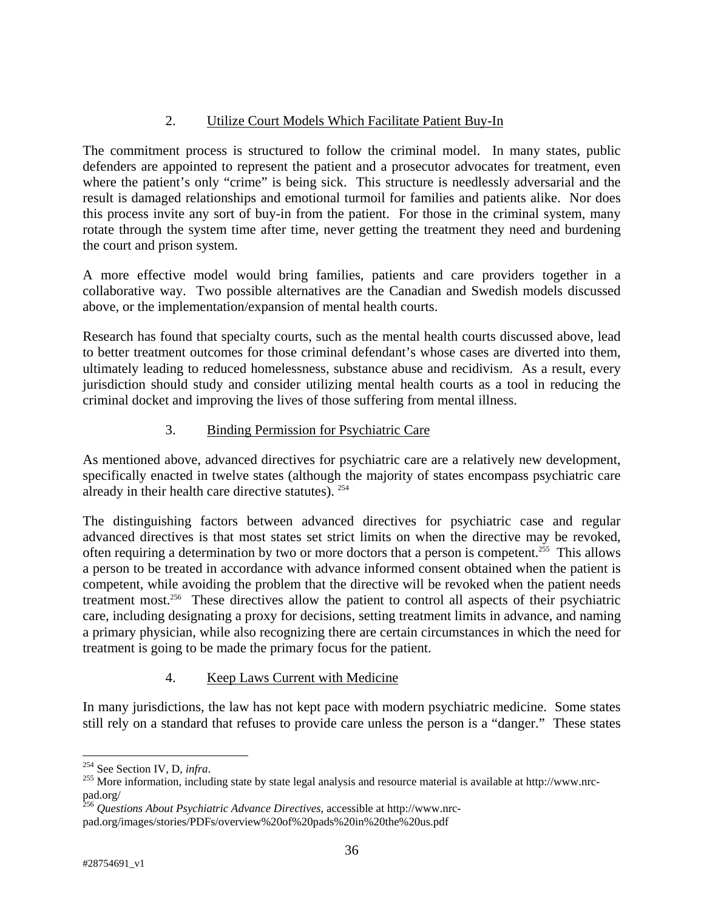### 2. Utilize Court Models Which Facilitate Patient Buy-In

The commitment process is structured to follow the criminal model. In many states, public defenders are appointed to represent the patient and a prosecutor advocates for treatment, even where the patient's only "crime" is being sick. This structure is needlessly adversarial and the result is damaged relationships and emotional turmoil for families and patients alike. Nor does this process invite any sort of buy-in from the patient. For those in the criminal system, many rotate through the system time after time, never getting the treatment they need and burdening the court and prison system.

A more effective model would bring families, patients and care providers together in a collaborative way. Two possible alternatives are the Canadian and Swedish models discussed above, or the implementation/expansion of mental health courts.

Research has found that specialty courts, such as the mental health courts discussed above, lead to better treatment outcomes for those criminal defendant's whose cases are diverted into them, ultimately leading to reduced homelessness, substance abuse and recidivism. As a result, every jurisdiction should study and consider utilizing mental health courts as a tool in reducing the criminal docket and improving the lives of those suffering from mental illness.

### 3. Binding Permission for Psychiatric Care

As mentioned above, advanced directives for psychiatric care are a relatively new development, specifically enacted in twelve states (although the majority of states encompass psychiatric care already in their health care directive statutes). [254]

The distinguishing factors between advanced directives for psychiatric case and regular advanced directives is that most states set strict limits on when the directive may be revoked, often requiring a determination by two or more doctors that a person is competent.[255] This allows a person to be treated in accordance with advance informed consent obtained when the patient is competent, while avoiding the problem that the directive will be revoked when the patient needs treatment most.[256] These directives allow the patient to control all aspects of their psychiatric care, including designating a proxy for decisions, setting treatment limits in advance, and naming a primary physician, while also recognizing there are certain circumstances in which the need for treatment is going to be made the primary focus for the patient.

### 4. Keep Laws Current with Medicine

In many jurisdictions, the law has not kept pace with modern psychiatric medicine. Some states still rely on a standard that refuses to provide care unless the person is a "danger." These states

---

[254] See Section IV, D, *infra*.

[255] More information, including state by state legal analysis and resource material is available at http://www.nrc-pad.org/

[256] *Questions About Psychiatric Advance Directives*, accessible at http://www.nrc-pad.org/images/stories/PDFs/overview%20of%20pads%20in%20the%20us.pdf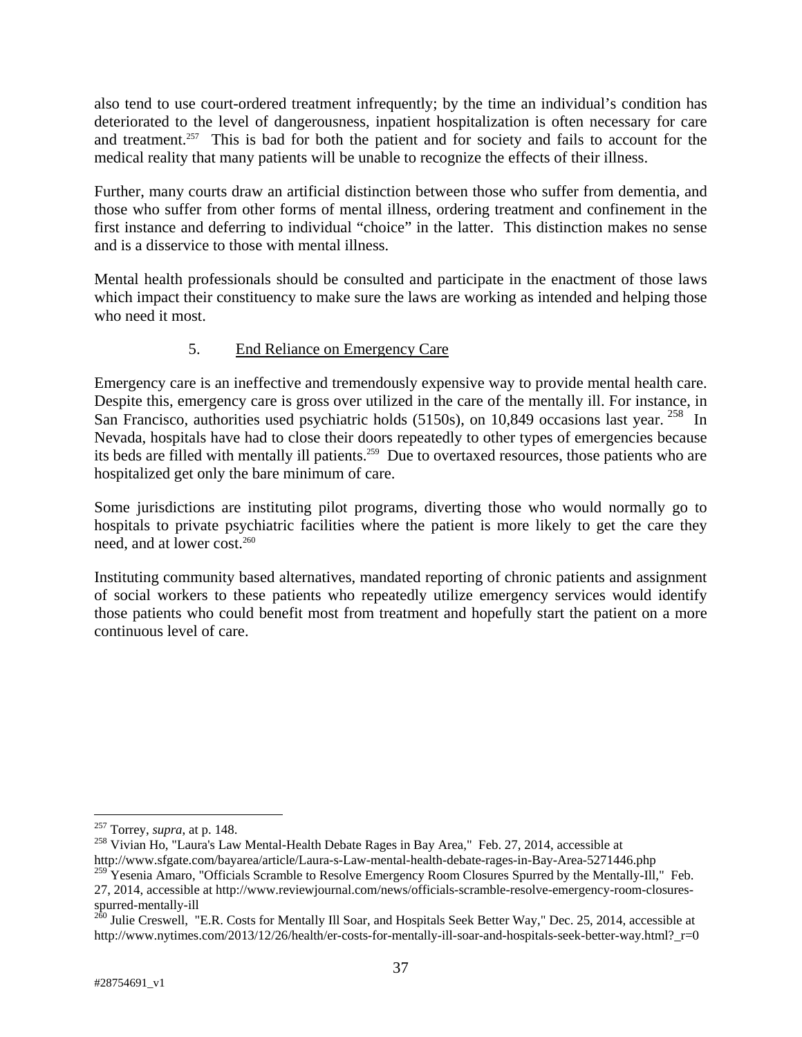also tend to use court-ordered treatment infrequently; by the time an individual's condition has deteriorated to the level of dangerousness, inpatient hospitalization is often necessary for care and treatment.[257] This is bad for both the patient and for society and fails to account for the medical reality that many patients will be unable to recognize the effects of their illness.

Further, many courts draw an artificial distinction between those who suffer from dementia, and those who suffer from other forms of mental illness, ordering treatment and confinement in the first instance and deferring to individual "choice" in the latter. This distinction makes no sense and is a disservice to those with mental illness.

Mental health professionals should be consulted and participate in the enactment of those laws which impact their constituency to make sure the laws are working as intended and helping those who need it most.

5. <u>End Reliance on Emergency Care</u>

Emergency care is an ineffective and tremendously expensive way to provide mental health care. Despite this, emergency care is gross over utilized in the care of the mentally ill. For instance, in San Francisco, authorities used psychiatric holds (5150s), on 10,849 occasions last year. [258] In Nevada, hospitals have had to close their doors repeatedly to other types of emergencies because its beds are filled with mentally ill patients.[259] Due to overtaxed resources, those patients who are hospitalized get only the bare minimum of care.

Some jurisdictions are instituting pilot programs, diverting those who would normally go to hospitals to private psychiatric facilities where the patient is more likely to get the care they need, and at lower cost.[260]

Instituting community based alternatives, mandated reporting of chronic patients and assignment of social workers to these patients who repeatedly utilize emergency services would identify those patients who could benefit most from treatment and hopefully start the patient on a more continuous level of care.

---

[257] Torrey, *supra*, at p. 148.

[258] Vivian Ho, "Laura's Law Mental-Health Debate Rages in Bay Area," Feb. 27, 2014, accessible at http://www.sfgate.com/bayarea/article/Laura-s-Law-mental-health-debate-rages-in-Bay-Area-5271446.php

[259] Yesenia Amaro, "Officials Scramble to Resolve Emergency Room Closures Spurred by the Mentally-Ill," Feb. 27, 2014, accessible at http://www.reviewjournal.com/news/officials-scramble-resolve-emergency-room-closures-spurred-mentally-ill

[260] Julie Creswell, "E.R. Costs for Mentally Ill Soar, and Hospitals Seek Better Way," Dec. 25, 2014, accessible at http://www.nytimes.com/2013/12/26/health/er-costs-for-mentally-ill-soar-and-hospitals-seek-better-way.html?_r=0

#28754691_v1